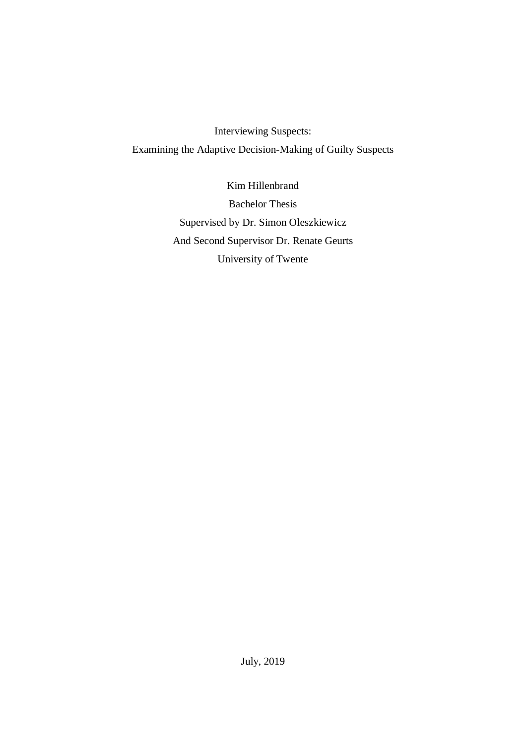# Interviewing Suspects:
## Examining the Adaptive Decision-Making of Guilty Suspects

Kim Hillenbrand

Bachelor Thesis

Supervised by Dr. Simon Oleszkiewicz

And Second Supervisor Dr. Renate Geurts

University of Twente

July, 2019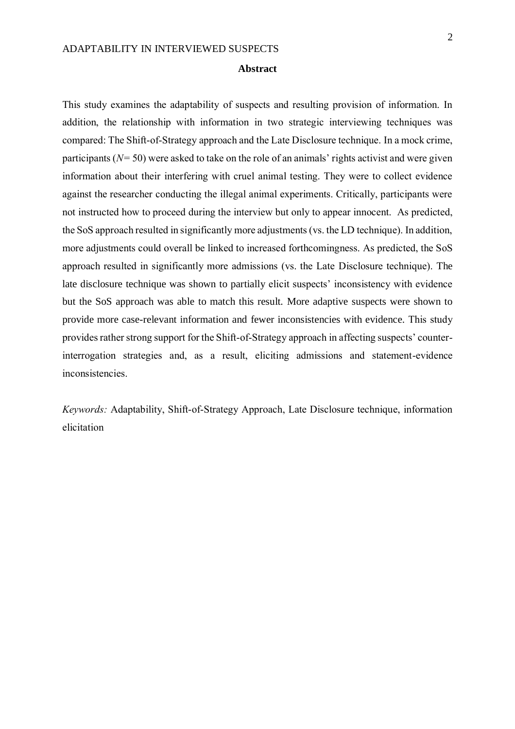## Abstract

This study examines the adaptability of suspects and resulting provision of information. In addition, the relationship with information in two strategic interviewing techniques was compared: The Shift-of-Strategy approach and the Late Disclosure technique. In a mock crime, participants ($N$= 50) were asked to take on the role of an animals' rights activist and were given information about their interfering with cruel animal testing. They were to collect evidence against the researcher conducting the illegal animal experiments. Critically, participants were not instructed how to proceed during the interview but only to appear innocent. As predicted, the SoS approach resulted in significantly more adjustments (vs. the LD technique). In addition, more adjustments could overall be linked to increased forthcomingness. As predicted, the SoS approach resulted in significantly more admissions (vs. the Late Disclosure technique). The late disclosure technique was shown to partially elicit suspects' inconsistency with evidence but the SoS approach was able to match this result. More adaptive suspects were shown to provide more case-relevant information and fewer inconsistencies with evidence. This study provides rather strong support for the Shift-of-Strategy approach in affecting suspects' counter-interrogation strategies and, as a result, eliciting admissions and statement-evidence inconsistencies.

*Keywords:* Adaptability, Shift-of-Strategy Approach, Late Disclosure technique, information elicitation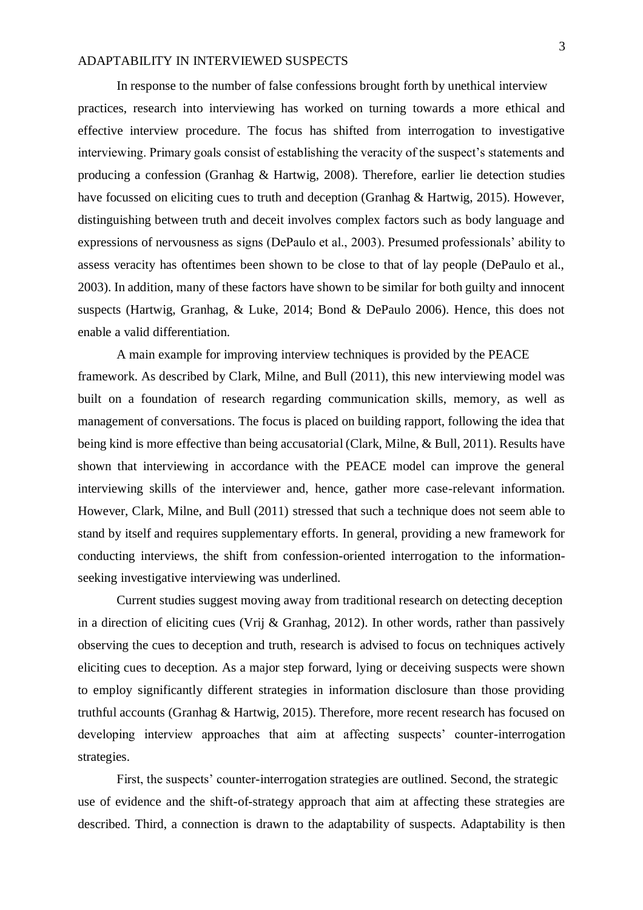In response to the number of false confessions brought forth by unethical interview practices, research into interviewing has worked on turning towards a more ethical and effective interview procedure. The focus has shifted from interrogation to investigative interviewing. Primary goals consist of establishing the veracity of the suspect's statements and producing a confession (Granhag & Hartwig, 2008). Therefore, earlier lie detection studies have focussed on eliciting cues to truth and deception (Granhag & Hartwig, 2015). However, distinguishing between truth and deceit involves complex factors such as body language and expressions of nervousness as signs (DePaulo et al., 2003). Presumed professionals' ability to assess veracity has oftentimes been shown to be close to that of lay people (DePaulo et al., 2003). In addition, many of these factors have shown to be similar for both guilty and innocent suspects (Hartwig, Granhag, & Luke, 2014; Bond & DePaulo 2006). Hence, this does not enable a valid differentiation.

A main example for improving interview techniques is provided by the PEACE framework. As described by Clark, Milne, and Bull (2011), this new interviewing model was built on a foundation of research regarding communication skills, memory, as well as management of conversations. The focus is placed on building rapport, following the idea that being kind is more effective than being accusatorial (Clark, Milne, & Bull, 2011). Results have shown that interviewing in accordance with the PEACE model can improve the general interviewing skills of the interviewer and, hence, gather more case-relevant information. However, Clark, Milne, and Bull (2011) stressed that such a technique does not seem able to stand by itself and requires supplementary efforts. In general, providing a new framework for conducting interviews, the shift from confession-oriented interrogation to the information-seeking investigative interviewing was underlined.

Current studies suggest moving away from traditional research on detecting deception in a direction of eliciting cues (Vrij & Granhag, 2012). In other words, rather than passively observing the cues to deception and truth, research is advised to focus on techniques actively eliciting cues to deception. As a major step forward, lying or deceiving suspects were shown to employ significantly different strategies in information disclosure than those providing truthful accounts (Granhag & Hartwig, 2015). Therefore, more recent research has focused on developing interview approaches that aim at affecting suspects' counter-interrogation strategies.

First, the suspects' counter-interrogation strategies are outlined. Second, the strategic use of evidence and the shift-of-strategy approach that aim at affecting these strategies are described. Third, a connection is drawn to the adaptability of suspects. Adaptability is then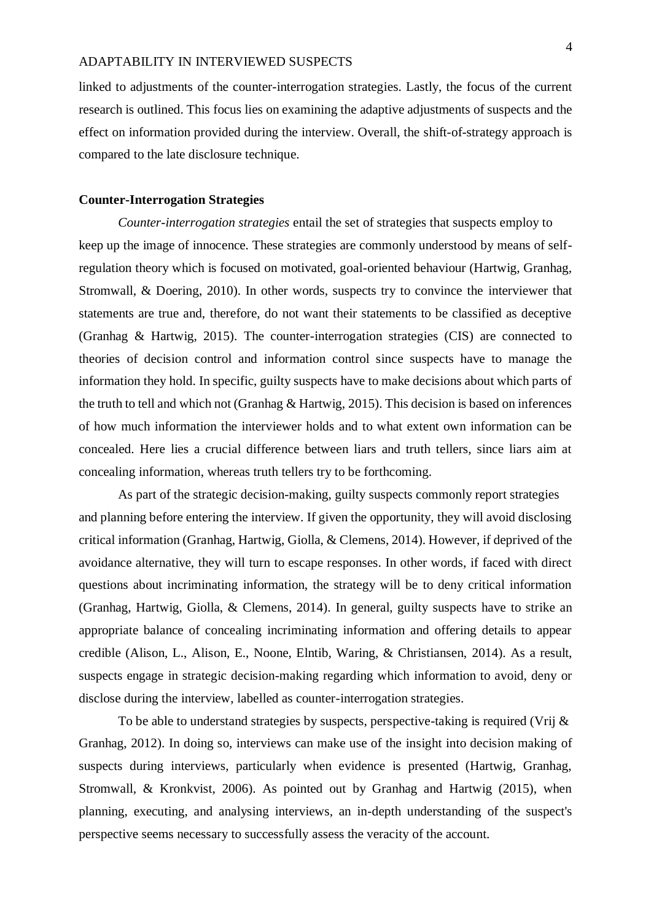linked to adjustments of the counter-interrogation strategies. Lastly, the focus of the current research is outlined. This focus lies on examining the adaptive adjustments of suspects and the effect on information provided during the interview. Overall, the shift-of-strategy approach is compared to the late disclosure technique.

## Counter-Interrogation Strategies

*Counter-interrogation strategies* entail the set of strategies that suspects employ to keep up the image of innocence. These strategies are commonly understood by means of self-regulation theory which is focused on motivated, goal-oriented behaviour (Hartwig, Granhag, Stromwall, & Doering, 2010). In other words, suspects try to convince the interviewer that statements are true and, therefore, do not want their statements to be classified as deceptive (Granhag & Hartwig, 2015). The counter-interrogation strategies (CIS) are connected to theories of decision control and information control since suspects have to manage the information they hold. In specific, guilty suspects have to make decisions about which parts of the truth to tell and which not (Granhag & Hartwig, 2015). This decision is based on inferences of how much information the interviewer holds and to what extent own information can be concealed. Here lies a crucial difference between liars and truth tellers, since liars aim at concealing information, whereas truth tellers try to be forthcoming.

As part of the strategic decision-making, guilty suspects commonly report strategies and planning before entering the interview. If given the opportunity, they will avoid disclosing critical information (Granhag, Hartwig, Giolla, & Clemens, 2014). However, if deprived of the avoidance alternative, they will turn to escape responses. In other words, if faced with direct questions about incriminating information, the strategy will be to deny critical information (Granhag, Hartwig, Giolla, & Clemens, 2014). In general, guilty suspects have to strike an appropriate balance of concealing incriminating information and offering details to appear credible (Alison, L., Alison, E., Noone, Elntib, Waring, & Christiansen, 2014). As a result, suspects engage in strategic decision-making regarding which information to avoid, deny or disclose during the interview, labelled as counter-interrogation strategies.

To be able to understand strategies by suspects, perspective-taking is required (Vrij & Granhag, 2012). In doing so, interviews can make use of the insight into decision making of suspects during interviews, particularly when evidence is presented (Hartwig, Granhag, Stromwall, & Kronkvist, 2006). As pointed out by Granhag and Hartwig (2015), when planning, executing, and analysing interviews, an in-depth understanding of the suspect's perspective seems necessary to successfully assess the veracity of the account.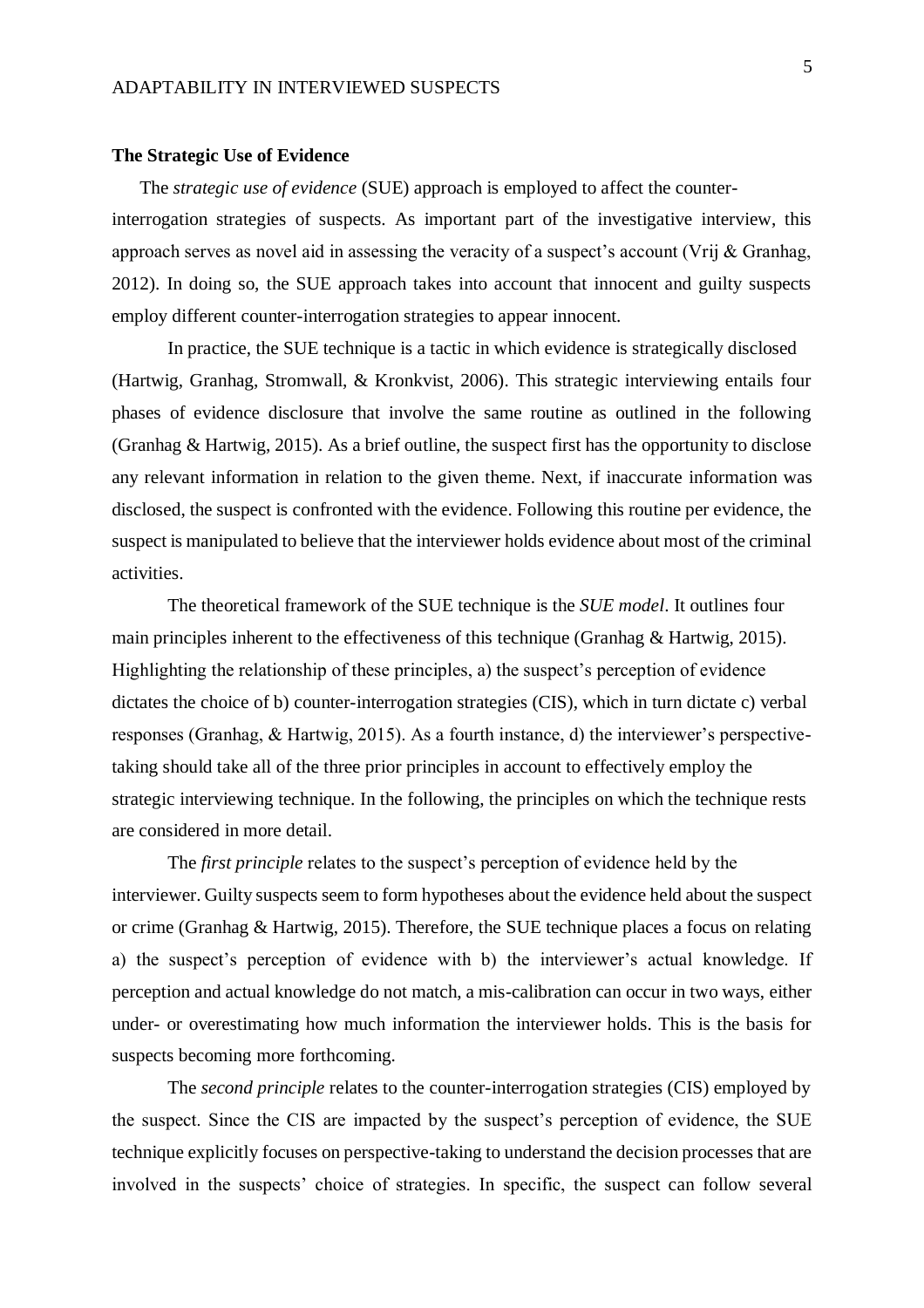## The Strategic Use of Evidence

The *strategic use of evidence* (SUE) approach is employed to affect the counter-interrogation strategies of suspects. As important part of the investigative interview, this approach serves as novel aid in assessing the veracity of a suspect's account (Vrij & Granhag, 2012). In doing so, the SUE approach takes into account that innocent and guilty suspects employ different counter-interrogation strategies to appear innocent.

In practice, the SUE technique is a tactic in which evidence is strategically disclosed (Hartwig, Granhag, Stromwall, & Kronkvist, 2006). This strategic interviewing entails four phases of evidence disclosure that involve the same routine as outlined in the following (Granhag & Hartwig, 2015). As a brief outline, the suspect first has the opportunity to disclose any relevant information in relation to the given theme. Next, if inaccurate information was disclosed, the suspect is confronted with the evidence. Following this routine per evidence, the suspect is manipulated to believe that the interviewer holds evidence about most of the criminal activities.

The theoretical framework of the SUE technique is the *SUE model*. It outlines four main principles inherent to the effectiveness of this technique (Granhag & Hartwig, 2015). Highlighting the relationship of these principles, a) the suspect's perception of evidence dictates the choice of b) counter-interrogation strategies (CIS), which in turn dictate c) verbal responses (Granhag, & Hartwig, 2015). As a fourth instance, d) the interviewer's perspective-taking should take all of the three prior principles in account to effectively employ the strategic interviewing technique. In the following, the principles on which the technique rests are considered in more detail.

The *first principle* relates to the suspect's perception of evidence held by the interviewer. Guilty suspects seem to form hypotheses about the evidence held about the suspect or crime (Granhag & Hartwig, 2015). Therefore, the SUE technique places a focus on relating a) the suspect's perception of evidence with b) the interviewer's actual knowledge. If perception and actual knowledge do not match, a mis-calibration can occur in two ways, either under- or overestimating how much information the interviewer holds. This is the basis for suspects becoming more forthcoming.

The *second principle* relates to the counter-interrogation strategies (CIS) employed by the suspect. Since the CIS are impacted by the suspect's perception of evidence, the SUE technique explicitly focuses on perspective-taking to understand the decision processes that are involved in the suspects' choice of strategies. In specific, the suspect can follow several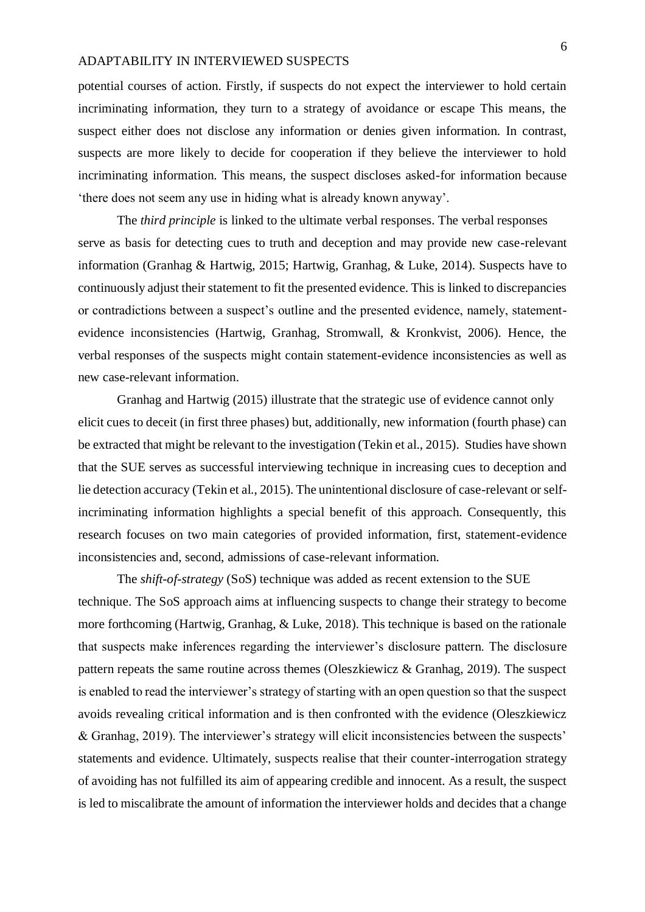potential courses of action. Firstly, if suspects do not expect the interviewer to hold certain incriminating information, they turn to a strategy of avoidance or escape This means, the suspect either does not disclose any information or denies given information. In contrast, suspects are more likely to decide for cooperation if they believe the interviewer to hold incriminating information. This means, the suspect discloses asked-for information because 'there does not seem any use in hiding what is already known anyway'.

The *third principle* is linked to the ultimate verbal responses. The verbal responses serve as basis for detecting cues to truth and deception and may provide new case-relevant information (Granhag & Hartwig, 2015; Hartwig, Granhag, & Luke, 2014). Suspects have to continuously adjust their statement to fit the presented evidence. This is linked to discrepancies or contradictions between a suspect's outline and the presented evidence, namely, statement-evidence inconsistencies (Hartwig, Granhag, Stromwall, & Kronkvist, 2006). Hence, the verbal responses of the suspects might contain statement-evidence inconsistencies as well as new case-relevant information.

Granhag and Hartwig (2015) illustrate that the strategic use of evidence cannot only elicit cues to deceit (in first three phases) but, additionally, new information (fourth phase) can be extracted that might be relevant to the investigation (Tekin et al., 2015). Studies have shown that the SUE serves as successful interviewing technique in increasing cues to deception and lie detection accuracy (Tekin et al., 2015). The unintentional disclosure of case-relevant or self-incriminating information highlights a special benefit of this approach. Consequently, this research focuses on two main categories of provided information, first, statement-evidence inconsistencies and, second, admissions of case-relevant information.

The *shift-of-strategy* (SoS) technique was added as recent extension to the SUE technique. The SoS approach aims at influencing suspects to change their strategy to become more forthcoming (Hartwig, Granhag, & Luke, 2018). This technique is based on the rationale that suspects make inferences regarding the interviewer's disclosure pattern. The disclosure pattern repeats the same routine across themes (Oleszkiewicz & Granhag, 2019). The suspect is enabled to read the interviewer's strategy of starting with an open question so that the suspect avoids revealing critical information and is then confronted with the evidence (Oleszkiewicz & Granhag, 2019). The interviewer's strategy will elicit inconsistencies between the suspects' statements and evidence. Ultimately, suspects realise that their counter-interrogation strategy of avoiding has not fulfilled its aim of appearing credible and innocent. As a result, the suspect is led to miscalibrate the amount of information the interviewer holds and decides that a change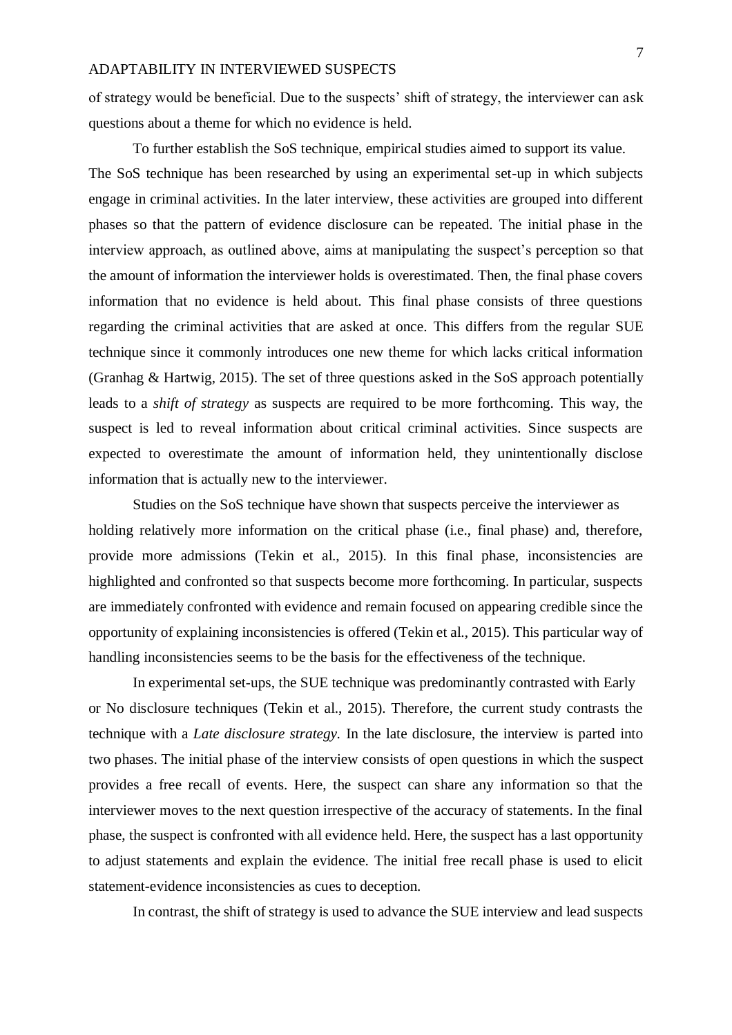of strategy would be beneficial. Due to the suspects' shift of strategy, the interviewer can ask questions about a theme for which no evidence is held.

To further establish the SoS technique, empirical studies aimed to support its value. The SoS technique has been researched by using an experimental set-up in which subjects engage in criminal activities. In the later interview, these activities are grouped into different phases so that the pattern of evidence disclosure can be repeated. The initial phase in the interview approach, as outlined above, aims at manipulating the suspect's perception so that the amount of information the interviewer holds is overestimated. Then, the final phase covers information that no evidence is held about. This final phase consists of three questions regarding the criminal activities that are asked at once. This differs from the regular SUE technique since it commonly introduces one new theme for which lacks critical information (Granhag & Hartwig, 2015). The set of three questions asked in the SoS approach potentially leads to a *shift of strategy* as suspects are required to be more forthcoming. This way, the suspect is led to reveal information about critical criminal activities. Since suspects are expected to overestimate the amount of information held, they unintentionally disclose information that is actually new to the interviewer.

Studies on the SoS technique have shown that suspects perceive the interviewer as holding relatively more information on the critical phase (i.e., final phase) and, therefore, provide more admissions (Tekin et al., 2015). In this final phase, inconsistencies are highlighted and confronted so that suspects become more forthcoming. In particular, suspects are immediately confronted with evidence and remain focused on appearing credible since the opportunity of explaining inconsistencies is offered (Tekin et al., 2015). This particular way of handling inconsistencies seems to be the basis for the effectiveness of the technique.

In experimental set-ups, the SUE technique was predominantly contrasted with Early or No disclosure techniques (Tekin et al., 2015). Therefore, the current study contrasts the technique with a *Late disclosure strategy.* In the late disclosure, the interview is parted into two phases. The initial phase of the interview consists of open questions in which the suspect provides a free recall of events. Here, the suspect can share any information so that the interviewer moves to the next question irrespective of the accuracy of statements. In the final phase, the suspect is confronted with all evidence held. Here, the suspect has a last opportunity to adjust statements and explain the evidence. The initial free recall phase is used to elicit statement-evidence inconsistencies as cues to deception.

In contrast, the shift of strategy is used to advance the SUE interview and lead suspects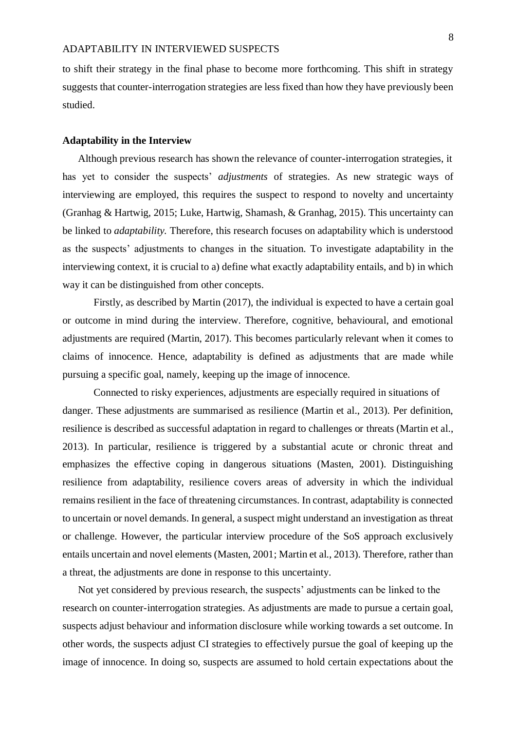to shift their strategy in the final phase to become more forthcoming. This shift in strategy suggests that counter-interrogation strategies are less fixed than how they have previously been studied.

**Adaptability in the Interview**

Although previous research has shown the relevance of counter-interrogation strategies, it has yet to consider the suspects' *adjustments* of strategies. As new strategic ways of interviewing are employed, this requires the suspect to respond to novelty and uncertainty (Granhag & Hartwig, 2015; Luke, Hartwig, Shamash, & Granhag, 2015). This uncertainty can be linked to *adaptability.* Therefore, this research focuses on adaptability which is understood as the suspects' adjustments to changes in the situation. To investigate adaptability in the interviewing context, it is crucial to a) define what exactly adaptability entails, and b) in which way it can be distinguished from other concepts.

Firstly, as described by Martin (2017), the individual is expected to have a certain goal or outcome in mind during the interview. Therefore, cognitive, behavioural, and emotional adjustments are required (Martin, 2017). This becomes particularly relevant when it comes to claims of innocence. Hence, adaptability is defined as adjustments that are made while pursuing a specific goal, namely, keeping up the image of innocence.

Connected to risky experiences, adjustments are especially required in situations of danger. These adjustments are summarised as resilience (Martin et al., 2013). Per definition, resilience is described as successful adaptation in regard to challenges or threats (Martin et al., 2013). In particular, resilience is triggered by a substantial acute or chronic threat and emphasizes the effective coping in dangerous situations (Masten, 2001). Distinguishing resilience from adaptability, resilience covers areas of adversity in which the individual remains resilient in the face of threatening circumstances. In contrast, adaptability is connected to uncertain or novel demands. In general, a suspect might understand an investigation as threat or challenge. However, the particular interview procedure of the SoS approach exclusively entails uncertain and novel elements (Masten, 2001; Martin et al., 2013). Therefore, rather than a threat, the adjustments are done in response to this uncertainty.

Not yet considered by previous research, the suspects' adjustments can be linked to the research on counter-interrogation strategies. As adjustments are made to pursue a certain goal, suspects adjust behaviour and information disclosure while working towards a set outcome. In other words, the suspects adjust CI strategies to effectively pursue the goal of keeping up the image of innocence. In doing so, suspects are assumed to hold certain expectations about the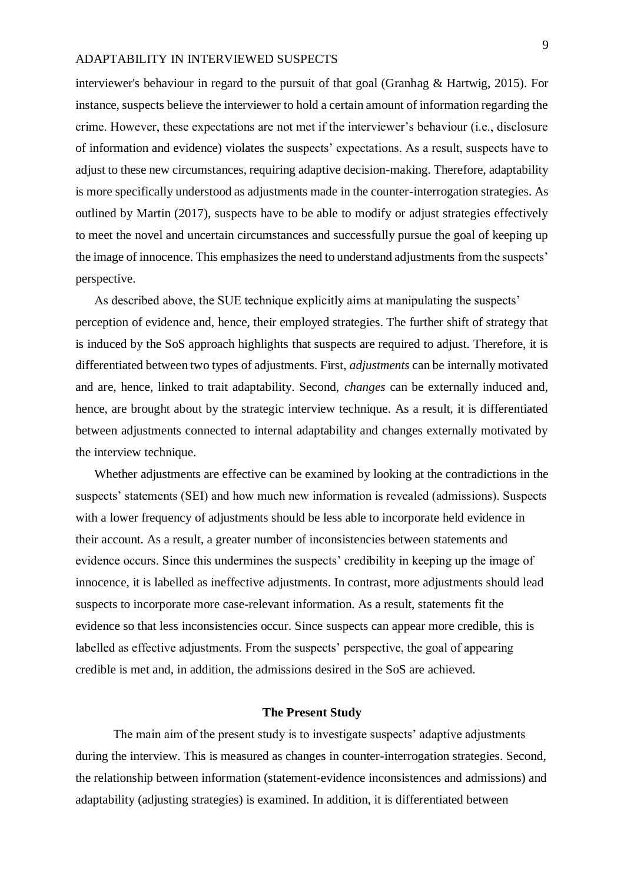interviewer's behaviour in regard to the pursuit of that goal (Granhag & Hartwig, 2015). For instance, suspects believe the interviewer to hold a certain amount of information regarding the crime. However, these expectations are not met if the interviewer's behaviour (i.e., disclosure of information and evidence) violates the suspects' expectations. As a result, suspects have to adjust to these new circumstances, requiring adaptive decision-making. Therefore, adaptability is more specifically understood as adjustments made in the counter-interrogation strategies. As outlined by Martin (2017), suspects have to be able to modify or adjust strategies effectively to meet the novel and uncertain circumstances and successfully pursue the goal of keeping up the image of innocence. This emphasizes the need to understand adjustments from the suspects' perspective.

As described above, the SUE technique explicitly aims at manipulating the suspects' perception of evidence and, hence, their employed strategies. The further shift of strategy that is induced by the SoS approach highlights that suspects are required to adjust. Therefore, it is differentiated between two types of adjustments. First, *adjustments* can be internally motivated and are, hence, linked to trait adaptability. Second, *changes* can be externally induced and, hence, are brought about by the strategic interview technique. As a result, it is differentiated between adjustments connected to internal adaptability and changes externally motivated by the interview technique.

Whether adjustments are effective can be examined by looking at the contradictions in the suspects' statements (SEI) and how much new information is revealed (admissions). Suspects with a lower frequency of adjustments should be less able to incorporate held evidence in their account. As a result, a greater number of inconsistencies between statements and evidence occurs. Since this undermines the suspects' credibility in keeping up the image of innocence, it is labelled as ineffective adjustments. In contrast, more adjustments should lead suspects to incorporate more case-relevant information. As a result, statements fit the evidence so that less inconsistencies occur. Since suspects can appear more credible, this is labelled as effective adjustments. From the suspects' perspective, the goal of appearing credible is met and, in addition, the admissions desired in the SoS are achieved.

## The Present Study

The main aim of the present study is to investigate suspects' adaptive adjustments during the interview. This is measured as changes in counter-interrogation strategies. Second, the relationship between information (statement-evidence inconsistences and admissions) and adaptability (adjusting strategies) is examined. In addition, it is differentiated between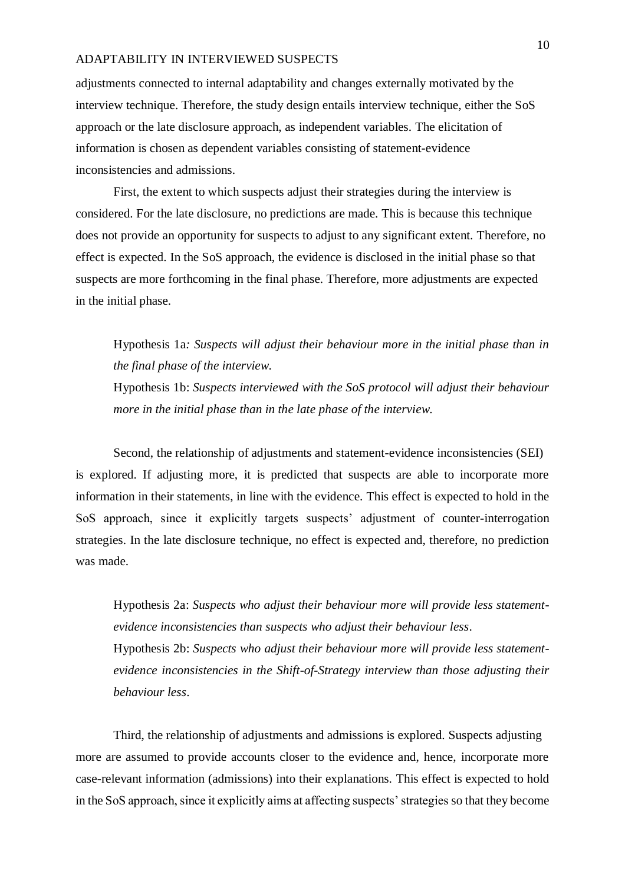adjustments connected to internal adaptability and changes externally motivated by the interview technique. Therefore, the study design entails interview technique, either the SoS approach or the late disclosure approach, as independent variables. The elicitation of information is chosen as dependent variables consisting of statement-evidence inconsistencies and admissions.

First, the extent to which suspects adjust their strategies during the interview is considered. For the late disclosure, no predictions are made. This is because this technique does not provide an opportunity for suspects to adjust to any significant extent. Therefore, no effect is expected. In the SoS approach, the evidence is disclosed in the initial phase so that suspects are more forthcoming in the final phase. Therefore, more adjustments are expected in the initial phase.

> Hypothesis 1a*: Suspects will adjust their behaviour more in the initial phase than in the final phase of the interview.*
>
> Hypothesis 1b: *Suspects interviewed with the SoS protocol will adjust their behaviour more in the initial phase than in the late phase of the interview.*

Second, the relationship of adjustments and statement-evidence inconsistencies (SEI) is explored. If adjusting more, it is predicted that suspects are able to incorporate more information in their statements, in line with the evidence. This effect is expected to hold in the SoS approach, since it explicitly targets suspects' adjustment of counter-interrogation strategies. In the late disclosure technique, no effect is expected and, therefore, no prediction was made.

> Hypothesis 2a: *Suspects who adjust their behaviour more will provide less statement-evidence inconsistencies than suspects who adjust their behaviour less*.
>
> Hypothesis 2b: *Suspects who adjust their behaviour more will provide less statement-evidence inconsistencies in the Shift-of-Strategy interview than those adjusting their behaviour less*.

Third, the relationship of adjustments and admissions is explored. Suspects adjusting more are assumed to provide accounts closer to the evidence and, hence, incorporate more case-relevant information (admissions) into their explanations. This effect is expected to hold in the SoS approach, since it explicitly aims at affecting suspects' strategies so that they become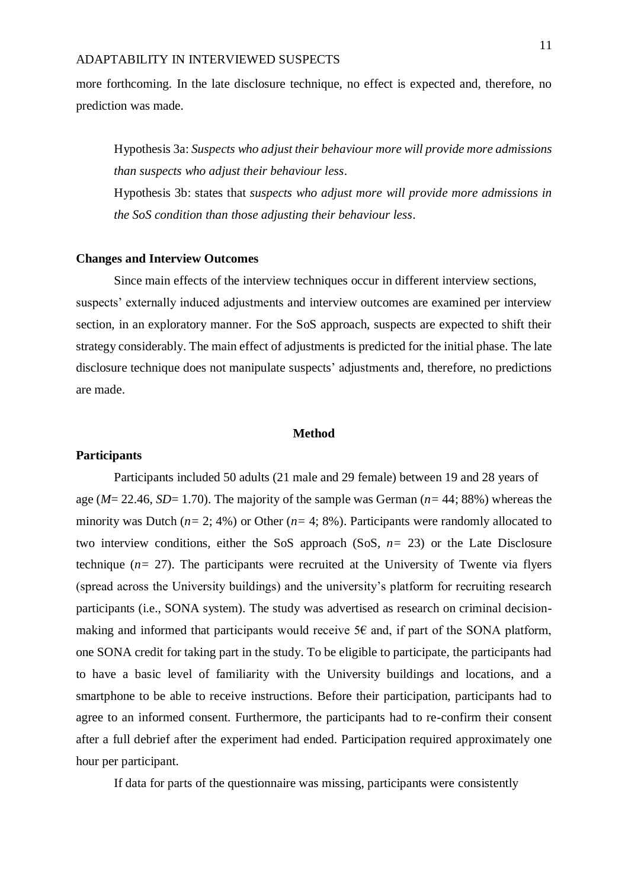more forthcoming. In the late disclosure technique, no effect is expected and, therefore, no prediction was made.

> Hypothesis 3a: *Suspects who adjust their behaviour more will provide more admissions than suspects who adjust their behaviour less*.
>
> Hypothesis 3b: states that *suspects who adjust more will provide more admissions in the SoS condition than those adjusting their behaviour less*.

**Changes and Interview Outcomes**

Since main effects of the interview techniques occur in different interview sections, suspects' externally induced adjustments and interview outcomes are examined per interview section, in an exploratory manner. For the SoS approach, suspects are expected to shift their strategy considerably. The main effect of adjustments is predicted for the initial phase. The late disclosure technique does not manipulate suspects' adjustments and, therefore, no predictions are made.

## Method

**Participants**

Participants included 50 adults (21 male and 29 female) between 19 and 28 years of age (*M*= 22.46, *SD*= 1.70). The majority of the sample was German (*n*= 44; 88%) whereas the minority was Dutch (*n*= 2; 4%) or Other (*n*= 4; 8%). Participants were randomly allocated to two interview conditions, either the SoS approach (SoS, *n*= 23) or the Late Disclosure technique (*n*= 27). The participants were recruited at the University of Twente via flyers (spread across the University buildings) and the university's platform for recruiting research participants (i.e., SONA system). The study was advertised as research on criminal decision-making and informed that participants would receive 5€ and, if part of the SONA platform, one SONA credit for taking part in the study. To be eligible to participate, the participants had to have a basic level of familiarity with the University buildings and locations, and a smartphone to be able to receive instructions. Before their participation, participants had to agree to an informed consent. Furthermore, the participants had to re-confirm their consent after a full debrief after the experiment had ended. Participation required approximately one hour per participant.

If data for parts of the questionnaire was missing, participants were consistently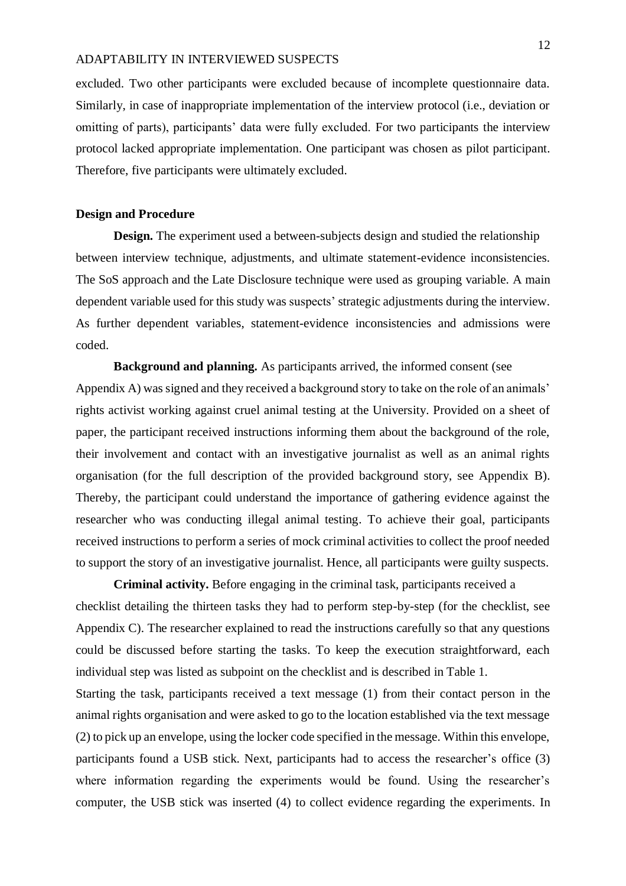excluded. Two other participants were excluded because of incomplete questionnaire data. Similarly, in case of inappropriate implementation of the interview protocol (i.e., deviation or omitting of parts), participants' data were fully excluded. For two participants the interview protocol lacked appropriate implementation. One participant was chosen as pilot participant. Therefore, five participants were ultimately excluded.

## Design and Procedure

**Design.** The experiment used a between-subjects design and studied the relationship between interview technique, adjustments, and ultimate statement-evidence inconsistencies. The SoS approach and the Late Disclosure technique were used as grouping variable. A main dependent variable used for this study was suspects' strategic adjustments during the interview. As further dependent variables, statement-evidence inconsistencies and admissions were coded.

**Background and planning.** As participants arrived, the informed consent (see Appendix A) was signed and they received a background story to take on the role of an animals' rights activist working against cruel animal testing at the University. Provided on a sheet of paper, the participant received instructions informing them about the background of the role, their involvement and contact with an investigative journalist as well as an animal rights organisation (for the full description of the provided background story, see Appendix B). Thereby, the participant could understand the importance of gathering evidence against the researcher who was conducting illegal animal testing. To achieve their goal, participants received instructions to perform a series of mock criminal activities to collect the proof needed to support the story of an investigative journalist. Hence, all participants were guilty suspects.

**Criminal activity.** Before engaging in the criminal task, participants received a checklist detailing the thirteen tasks they had to perform step-by-step (for the checklist, see Appendix C). The researcher explained to read the instructions carefully so that any questions could be discussed before starting the tasks. To keep the execution straightforward, each individual step was listed as subpoint on the checklist and is described in Table 1.

Starting the task, participants received a text message (1) from their contact person in the animal rights organisation and were asked to go to the location established via the text message (2) to pick up an envelope, using the locker code specified in the message. Within this envelope, participants found a USB stick. Next, participants had to access the researcher's office (3) where information regarding the experiments would be found. Using the researcher's computer, the USB stick was inserted (4) to collect evidence regarding the experiments. In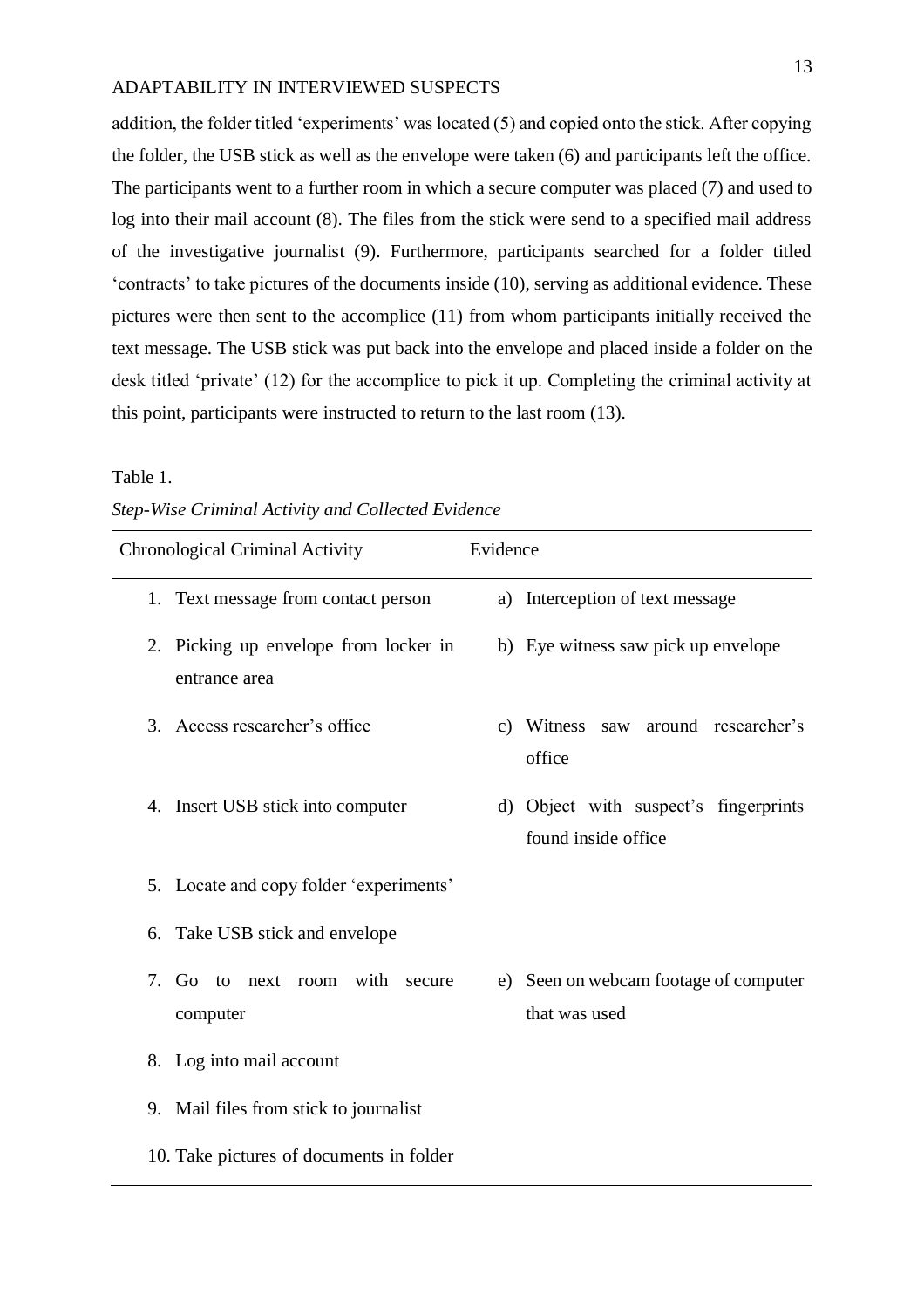addition, the folder titled 'experiments' was located (5) and copied onto the stick. After copying the folder, the USB stick as well as the envelope were taken (6) and participants left the office. The participants went to a further room in which a secure computer was placed (7) and used to log into their mail account (8). The files from the stick were send to a specified mail address of the investigative journalist (9). Furthermore, participants searched for a folder titled 'contracts' to take pictures of the documents inside (10), serving as additional evidence. These pictures were then sent to the accomplice (11) from whom participants initially received the text message. The USB stick was put back into the envelope and placed inside a folder on the desk titled 'private' (12) for the accomplice to pick it up. Completing the criminal activity at this point, participants were instructed to return to the last room (13).

Table 1.

*Step-Wise Criminal Activity and Collected Evidence*

| Chronological Criminal Activity | Evidence |
|---|---|
| 1. Text message from contact person | a) Interception of text message |
| 2. Picking up envelope from locker in entrance area | b) Eye witness saw pick up envelope |
| 3. Access researcher's office | c) Witness saw around researcher's office |
| 4. Insert USB stick into computer | d) Object with suspect's fingerprints found inside office |
| 5. Locate and copy folder 'experiments' | |
| 6. Take USB stick and envelope | |
| 7. Go to next room with secure computer | e) Seen on webcam footage of computer that was used |
| 8. Log into mail account | |
| 9. Mail files from stick to journalist | |
| 10. Take pictures of documents in folder | |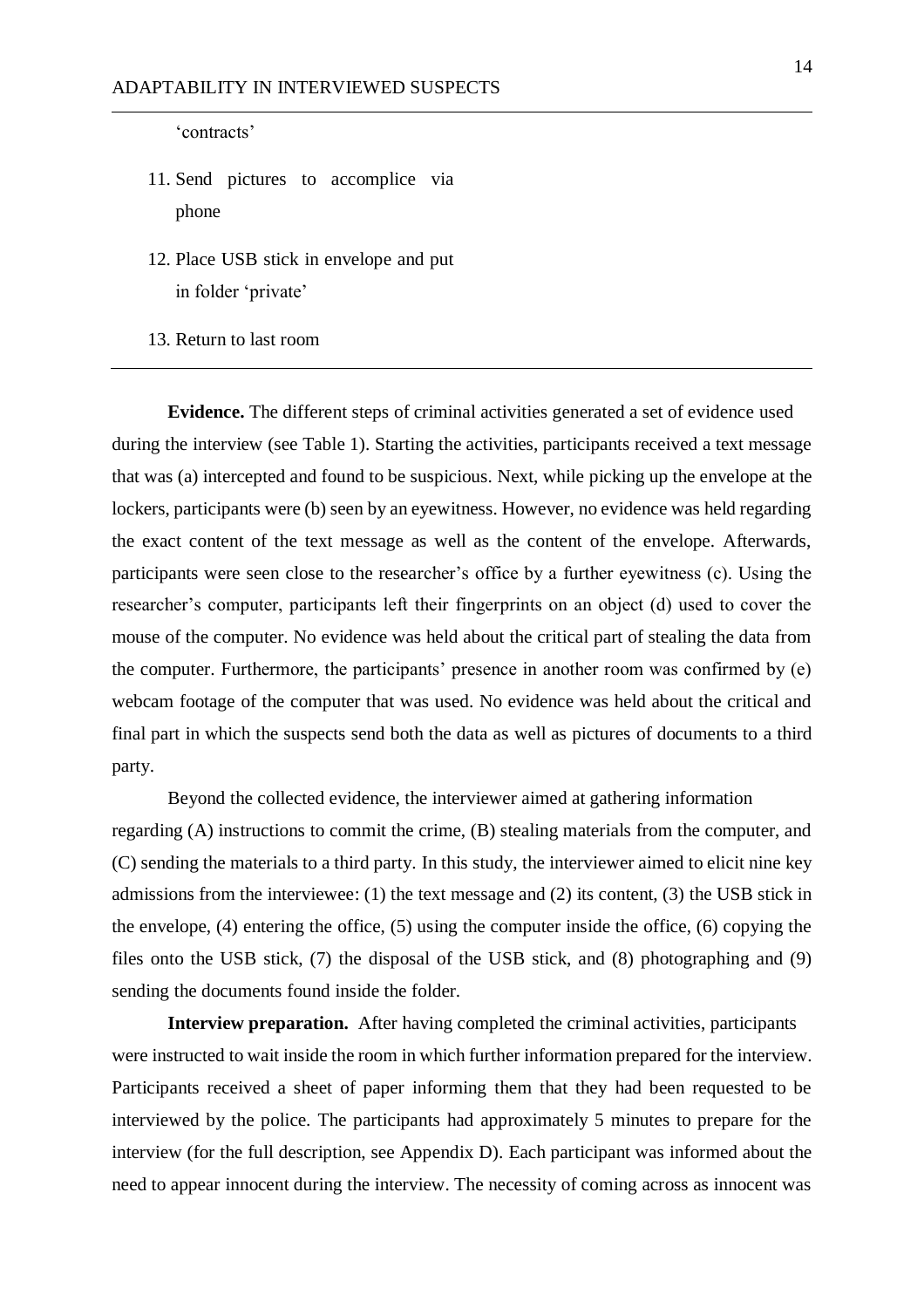'contracts'

11. Send pictures to accomplice via phone
12. Place USB stick in envelope and put in folder 'private'
13. Return to last room

---

**Evidence.** The different steps of criminal activities generated a set of evidence used during the interview (see Table 1). Starting the activities, participants received a text message that was (a) intercepted and found to be suspicious. Next, while picking up the envelope at the lockers, participants were (b) seen by an eyewitness. However, no evidence was held regarding the exact content of the text message as well as the content of the envelope. Afterwards, participants were seen close to the researcher's office by a further eyewitness (c). Using the researcher's computer, participants left their fingerprints on an object (d) used to cover the mouse of the computer. No evidence was held about the critical part of stealing the data from the computer. Furthermore, the participants' presence in another room was confirmed by (e) webcam footage of the computer that was used. No evidence was held about the critical and final part in which the suspects send both the data as well as pictures of documents to a third party.

Beyond the collected evidence, the interviewer aimed at gathering information regarding (A) instructions to commit the crime, (B) stealing materials from the computer, and (C) sending the materials to a third party. In this study, the interviewer aimed to elicit nine key admissions from the interviewee: (1) the text message and (2) its content, (3) the USB stick in the envelope, (4) entering the office, (5) using the computer inside the office, (6) copying the files onto the USB stick, (7) the disposal of the USB stick, and (8) photographing and (9) sending the documents found inside the folder.

**Interview preparation.** After having completed the criminal activities, participants were instructed to wait inside the room in which further information prepared for the interview. Participants received a sheet of paper informing them that they had been requested to be interviewed by the police. The participants had approximately 5 minutes to prepare for the interview (for the full description, see Appendix D). Each participant was informed about the need to appear innocent during the interview. The necessity of coming across as innocent was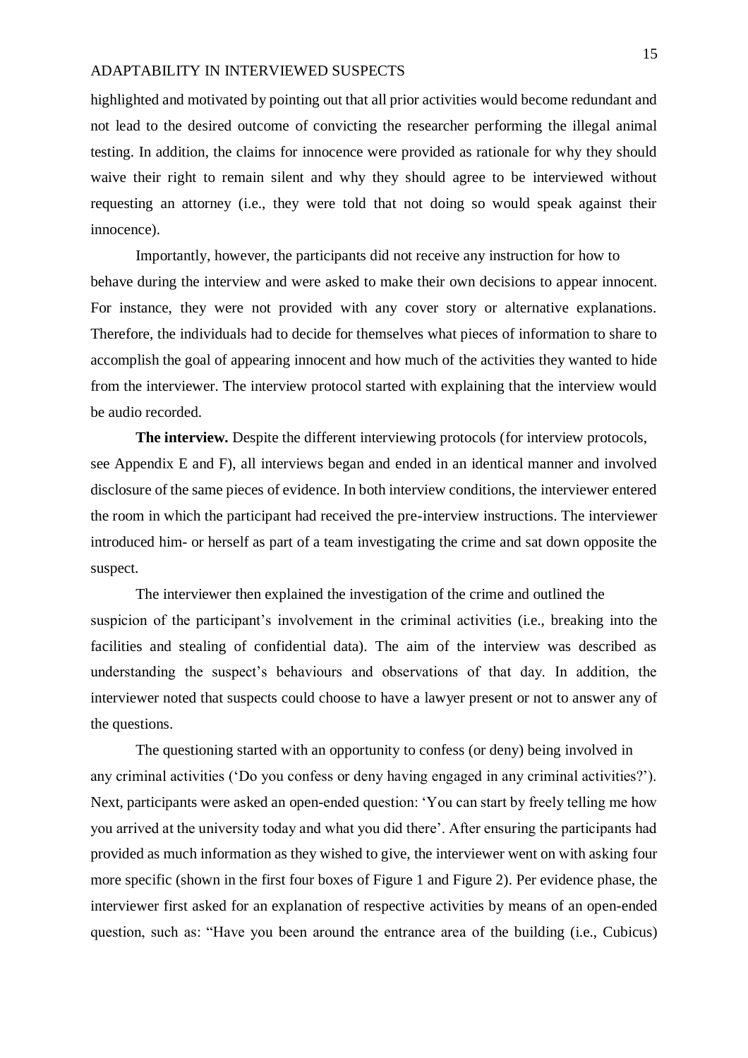highlighted and motivated by pointing out that all prior activities would become redundant and not lead to the desired outcome of convicting the researcher performing the illegal animal testing. In addition, the claims for innocence were provided as rationale for why they should waive their right to remain silent and why they should agree to be interviewed without requesting an attorney (i.e., they were told that not doing so would speak against their innocence).

Importantly, however, the participants did not receive any instruction for how to behave during the interview and were asked to make their own decisions to appear innocent. For instance, they were not provided with any cover story or alternative explanations. Therefore, the individuals had to decide for themselves what pieces of information to share to accomplish the goal of appearing innocent and how much of the activities they wanted to hide from the interviewer. The interview protocol started with explaining that the interview would be audio recorded.

**The interview.** Despite the different interviewing protocols (for interview protocols, see Appendix E and F), all interviews began and ended in an identical manner and involved disclosure of the same pieces of evidence. In both interview conditions, the interviewer entered the room in which the participant had received the pre-interview instructions. The interviewer introduced him- or herself as part of a team investigating the crime and sat down opposite the suspect.

The interviewer then explained the investigation of the crime and outlined the suspicion of the participant's involvement in the criminal activities (i.e., breaking into the facilities and stealing of confidential data). The aim of the interview was described as understanding the suspect's behaviours and observations of that day. In addition, the interviewer noted that suspects could choose to have a lawyer present or not to answer any of the questions.

The questioning started with an opportunity to confess (or deny) being involved in any criminal activities ('Do you confess or deny having engaged in any criminal activities?'). Next, participants were asked an open-ended question: 'You can start by freely telling me how you arrived at the university today and what you did there'. After ensuring the participants had provided as much information as they wished to give, the interviewer went on with asking four more specific (shown in the first four boxes of Figure 1 and Figure 2). Per evidence phase, the interviewer first asked for an explanation of respective activities by means of an open-ended question, such as: "Have you been around the entrance area of the building (i.e., Cubicus)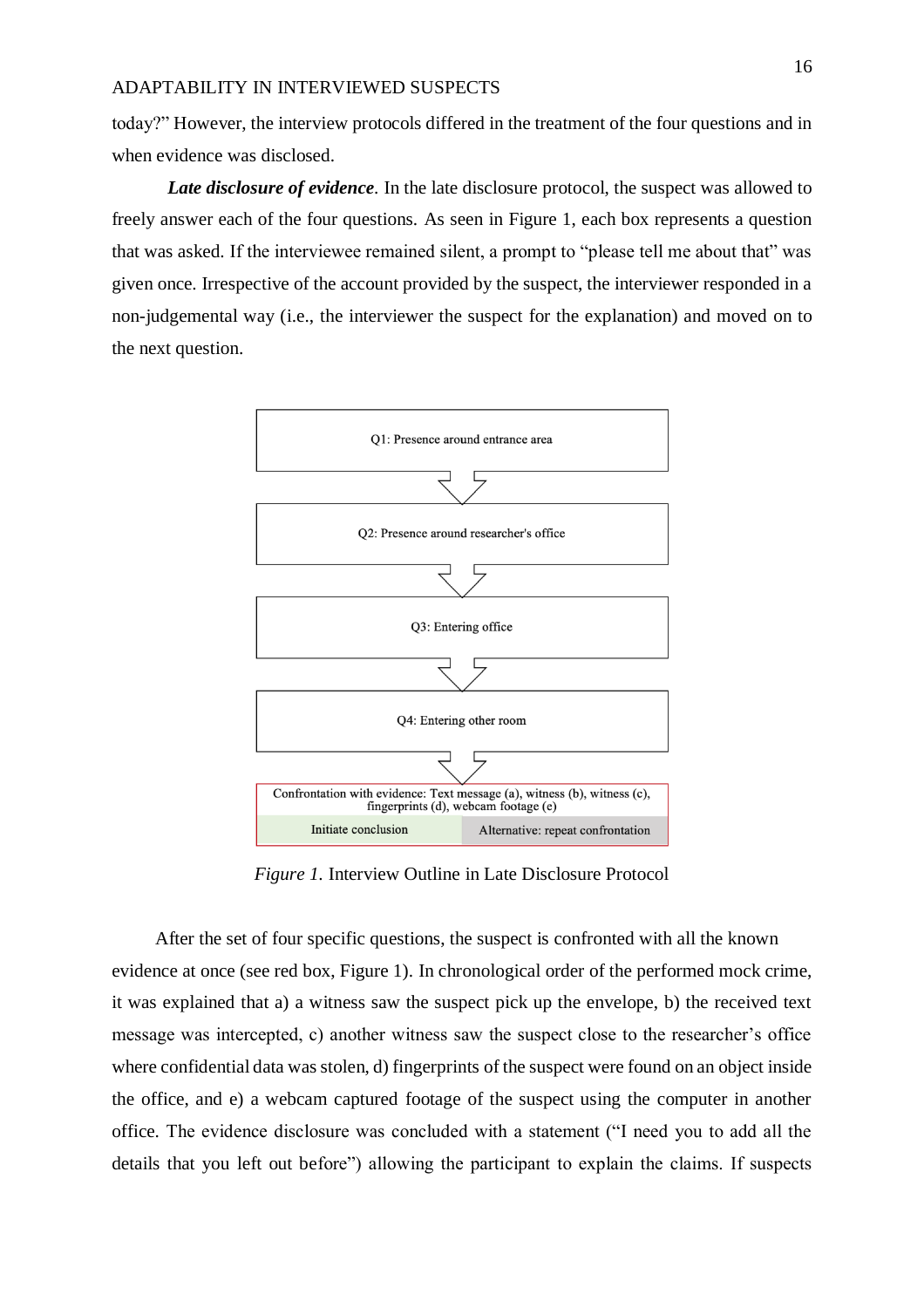today?" However, the interview protocols differed in the treatment of the four questions and in when evidence was disclosed.

***Late disclosure of evidence*.** In the late disclosure protocol, the suspect was allowed to freely answer each of the four questions. As seen in Figure 1, each box represents a question that was asked. If the interviewee remained silent, a prompt to "please tell me about that" was given once. Irrespective of the account provided by the suspect, the interviewer responded in a non-judgemental way (i.e., the interviewer the suspect for the explanation) and moved on to the next question.

Q1: Presence around entrance area

Q2: Presence around researcher's office

Q3: Entering office

Q4: Entering other room

Confrontation with evidence: Text message (a), witness (b), witness (c), fingerprints (d), webcam footage (e)

Initiate conclusion | Alternative: repeat confrontation

*Figure 1.* Interview Outline in Late Disclosure Protocol

After the set of four specific questions, the suspect is confronted with all the known evidence at once (see red box, Figure 1). In chronological order of the performed mock crime, it was explained that a) a witness saw the suspect pick up the envelope, b) the received text message was intercepted, c) another witness saw the suspect close to the researcher's office where confidential data was stolen, d) fingerprints of the suspect were found on an object inside the office, and e) a webcam captured footage of the suspect using the computer in another office. The evidence disclosure was concluded with a statement ("I need you to add all the details that you left out before") allowing the participant to explain the claims. If suspects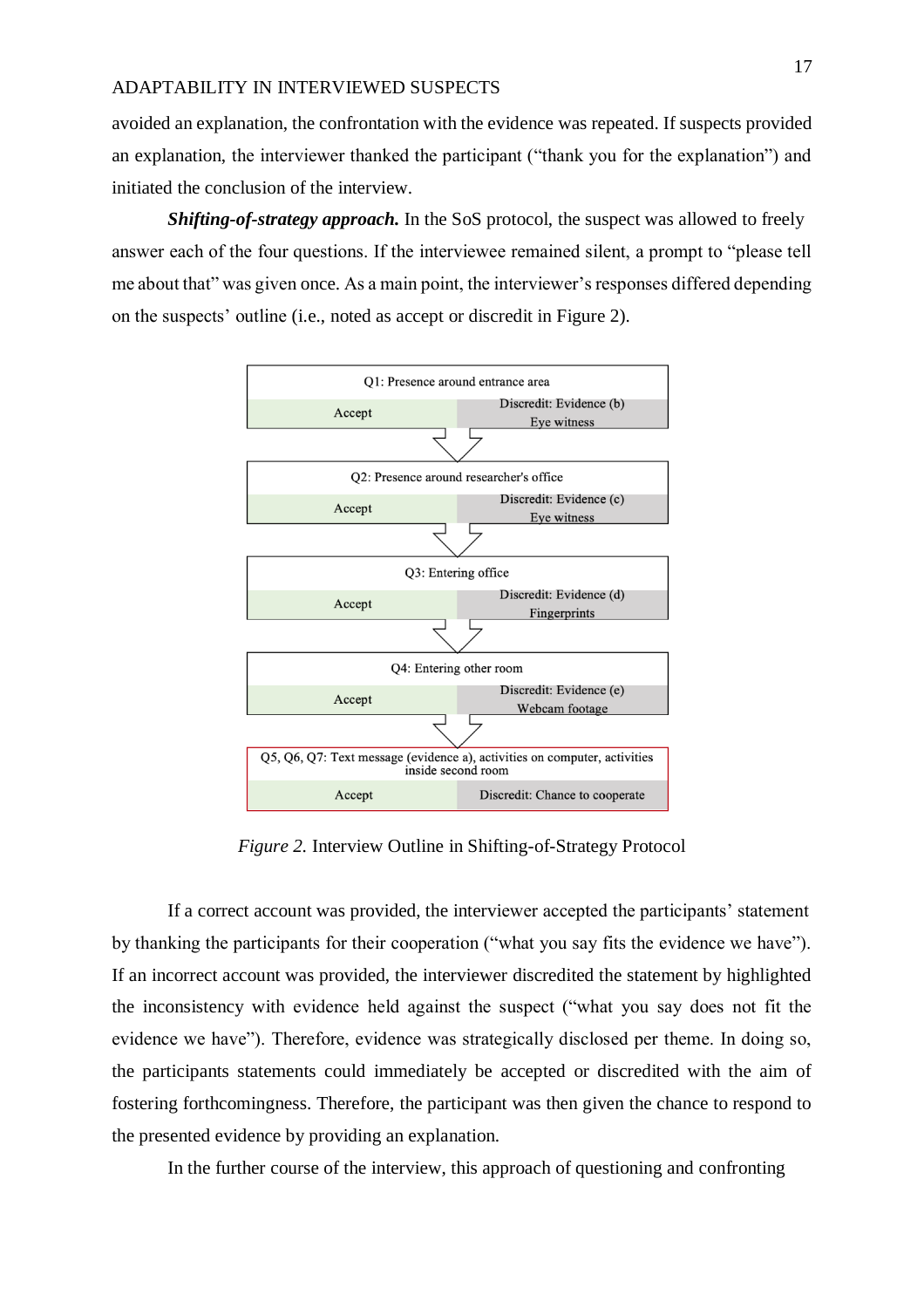avoided an explanation, the confrontation with the evidence was repeated. If suspects provided an explanation, the interviewer thanked the participant ("thank you for the explanation") and initiated the conclusion of the interview.

***Shifting-of-strategy approach.*** In the SoS protocol, the suspect was allowed to freely answer each of the four questions. If the interviewee remained silent, a prompt to "please tell me about that" was given once. As a main point, the interviewer's responses differed depending on the suspects' outline (i.e., noted as accept or discredit in Figure 2).

| Question | Accept | Discredit |
|---|---|---|
| Q1: Presence around entrance area | Accept | Discredit: Evidence (b) Eye witness |
| Q2: Presence around researcher's office | Accept | Discredit: Evidence (c) Eye witness |
| Q3: Entering office | Accept | Discredit: Evidence (d) Fingerprints |
| Q4: Entering other room | Accept | Discredit: Evidence (e) Webcam footage |
| Q5, Q6, Q7: Text message (evidence a), activities on computer, activities inside second room | Accept | Discredit: Chance to cooperate |

*Figure 2.* Interview Outline in Shifting-of-Strategy Protocol

If a correct account was provided, the interviewer accepted the participants' statement by thanking the participants for their cooperation ("what you say fits the evidence we have"). If an incorrect account was provided, the interviewer discredited the statement by highlighted the inconsistency with evidence held against the suspect ("what you say does not fit the evidence we have"). Therefore, evidence was strategically disclosed per theme. In doing so, the participants statements could immediately be accepted or discredited with the aim of fostering forthcomingness. Therefore, the participant was then given the chance to respond to the presented evidence by providing an explanation.

In the further course of the interview, this approach of questioning and confronting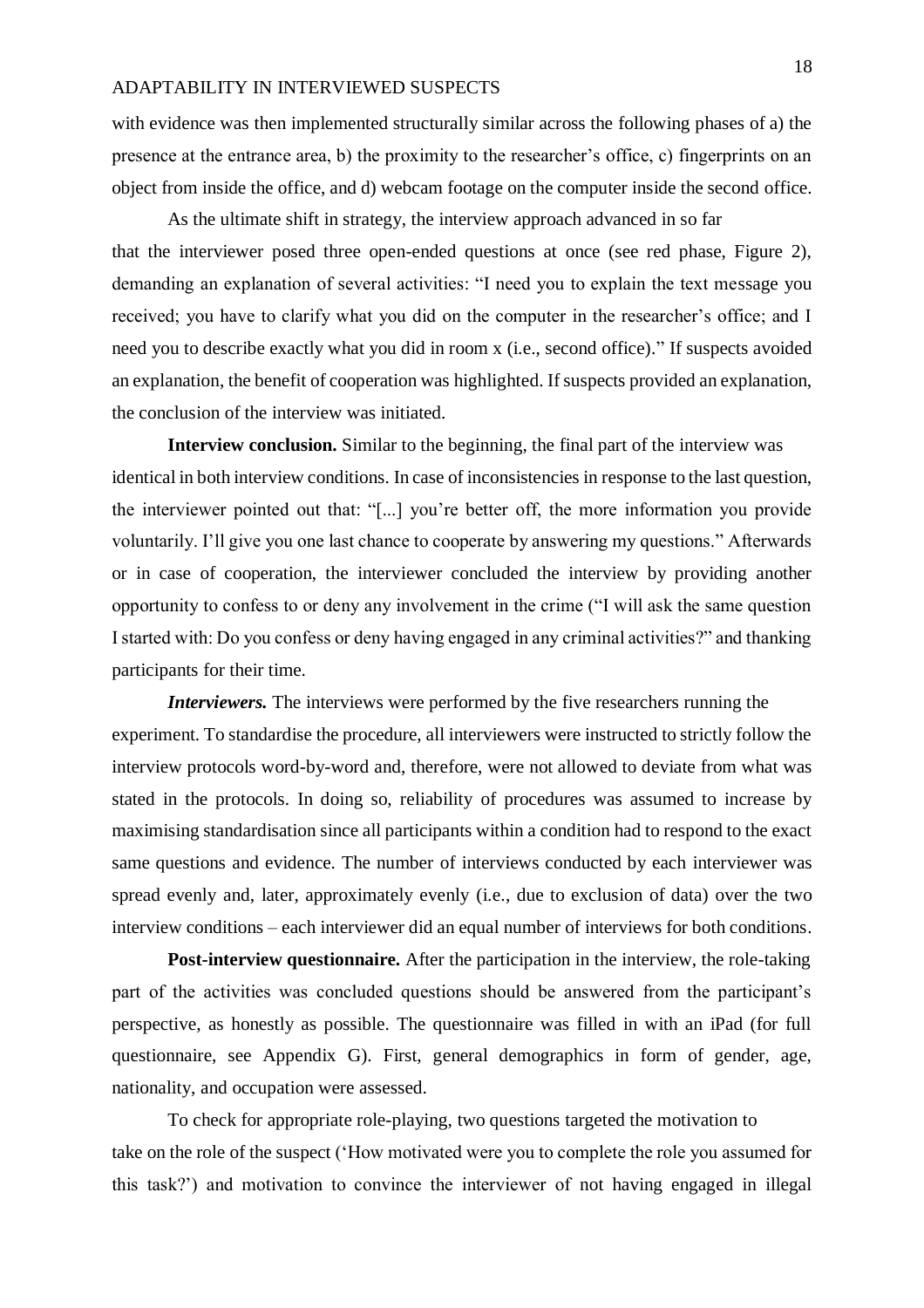with evidence was then implemented structurally similar across the following phases of a) the presence at the entrance area, b) the proximity to the researcher's office, c) fingerprints on an object from inside the office, and d) webcam footage on the computer inside the second office.

As the ultimate shift in strategy, the interview approach advanced in so far that the interviewer posed three open-ended questions at once (see red phase, Figure 2), demanding an explanation of several activities: "I need you to explain the text message you received; you have to clarify what you did on the computer in the researcher's office; and I need you to describe exactly what you did in room x (i.e., second office)." If suspects avoided an explanation, the benefit of cooperation was highlighted. If suspects provided an explanation, the conclusion of the interview was initiated.

**Interview conclusion.** Similar to the beginning, the final part of the interview was identical in both interview conditions. In case of inconsistencies in response to the last question, the interviewer pointed out that: "[...] you're better off, the more information you provide voluntarily. I'll give you one last chance to cooperate by answering my questions." Afterwards or in case of cooperation, the interviewer concluded the interview by providing another opportunity to confess to or deny any involvement in the crime ("I will ask the same question I started with: Do you confess or deny having engaged in any criminal activities?" and thanking participants for their time.

***Interviewers.*** The interviews were performed by the five researchers running the experiment. To standardise the procedure, all interviewers were instructed to strictly follow the interview protocols word-by-word and, therefore, were not allowed to deviate from what was stated in the protocols. In doing so, reliability of procedures was assumed to increase by maximising standardisation since all participants within a condition had to respond to the exact same questions and evidence. The number of interviews conducted by each interviewer was spread evenly and, later, approximately evenly (i.e., due to exclusion of data) over the two interview conditions – each interviewer did an equal number of interviews for both conditions.

**Post-interview questionnaire.** After the participation in the interview, the role-taking part of the activities was concluded questions should be answered from the participant's perspective, as honestly as possible. The questionnaire was filled in with an iPad (for full questionnaire, see Appendix G). First, general demographics in form of gender, age, nationality, and occupation were assessed.

To check for appropriate role-playing, two questions targeted the motivation to take on the role of the suspect ('How motivated were you to complete the role you assumed for this task?') and motivation to convince the interviewer of not having engaged in illegal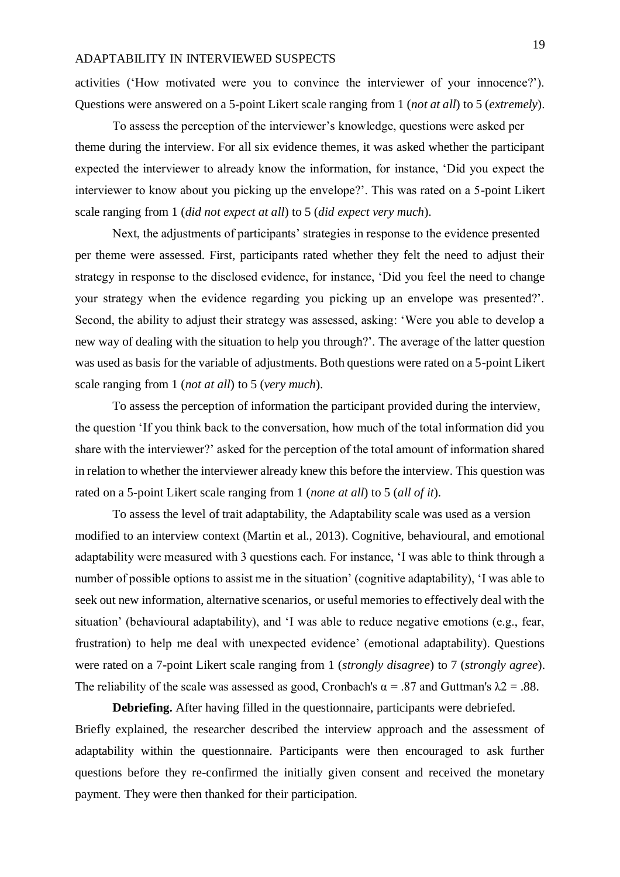activities ('How motivated were you to convince the interviewer of your innocence?'). Questions were answered on a 5-point Likert scale ranging from 1 (*not at all*) to 5 (*extremely*).

To assess the perception of the interviewer's knowledge, questions were asked per theme during the interview. For all six evidence themes, it was asked whether the participant expected the interviewer to already know the information, for instance, 'Did you expect the interviewer to know about you picking up the envelope?'. This was rated on a 5-point Likert scale ranging from 1 (*did not expect at all*) to 5 (*did expect very much*).

Next, the adjustments of participants' strategies in response to the evidence presented per theme were assessed. First, participants rated whether they felt the need to adjust their strategy in response to the disclosed evidence, for instance, 'Did you feel the need to change your strategy when the evidence regarding you picking up an envelope was presented?'. Second, the ability to adjust their strategy was assessed, asking: 'Were you able to develop a new way of dealing with the situation to help you through?'. The average of the latter question was used as basis for the variable of adjustments. Both questions were rated on a 5-point Likert scale ranging from 1 (*not at all*) to 5 (*very much*).

To assess the perception of information the participant provided during the interview, the question 'If you think back to the conversation, how much of the total information did you share with the interviewer?' asked for the perception of the total amount of information shared in relation to whether the interviewer already knew this before the interview. This question was rated on a 5-point Likert scale ranging from 1 (*none at all*) to 5 (*all of it*).

To assess the level of trait adaptability, the Adaptability scale was used as a version modified to an interview context (Martin et al., 2013). Cognitive, behavioural, and emotional adaptability were measured with 3 questions each. For instance, 'I was able to think through a number of possible options to assist me in the situation' (cognitive adaptability), 'I was able to seek out new information, alternative scenarios, or useful memories to effectively deal with the situation' (behavioural adaptability), and 'I was able to reduce negative emotions (e.g., fear, frustration) to help me deal with unexpected evidence' (emotional adaptability). Questions were rated on a 7-point Likert scale ranging from 1 (*strongly disagree*) to 7 (*strongly agree*). The reliability of the scale was assessed as good, Cronbach's $\alpha = .87$ and Guttman's $\lambda 2 = .88$.

**Debriefing.** After having filled in the questionnaire, participants were debriefed. Briefly explained, the researcher described the interview approach and the assessment of adaptability within the questionnaire. Participants were then encouraged to ask further questions before they re-confirmed the initially given consent and received the monetary payment. They were then thanked for their participation.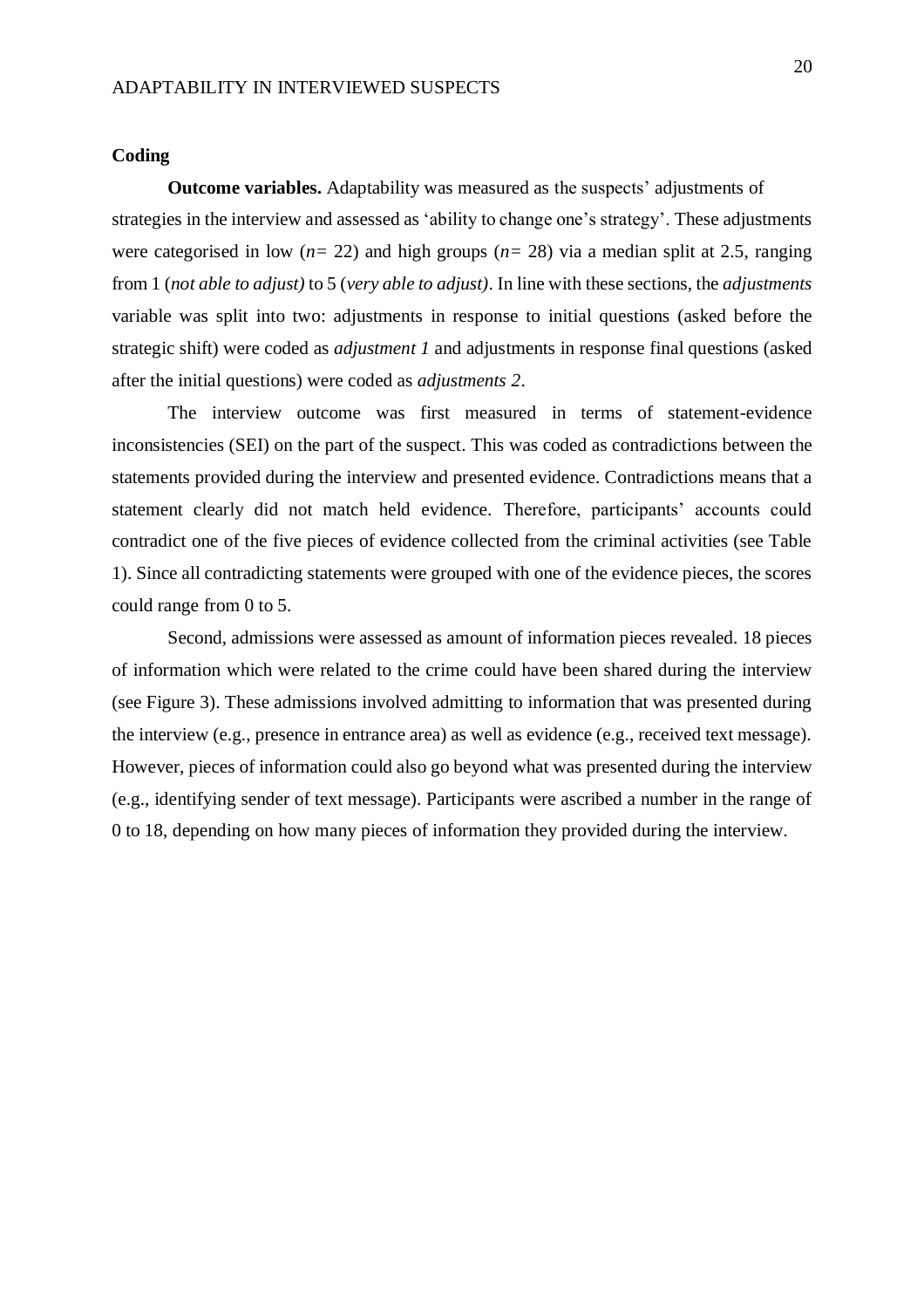## Coding

**Outcome variables.** Adaptability was measured as the suspects' adjustments of strategies in the interview and assessed as 'ability to change one's strategy'. These adjustments were categorised in low ($n$= 22) and high groups ($n$= 28) via a median split at 2.5, ranging from 1 (*not able to adjust)* to 5 (*very able to adjust)*. In line with these sections, the *adjustments* variable was split into two: adjustments in response to initial questions (asked before the strategic shift) were coded as *adjustment 1* and adjustments in response final questions (asked after the initial questions) were coded as *adjustments 2*.

The interview outcome was first measured in terms of statement-evidence inconsistencies (SEI) on the part of the suspect. This was coded as contradictions between the statements provided during the interview and presented evidence. Contradictions means that a statement clearly did not match held evidence. Therefore, participants' accounts could contradict one of the five pieces of evidence collected from the criminal activities (see Table 1). Since all contradicting statements were grouped with one of the evidence pieces, the scores could range from 0 to 5.

Second, admissions were assessed as amount of information pieces revealed. 18 pieces of information which were related to the crime could have been shared during the interview (see Figure 3). These admissions involved admitting to information that was presented during the interview (e.g., presence in entrance area) as well as evidence (e.g., received text message). However, pieces of information could also go beyond what was presented during the interview (e.g., identifying sender of text message). Participants were ascribed a number in the range of 0 to 18, depending on how many pieces of information they provided during the interview.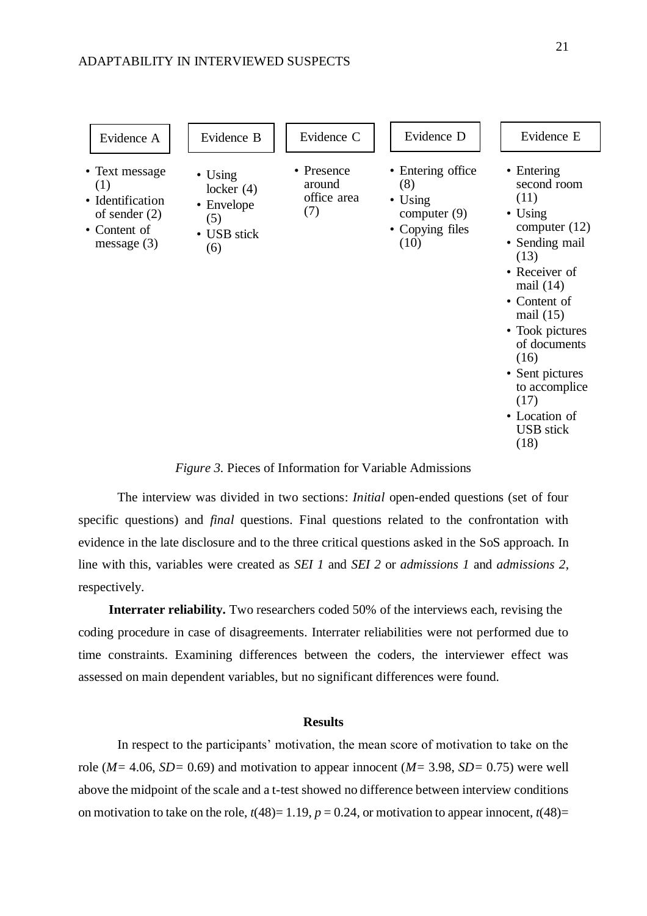| Evidence A | Evidence B | Evidence C | Evidence D | Evidence E |
|---|---|---|---|---|
| • Text message (1)<br>• Identification of sender (2)<br>• Content of message (3) | • Using locker (4)<br>• Envelope (5)<br>• USB stick (6) | • Presence around office area (7) | • Entering office (8)<br>• Using computer (9)<br>• Copying files (10) | • Entering second room (11)<br>• Using computer (12)<br>• Sending mail (13)<br>• Receiver of mail (14)<br>• Content of mail (15)<br>• Took pictures of documents (16)<br>• Sent pictures to accomplice (17)<br>• Location of USB stick (18) |

*Figure 3.* Pieces of Information for Variable Admissions

The interview was divided in two sections: *Initial* open-ended questions (set of four specific questions) and *final* questions. Final questions related to the confrontation with evidence in the late disclosure and to the three critical questions asked in the SoS approach. In line with this, variables were created as *SEI 1* and *SEI 2* or *admissions 1* and *admissions 2*, respectively.

**Interrater reliability.** Two researchers coded 50% of the interviews each, revising the coding procedure in case of disagreements. Interrater reliabilities were not performed due to time constraints. Examining differences between the coders, the interviewer effect was assessed on main dependent variables, but no significant differences were found.

## Results

In respect to the participants' motivation, the mean score of motivation to take on the role ($M$= 4.06, $SD$= 0.69) and motivation to appear innocent ($M$= 3.98, $SD$= 0.75) were well above the midpoint of the scale and a t-test showed no difference between interview conditions on motivation to take on the role, $t(48)$= 1.19, $p$ = 0.24, or motivation to appear innocent, $t(48)$=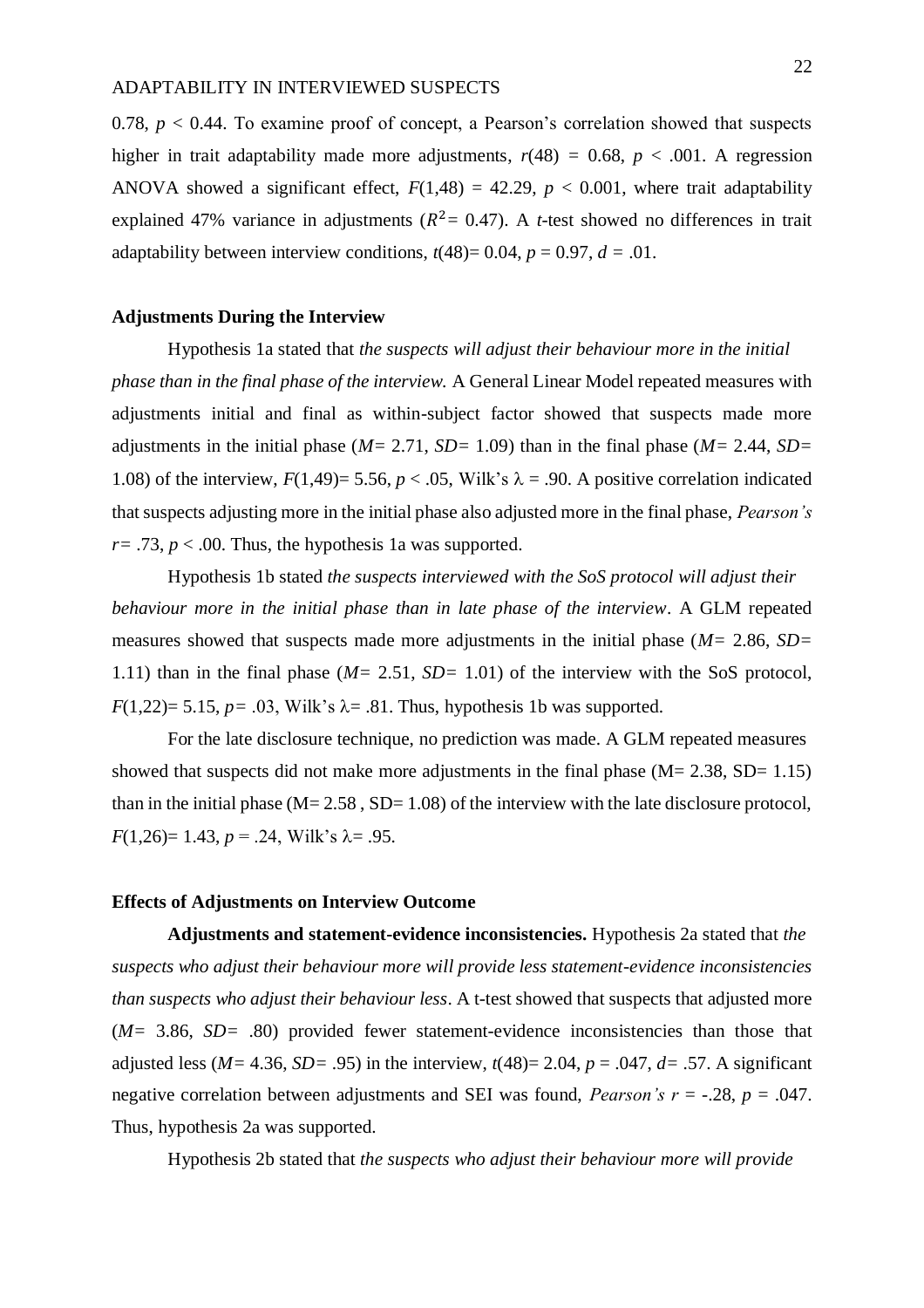0.78, $p < 0.44$. To examine proof of concept, a Pearson's correlation showed that suspects higher in trait adaptability made more adjustments, $r(48) = 0.68$, $p < .001$. A regression ANOVA showed a significant effect, $F(1,48) = 42.29$, $p < 0.001$, where trait adaptability explained 47% variance in adjustments ($R^2 = 0.47$). A *t*-test showed no differences in trait adaptability between interview conditions, $t(48) = 0.04$, $p = 0.97$, $d = .01$.

### Adjustments During the Interview

Hypothesis 1a stated that *the suspects will adjust their behaviour more in the initial phase than in the final phase of the interview.* A General Linear Model repeated measures with adjustments initial and final as within-subject factor showed that suspects made more adjustments in the initial phase ($M = 2.71$, $SD = 1.09$) than in the final phase ($M = 2.44$, $SD = 1.08$) of the interview, $F(1,49) = 5.56$, $p < .05$, Wilk's $\lambda = .90$. A positive correlation indicated that suspects adjusting more in the initial phase also adjusted more in the final phase, *Pearson's* $r = .73$, $p < .00$. Thus, the hypothesis 1a was supported.

Hypothesis 1b stated *the suspects interviewed with the SoS protocol will adjust their behaviour more in the initial phase than in late phase of the interview*. A GLM repeated measures showed that suspects made more adjustments in the initial phase ($M = 2.86$, $SD = 1.11$) than in the final phase ($M = 2.51$, $SD = 1.01$) of the interview with the SoS protocol, $F(1,22) = 5.15$, $p = .03$, Wilk's $\lambda = .81$. Thus, hypothesis 1b was supported.

For the late disclosure technique, no prediction was made. A GLM repeated measures showed that suspects did not make more adjustments in the final phase (M= 2.38, SD= 1.15) than in the initial phase (M= 2.58 , SD= 1.08) of the interview with the late disclosure protocol, $F(1,26) = 1.43$, $p = .24$, Wilk's $\lambda = .95$.

### Effects of Adjustments on Interview Outcome

**Adjustments and statement-evidence inconsistencies.** Hypothesis 2a stated that *the suspects who adjust their behaviour more will provide less statement-evidence inconsistencies than suspects who adjust their behaviour less*. A t-test showed that suspects that adjusted more ($M = 3.86$, $SD = .80$) provided fewer statement-evidence inconsistencies than those that adjusted less ($M = 4.36$, $SD = .95$) in the interview, $t(48) = 2.04$, $p = .047$, $d = .57$. A significant negative correlation between adjustments and SEI was found, *Pearson's* $r = -.28$, $p = .047$. Thus, hypothesis 2a was supported.

Hypothesis 2b stated that *the suspects who adjust their behaviour more will provide*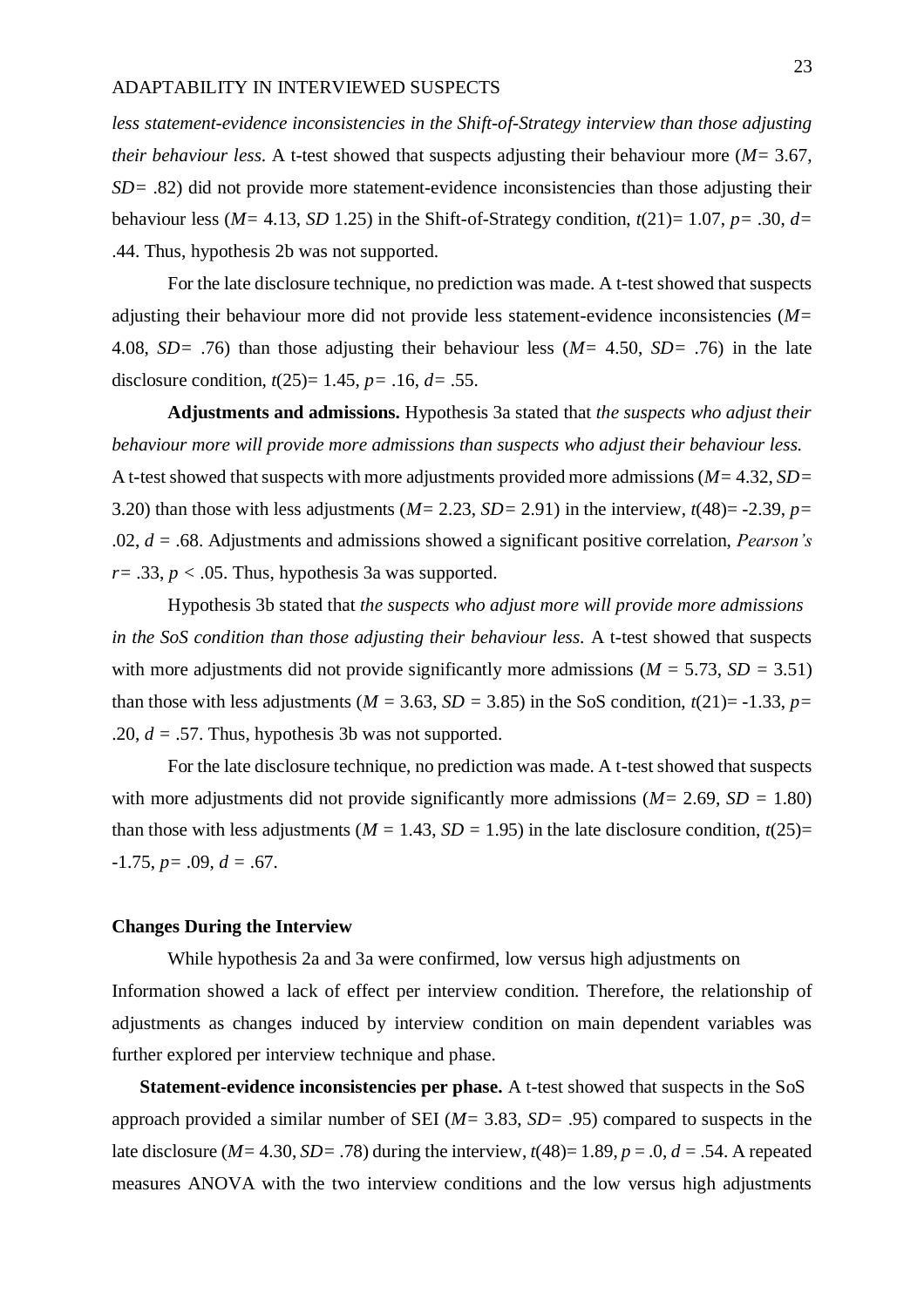*less statement-evidence inconsistencies in the Shift-of-Strategy interview than those adjusting their behaviour less.* A t-test showed that suspects adjusting their behaviour more ($M$= 3.67, $SD$= .82) did not provide more statement-evidence inconsistencies than those adjusting their behaviour less ($M$= 4.13, $SD$ 1.25) in the Shift-of-Strategy condition, $t(21)$= 1.07, $p$= .30, $d$= .44. Thus, hypothesis 2b was not supported.

For the late disclosure technique, no prediction was made. A t-test showed that suspects adjusting their behaviour more did not provide less statement-evidence inconsistencies ($M$= 4.08, $SD$= .76) than those adjusting their behaviour less ($M$= 4.50, $SD$= .76) in the late disclosure condition, $t(25)$= 1.45, $p$= .16, $d$= .55.

**Adjustments and admissions.** Hypothesis 3a stated that *the suspects who adjust their behaviour more will provide more admissions than suspects who adjust their behaviour less.* A t-test showed that suspects with more adjustments provided more admissions ($M$= 4.32, $SD$= 3.20) than those with less adjustments ($M$= 2.23, $SD$= 2.91) in the interview, $t(48)$= -2.39, $p$= .02, $d$ = .68. Adjustments and admissions showed a significant positive correlation, *Pearson's* $r$= .33, $p$ < .05. Thus, hypothesis 3a was supported.

Hypothesis 3b stated that *the suspects who adjust more will provide more admissions in the SoS condition than those adjusting their behaviour less.* A t-test showed that suspects with more adjustments did not provide significantly more admissions ($M$ = 5.73, $SD$ = 3.51) than those with less adjustments ($M$ = 3.63, $SD$ = 3.85) in the SoS condition, $t(21)$= -1.33, $p$= .20, $d$ = .57. Thus, hypothesis 3b was not supported.

For the late disclosure technique, no prediction was made. A t-test showed that suspects with more adjustments did not provide significantly more admissions ($M$= 2.69, $SD$ = 1.80) than those with less adjustments ($M$ = 1.43, $SD$ = 1.95) in the late disclosure condition, $t(25)$= -1.75, $p$= .09, $d$ = .67.

### Changes During the Interview

While hypothesis 2a and 3a were confirmed, low versus high adjustments on Information showed a lack of effect per interview condition. Therefore, the relationship of adjustments as changes induced by interview condition on main dependent variables was further explored per interview technique and phase.

**Statement-evidence inconsistencies per phase.** A t-test showed that suspects in the SoS approach provided a similar number of SEI ($M$= 3.83, $SD$= .95) compared to suspects in the late disclosure ($M$= 4.30, $SD$= .78) during the interview, $t(48)$= 1.89, $p$ = .0, $d$ = .54. A repeated measures ANOVA with the two interview conditions and the low versus high adjustments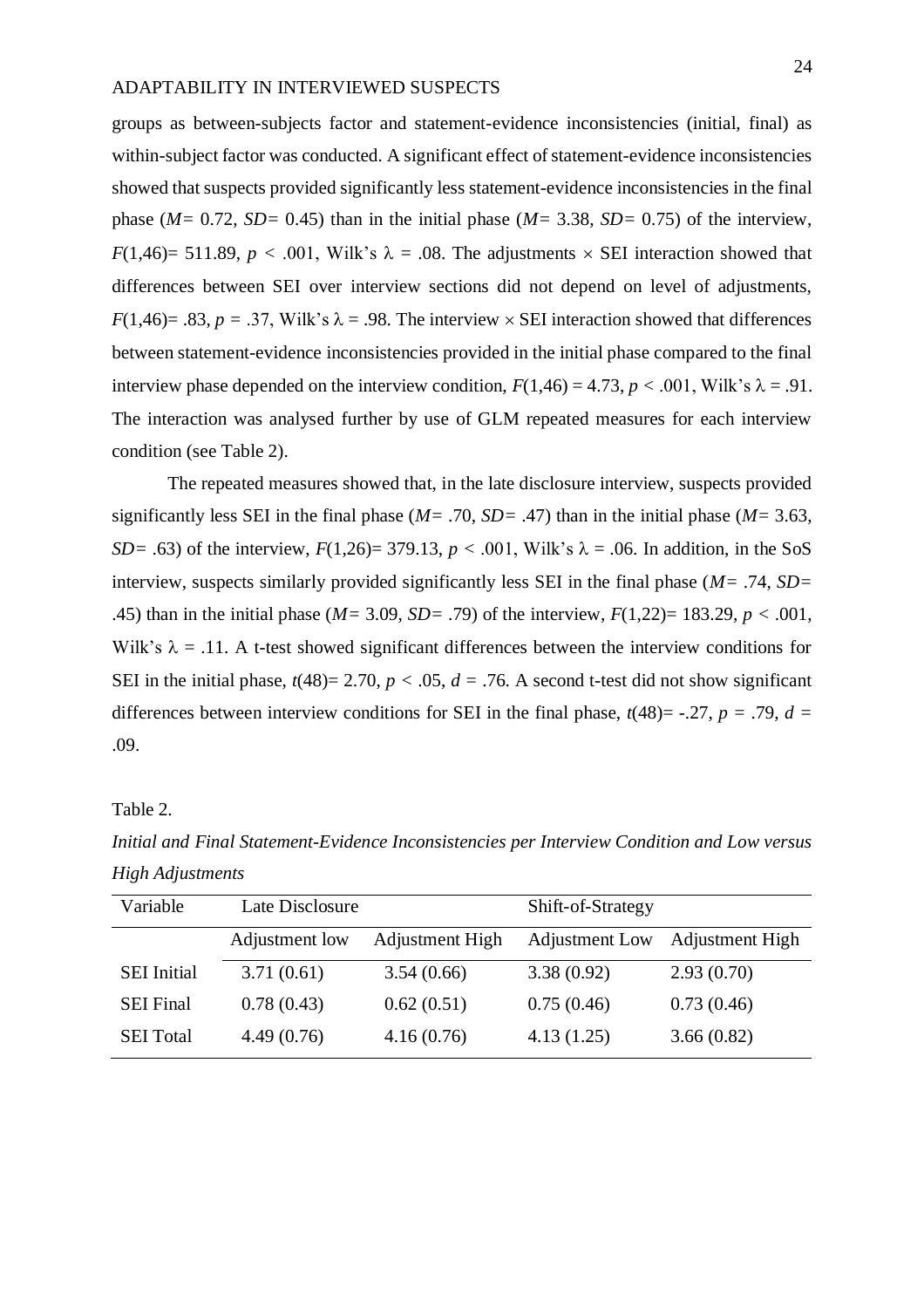groups as between-subjects factor and statement-evidence inconsistencies (initial, final) as within-subject factor was conducted. A significant effect of statement-evidence inconsistencies showed that suspects provided significantly less statement-evidence inconsistencies in the final phase ($M$= 0.72, $SD$= 0.45) than in the initial phase ($M$= 3.38, $SD$= 0.75) of the interview, $F(1,46)$= 511.89, $p < .001$, Wilk's $\lambda = .08$. The adjustments $\times$ SEI interaction showed that differences between SEI over interview sections did not depend on level of adjustments, $F(1,46)$= .83, $p = .37$, Wilk's $\lambda = .98$. The interview $\times$ SEI interaction showed that differences between statement-evidence inconsistencies provided in the initial phase compared to the final interview phase depended on the interview condition, $F(1,46) = 4.73$, $p < .001$, Wilk's $\lambda = .91$. The interaction was analysed further by use of GLM repeated measures for each interview condition (see Table 2).

The repeated measures showed that, in the late disclosure interview, suspects provided significantly less SEI in the final phase ($M$= .70, $SD$= .47) than in the initial phase ($M$= 3.63, $SD$= .63) of the interview, $F(1,26)$= 379.13, $p < .001$, Wilk's $\lambda = .06$. In addition, in the SoS interview, suspects similarly provided significantly less SEI in the final phase ($M$= .74, $SD$= .45) than in the initial phase ($M$= 3.09, $SD$= .79) of the interview, $F(1,22)$= 183.29, $p < .001$, Wilk's $\lambda = .11$. A t-test showed significant differences between the interview conditions for SEI in the initial phase, $t(48)$= 2.70, $p < .05$, $d = .76$. A second t-test did not show significant differences between interview conditions for SEI in the final phase, $t(48)$= -.27, $p = .79$, $d = .09$.

Table 2.

*Initial and Final Statement-Evidence Inconsistencies per Interview Condition and Low versus High Adjustments*

| Variable | Late Disclosure | | Shift-of-Strategy | |
|---|---|---|---|---|
| | Adjustment low | Adjustment High | Adjustment Low | Adjustment High |
| SEI Initial | 3.71 (0.61) | 3.54 (0.66) | 3.38 (0.92) | 2.93 (0.70) |
| SEI Final | 0.78 (0.43) | 0.62 (0.51) | 0.75 (0.46) | 0.73 (0.46) |
| SEI Total | 4.49 (0.76) | 4.16 (0.76) | 4.13 (1.25) | 3.66 (0.82) |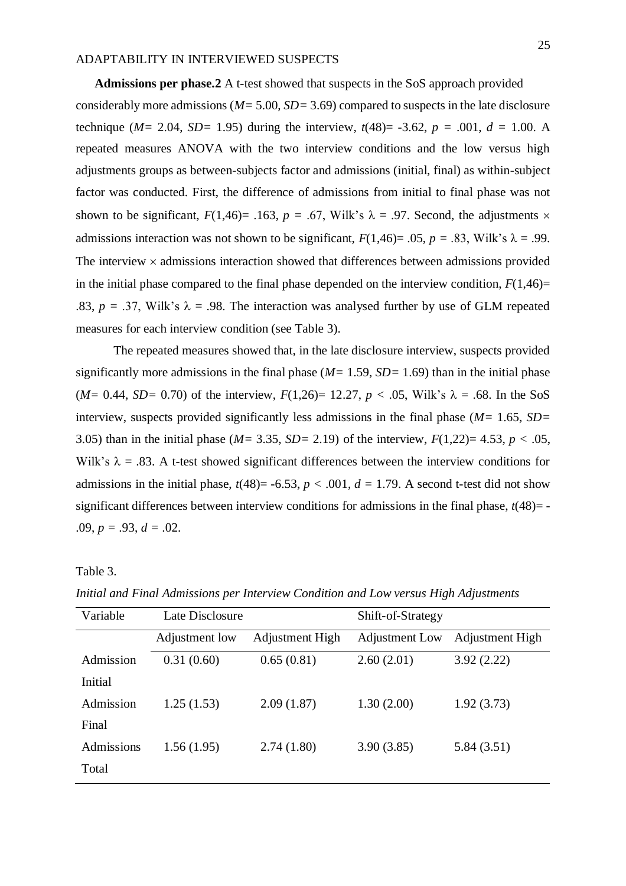**Admissions per phase.**[2] A t-test showed that suspects in the SoS approach provided considerably more admissions ($M$= 5.00, $SD$= 3.69) compared to suspects in the late disclosure technique ($M$= 2.04, $SD$= 1.95) during the interview, $t(48)$= -3.62, $p$ = .001, $d$ = 1.00. A repeated measures ANOVA with the two interview conditions and the low versus high adjustments groups as between-subjects factor and admissions (initial, final) as within-subject factor was conducted. First, the difference of admissions from initial to final phase was not shown to be significant, $F(1,46)$= .163, $p$ = .67, Wilk's $\lambda$ = .97. Second, the adjustments $\times$ admissions interaction was not shown to be significant, $F(1,46)$= .05, $p$ = .83, Wilk's $\lambda$ = .99. The interview $\times$ admissions interaction showed that differences between admissions provided in the initial phase compared to the final phase depended on the interview condition, $F(1,46)$= .83, $p$ = .37, Wilk's $\lambda$ = .98. The interaction was analysed further by use of GLM repeated measures for each interview condition (see Table 3).

The repeated measures showed that, in the late disclosure interview, suspects provided significantly more admissions in the final phase ($M$= 1.59, $SD$= 1.69) than in the initial phase ($M$= 0.44, $SD$= 0.70) of the interview, $F(1,26)$= 12.27, $p$ < .05, Wilk's $\lambda$ = .68. In the SoS interview, suspects provided significantly less admissions in the final phase ($M$= 1.65, $SD$= 3.05) than in the initial phase ($M$= 3.35, $SD$= 2.19) of the interview, $F(1,22)$= 4.53, $p$ < .05, Wilk's $\lambda$ = .83. A t-test showed significant differences between the interview conditions for admissions in the initial phase, $t(48)$= -6.53, $p$ < .001, $d$ = 1.79. A second t-test did not show significant differences between interview conditions for admissions in the final phase, $t(48)$= -.09, $p$ = .93, $d$ = .02.

Table 3.

*Initial and Final Admissions per Interview Condition and Low versus High Adjustments*

| Variable | Late Disclosure | | Shift-of-Strategy | |
|---|---|---|---|---|
| | Adjustment low | Adjustment High | Adjustment Low | Adjustment High |
| Admission Initial | 0.31 (0.60) | 0.65 (0.81) | 2.60 (2.01) | 3.92 (2.22) |
| Admission Final | 1.25 (1.53) | 2.09 (1.87) | 1.30 (2.00) | 1.92 (3.73) |
| Admissions Total | 1.56 (1.95) | 2.74 (1.80) | 3.90 (3.85) | 5.84 (3.51) |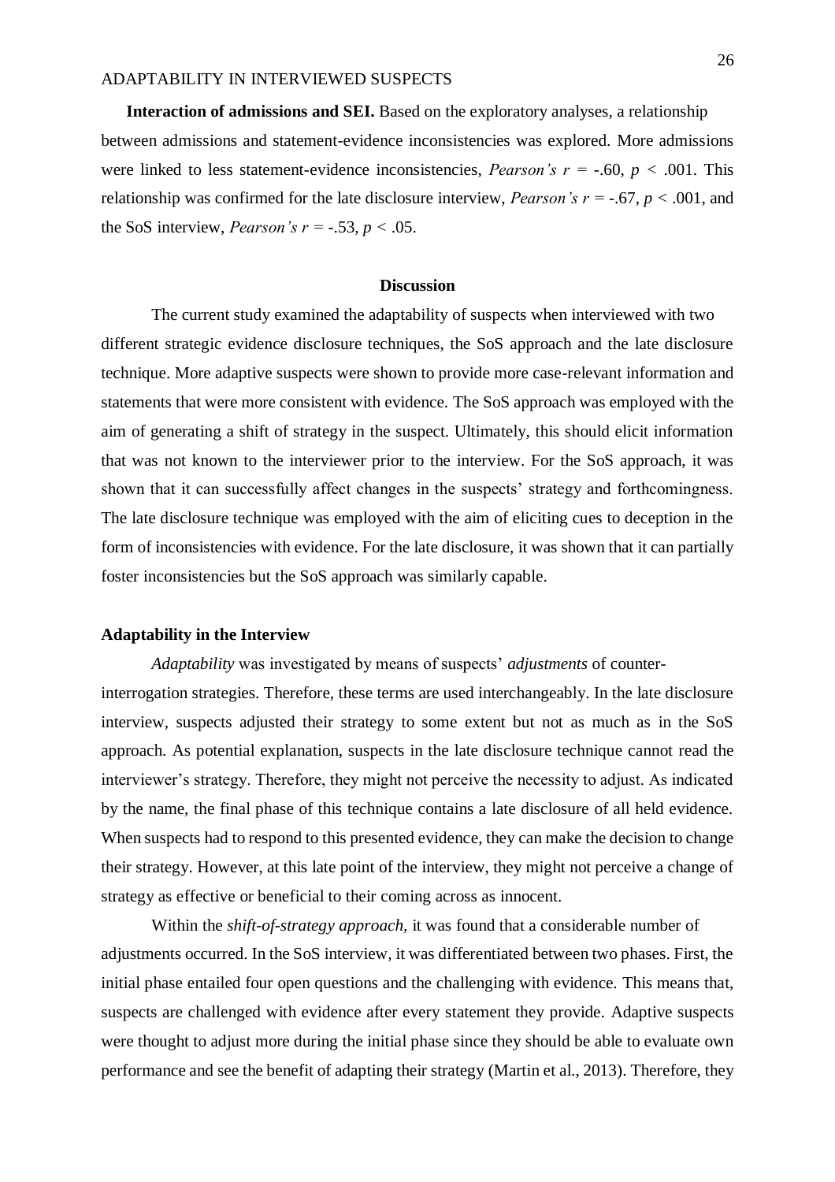**Interaction of admissions and SEI.** Based on the exploratory analyses, a relationship between admissions and statement-evidence inconsistencies was explored. More admissions were linked to less statement-evidence inconsistencies, *Pearson's* $r = -.60$, $p < .001$. This relationship was confirmed for the late disclosure interview, *Pearson's* $r = -.67$, $p < .001$, and the SoS interview, *Pearson's* $r = -.53$, $p < .05$.

## Discussion

The current study examined the adaptability of suspects when interviewed with two different strategic evidence disclosure techniques, the SoS approach and the late disclosure technique. More adaptive suspects were shown to provide more case-relevant information and statements that were more consistent with evidence. The SoS approach was employed with the aim of generating a shift of strategy in the suspect. Ultimately, this should elicit information that was not known to the interviewer prior to the interview. For the SoS approach, it was shown that it can successfully affect changes in the suspects' strategy and forthcomingness. The late disclosure technique was employed with the aim of eliciting cues to deception in the form of inconsistencies with evidence. For the late disclosure, it was shown that it can partially foster inconsistencies but the SoS approach was similarly capable.

### Adaptability in the Interview

*Adaptability* was investigated by means of suspects' *adjustments* of counter-interrogation strategies. Therefore, these terms are used interchangeably. In the late disclosure interview, suspects adjusted their strategy to some extent but not as much as in the SoS approach. As potential explanation, suspects in the late disclosure technique cannot read the interviewer's strategy. Therefore, they might not perceive the necessity to adjust. As indicated by the name, the final phase of this technique contains a late disclosure of all held evidence. When suspects had to respond to this presented evidence, they can make the decision to change their strategy. However, at this late point of the interview, they might not perceive a change of strategy as effective or beneficial to their coming across as innocent.

Within the *shift-of-strategy approach*, it was found that a considerable number of adjustments occurred. In the SoS interview, it was differentiated between two phases. First, the initial phase entailed four open questions and the challenging with evidence. This means that, suspects are challenged with evidence after every statement they provide. Adaptive suspects were thought to adjust more during the initial phase since they should be able to evaluate own performance and see the benefit of adapting their strategy (Martin et al., 2013). Therefore, they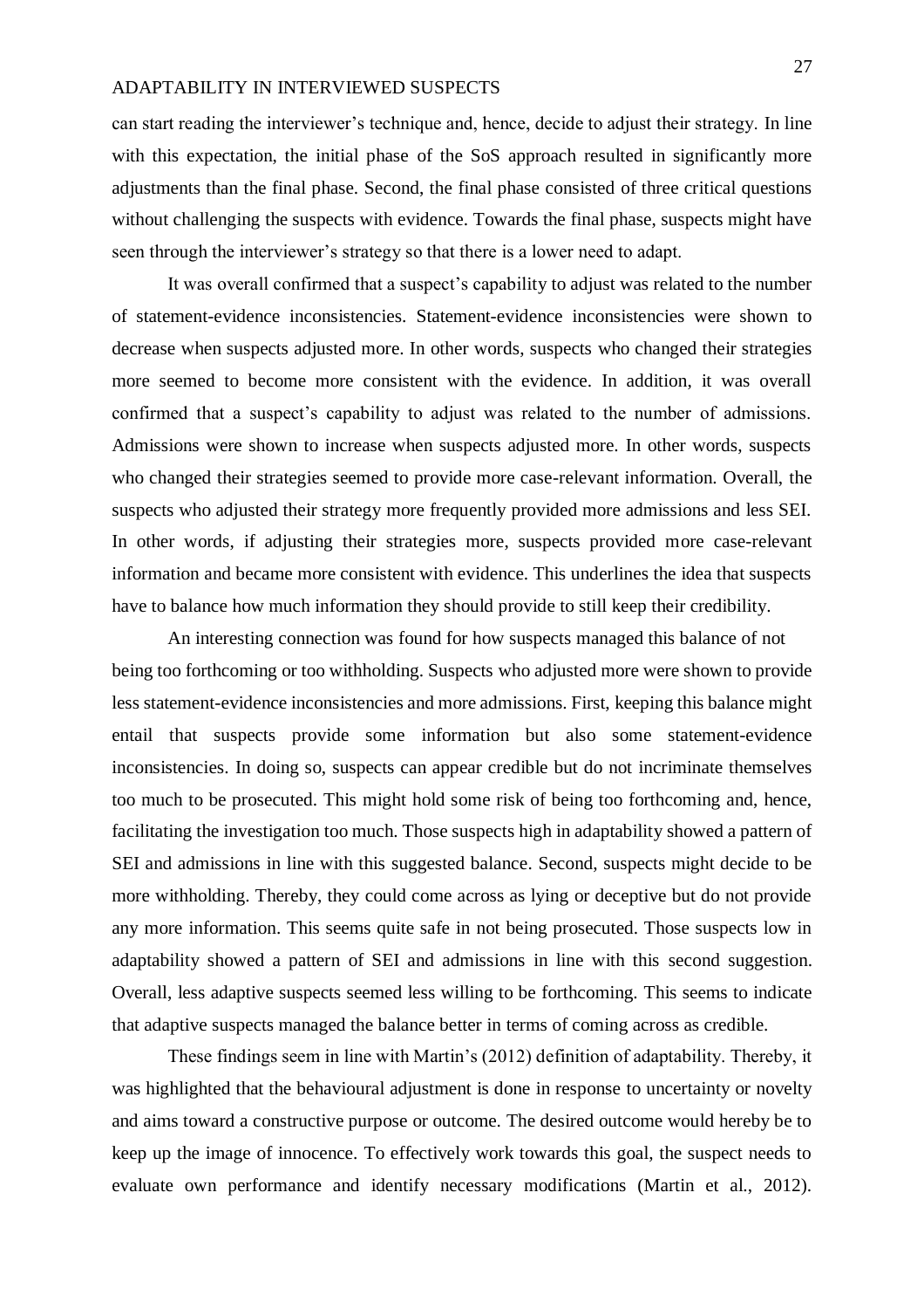can start reading the interviewer's technique and, hence, decide to adjust their strategy. In line with this expectation, the initial phase of the SoS approach resulted in significantly more adjustments than the final phase. Second, the final phase consisted of three critical questions without challenging the suspects with evidence. Towards the final phase, suspects might have seen through the interviewer's strategy so that there is a lower need to adapt.

It was overall confirmed that a suspect's capability to adjust was related to the number of statement-evidence inconsistencies. Statement-evidence inconsistencies were shown to decrease when suspects adjusted more. In other words, suspects who changed their strategies more seemed to become more consistent with the evidence. In addition, it was overall confirmed that a suspect's capability to adjust was related to the number of admissions. Admissions were shown to increase when suspects adjusted more. In other words, suspects who changed their strategies seemed to provide more case-relevant information. Overall, the suspects who adjusted their strategy more frequently provided more admissions and less SEI. In other words, if adjusting their strategies more, suspects provided more case-relevant information and became more consistent with evidence. This underlines the idea that suspects have to balance how much information they should provide to still keep their credibility.

An interesting connection was found for how suspects managed this balance of not being too forthcoming or too withholding. Suspects who adjusted more were shown to provide less statement-evidence inconsistencies and more admissions. First, keeping this balance might entail that suspects provide some information but also some statement-evidence inconsistencies. In doing so, suspects can appear credible but do not incriminate themselves too much to be prosecuted. This might hold some risk of being too forthcoming and, hence, facilitating the investigation too much. Those suspects high in adaptability showed a pattern of SEI and admissions in line with this suggested balance. Second, suspects might decide to be more withholding. Thereby, they could come across as lying or deceptive but do not provide any more information. This seems quite safe in not being prosecuted. Those suspects low in adaptability showed a pattern of SEI and admissions in line with this second suggestion. Overall, less adaptive suspects seemed less willing to be forthcoming. This seems to indicate that adaptive suspects managed the balance better in terms of coming across as credible.

These findings seem in line with Martin's (2012) definition of adaptability. Thereby, it was highlighted that the behavioural adjustment is done in response to uncertainty or novelty and aims toward a constructive purpose or outcome. The desired outcome would hereby be to keep up the image of innocence. To effectively work towards this goal, the suspect needs to evaluate own performance and identify necessary modifications (Martin et al., 2012).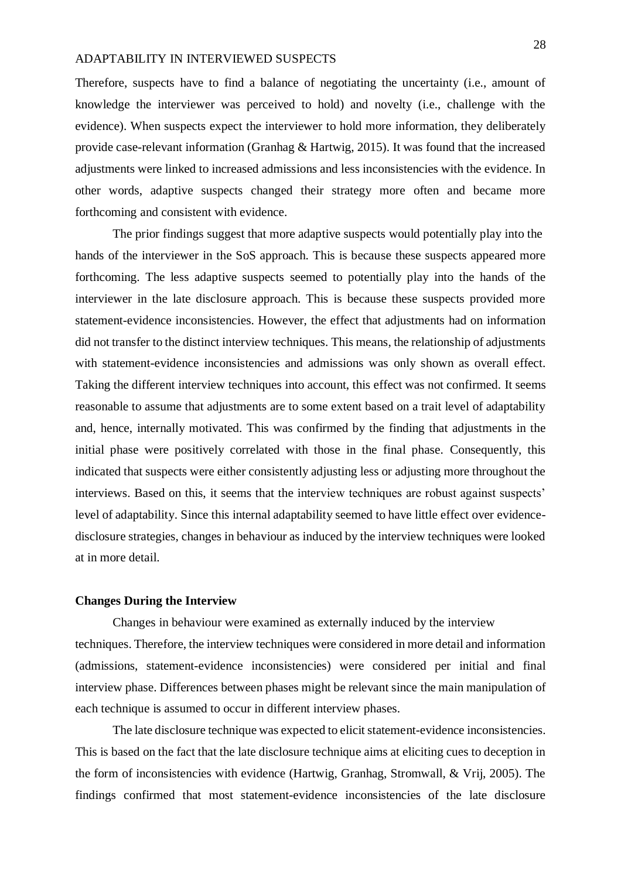Therefore, suspects have to find a balance of negotiating the uncertainty (i.e., amount of knowledge the interviewer was perceived to hold) and novelty (i.e., challenge with the evidence). When suspects expect the interviewer to hold more information, they deliberately provide case-relevant information (Granhag & Hartwig, 2015). It was found that the increased adjustments were linked to increased admissions and less inconsistencies with the evidence. In other words, adaptive suspects changed their strategy more often and became more forthcoming and consistent with evidence.

The prior findings suggest that more adaptive suspects would potentially play into the hands of the interviewer in the SoS approach. This is because these suspects appeared more forthcoming. The less adaptive suspects seemed to potentially play into the hands of the interviewer in the late disclosure approach. This is because these suspects provided more statement-evidence inconsistencies. However, the effect that adjustments had on information did not transfer to the distinct interview techniques. This means, the relationship of adjustments with statement-evidence inconsistencies and admissions was only shown as overall effect. Taking the different interview techniques into account, this effect was not confirmed. It seems reasonable to assume that adjustments are to some extent based on a trait level of adaptability and, hence, internally motivated. This was confirmed by the finding that adjustments in the initial phase were positively correlated with those in the final phase. Consequently, this indicated that suspects were either consistently adjusting less or adjusting more throughout the interviews. Based on this, it seems that the interview techniques are robust against suspects' level of adaptability. Since this internal adaptability seemed to have little effect over evidence-disclosure strategies, changes in behaviour as induced by the interview techniques were looked at in more detail.

### Changes During the Interview

Changes in behaviour were examined as externally induced by the interview techniques. Therefore, the interview techniques were considered in more detail and information (admissions, statement-evidence inconsistencies) were considered per initial and final interview phase. Differences between phases might be relevant since the main manipulation of each technique is assumed to occur in different interview phases.

The late disclosure technique was expected to elicit statement-evidence inconsistencies. This is based on the fact that the late disclosure technique aims at eliciting cues to deception in the form of inconsistencies with evidence (Hartwig, Granhag, Stromwall, & Vrij, 2005). The findings confirmed that most statement-evidence inconsistencies of the late disclosure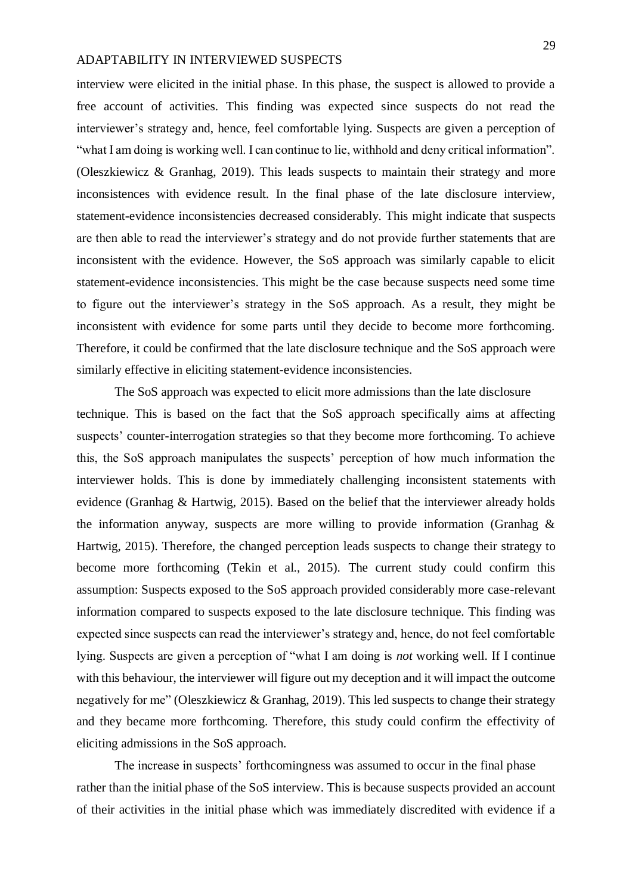interview were elicited in the initial phase. In this phase, the suspect is allowed to provide a free account of activities. This finding was expected since suspects do not read the interviewer's strategy and, hence, feel comfortable lying. Suspects are given a perception of "what I am doing is working well. I can continue to lie, withhold and deny critical information". (Oleszkiewicz & Granhag, 2019). This leads suspects to maintain their strategy and more inconsistences with evidence result. In the final phase of the late disclosure interview, statement-evidence inconsistencies decreased considerably. This might indicate that suspects are then able to read the interviewer's strategy and do not provide further statements that are inconsistent with the evidence. However, the SoS approach was similarly capable to elicit statement-evidence inconsistencies. This might be the case because suspects need some time to figure out the interviewer's strategy in the SoS approach. As a result, they might be inconsistent with evidence for some parts until they decide to become more forthcoming. Therefore, it could be confirmed that the late disclosure technique and the SoS approach were similarly effective in eliciting statement-evidence inconsistencies.

The SoS approach was expected to elicit more admissions than the late disclosure technique. This is based on the fact that the SoS approach specifically aims at affecting suspects' counter-interrogation strategies so that they become more forthcoming. To achieve this, the SoS approach manipulates the suspects' perception of how much information the interviewer holds. This is done by immediately challenging inconsistent statements with evidence (Granhag & Hartwig, 2015). Based on the belief that the interviewer already holds the information anyway, suspects are more willing to provide information (Granhag & Hartwig, 2015). Therefore, the changed perception leads suspects to change their strategy to become more forthcoming (Tekin et al., 2015). The current study could confirm this assumption: Suspects exposed to the SoS approach provided considerably more case-relevant information compared to suspects exposed to the late disclosure technique. This finding was expected since suspects can read the interviewer's strategy and, hence, do not feel comfortable lying. Suspects are given a perception of "what I am doing is *not* working well. If I continue with this behaviour, the interviewer will figure out my deception and it will impact the outcome negatively for me" (Oleszkiewicz & Granhag, 2019). This led suspects to change their strategy and they became more forthcoming. Therefore, this study could confirm the effectivity of eliciting admissions in the SoS approach.

The increase in suspects' forthcomingness was assumed to occur in the final phase rather than the initial phase of the SoS interview. This is because suspects provided an account of their activities in the initial phase which was immediately discredited with evidence if a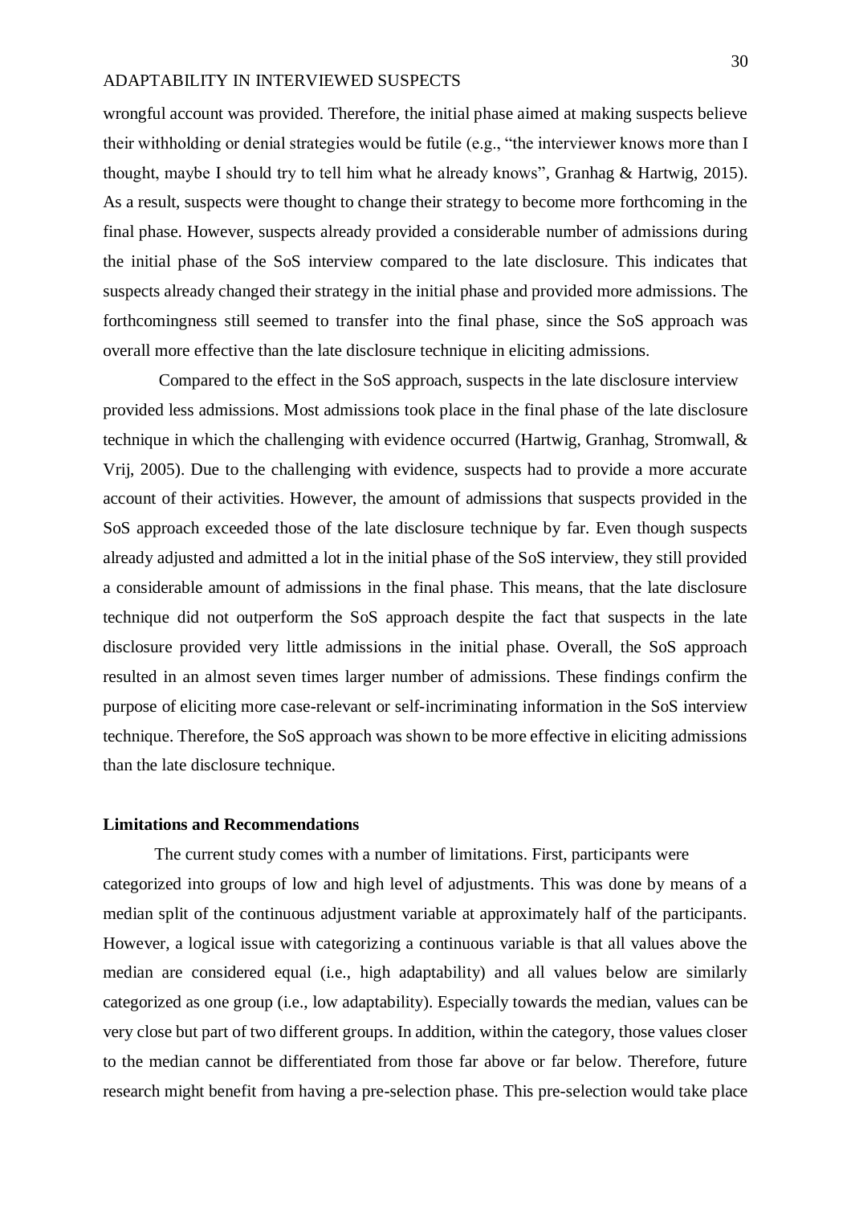wrongful account was provided. Therefore, the initial phase aimed at making suspects believe their withholding or denial strategies would be futile (e.g., "the interviewer knows more than I thought, maybe I should try to tell him what he already knows", Granhag & Hartwig, 2015). As a result, suspects were thought to change their strategy to become more forthcoming in the final phase. However, suspects already provided a considerable number of admissions during the initial phase of the SoS interview compared to the late disclosure. This indicates that suspects already changed their strategy in the initial phase and provided more admissions. The forthcomingness still seemed to transfer into the final phase, since the SoS approach was overall more effective than the late disclosure technique in eliciting admissions.

Compared to the effect in the SoS approach, suspects in the late disclosure interview provided less admissions. Most admissions took place in the final phase of the late disclosure technique in which the challenging with evidence occurred (Hartwig, Granhag, Stromwall, & Vrij, 2005). Due to the challenging with evidence, suspects had to provide a more accurate account of their activities. However, the amount of admissions that suspects provided in the SoS approach exceeded those of the late disclosure technique by far. Even though suspects already adjusted and admitted a lot in the initial phase of the SoS interview, they still provided a considerable amount of admissions in the final phase. This means, that the late disclosure technique did not outperform the SoS approach despite the fact that suspects in the late disclosure provided very little admissions in the initial phase. Overall, the SoS approach resulted in an almost seven times larger number of admissions. These findings confirm the purpose of eliciting more case-relevant or self-incriminating information in the SoS interview technique. Therefore, the SoS approach was shown to be more effective in eliciting admissions than the late disclosure technique.

## Limitations and Recommendations

The current study comes with a number of limitations. First, participants were categorized into groups of low and high level of adjustments. This was done by means of a median split of the continuous adjustment variable at approximately half of the participants. However, a logical issue with categorizing a continuous variable is that all values above the median are considered equal (i.e., high adaptability) and all values below are similarly categorized as one group (i.e., low adaptability). Especially towards the median, values can be very close but part of two different groups. In addition, within the category, those values closer to the median cannot be differentiated from those far above or far below. Therefore, future research might benefit from having a pre-selection phase. This pre-selection would take place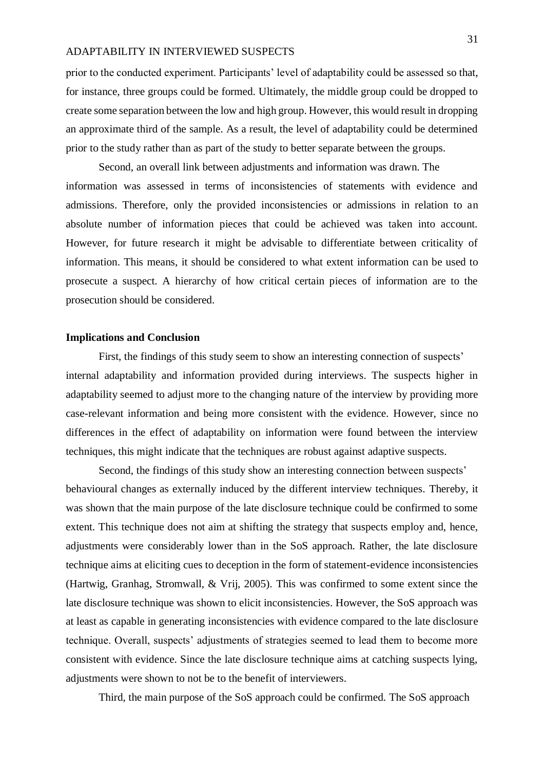prior to the conducted experiment. Participants' level of adaptability could be assessed so that, for instance, three groups could be formed. Ultimately, the middle group could be dropped to create some separation between the low and high group. However, this would result in dropping an approximate third of the sample. As a result, the level of adaptability could be determined prior to the study rather than as part of the study to better separate between the groups.

Second, an overall link between adjustments and information was drawn. The information was assessed in terms of inconsistencies of statements with evidence and admissions. Therefore, only the provided inconsistencies or admissions in relation to an absolute number of information pieces that could be achieved was taken into account. However, for future research it might be advisable to differentiate between criticality of information. This means, it should be considered to what extent information can be used to prosecute a suspect. A hierarchy of how critical certain pieces of information are to the prosecution should be considered.

## Implications and Conclusion

First, the findings of this study seem to show an interesting connection of suspects' internal adaptability and information provided during interviews. The suspects higher in adaptability seemed to adjust more to the changing nature of the interview by providing more case-relevant information and being more consistent with the evidence. However, since no differences in the effect of adaptability on information were found between the interview techniques, this might indicate that the techniques are robust against adaptive suspects.

Second, the findings of this study show an interesting connection between suspects' behavioural changes as externally induced by the different interview techniques. Thereby, it was shown that the main purpose of the late disclosure technique could be confirmed to some extent. This technique does not aim at shifting the strategy that suspects employ and, hence, adjustments were considerably lower than in the SoS approach. Rather, the late disclosure technique aims at eliciting cues to deception in the form of statement-evidence inconsistencies (Hartwig, Granhag, Stromwall, & Vrij, 2005). This was confirmed to some extent since the late disclosure technique was shown to elicit inconsistencies. However, the SoS approach was at least as capable in generating inconsistencies with evidence compared to the late disclosure technique. Overall, suspects' adjustments of strategies seemed to lead them to become more consistent with evidence. Since the late disclosure technique aims at catching suspects lying, adjustments were shown to not be to the benefit of interviewers.

Third, the main purpose of the SoS approach could be confirmed. The SoS approach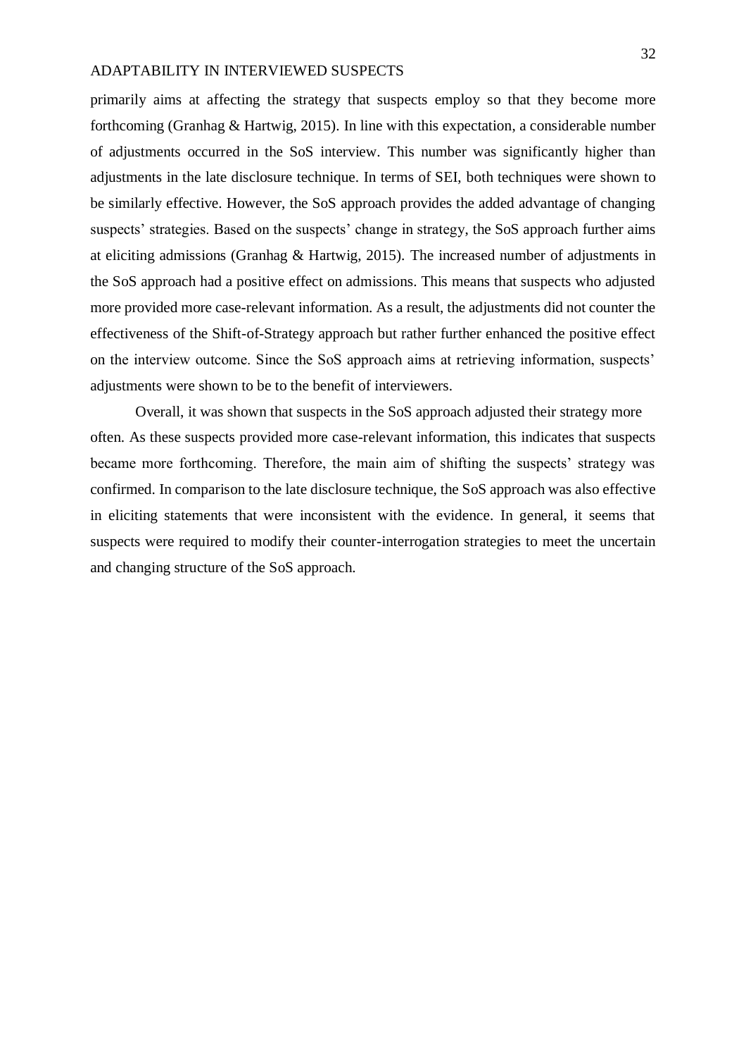primarily aims at affecting the strategy that suspects employ so that they become more forthcoming (Granhag & Hartwig, 2015). In line with this expectation, a considerable number of adjustments occurred in the SoS interview. This number was significantly higher than adjustments in the late disclosure technique. In terms of SEI, both techniques were shown to be similarly effective. However, the SoS approach provides the added advantage of changing suspects' strategies. Based on the suspects' change in strategy, the SoS approach further aims at eliciting admissions (Granhag & Hartwig, 2015). The increased number of adjustments in the SoS approach had a positive effect on admissions. This means that suspects who adjusted more provided more case-relevant information. As a result, the adjustments did not counter the effectiveness of the Shift-of-Strategy approach but rather further enhanced the positive effect on the interview outcome. Since the SoS approach aims at retrieving information, suspects' adjustments were shown to be to the benefit of interviewers.

Overall, it was shown that suspects in the SoS approach adjusted their strategy more often. As these suspects provided more case-relevant information, this indicates that suspects became more forthcoming. Therefore, the main aim of shifting the suspects' strategy was confirmed. In comparison to the late disclosure technique, the SoS approach was also effective in eliciting statements that were inconsistent with the evidence. In general, it seems that suspects were required to modify their counter-interrogation strategies to meet the uncertain and changing structure of the SoS approach.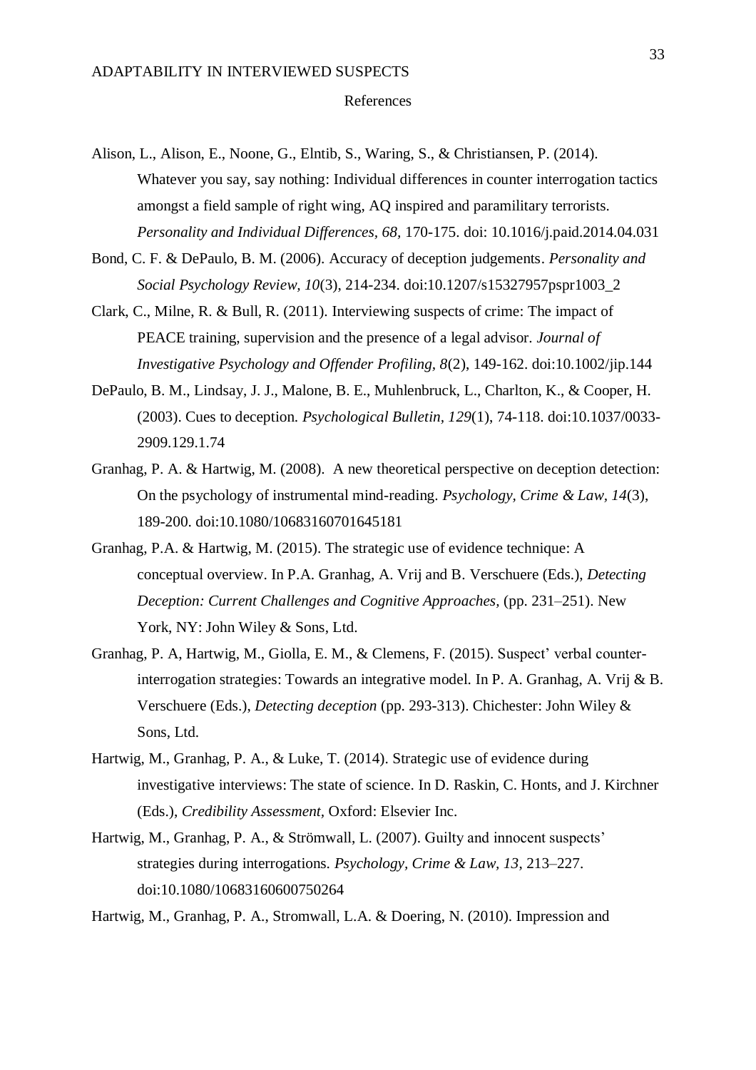# References

Alison, L., Alison, E., Noone, G., Elntib, S., Waring, S., & Christiansen, P. (2014). Whatever you say, say nothing: Individual differences in counter interrogation tactics amongst a field sample of right wing, AQ inspired and paramilitary terrorists. *Personality and Individual Differences, 68*, 170-175. doi: 10.1016/j.paid.2014.04.031

Bond, C. F. & DePaulo, B. M. (2006). Accuracy of deception judgements. *Personality and Social Psychology Review, 10*(3), 214-234. doi:10.1207/s15327957pspr1003_2

Clark, C., Milne, R. & Bull, R. (2011). Interviewing suspects of crime: The impact of PEACE training, supervision and the presence of a legal advisor. *Journal of Investigative Psychology and Offender Profiling, 8*(2), 149-162. doi:10.1002/jip.144

DePaulo, B. M., Lindsay, J. J., Malone, B. E., Muhlenbruck, L., Charlton, K., & Cooper, H. (2003). Cues to deception. *Psychological Bulletin, 129*(1), 74-118. doi:10.1037/0033-2909.129.1.74

Granhag, P. A. & Hartwig, M. (2008). A new theoretical perspective on deception detection: On the psychology of instrumental mind-reading. *Psychology, Crime & Law, 14*(3), 189-200. doi:10.1080/10683160701645181

Granhag, P.A. & Hartwig, M. (2015). The strategic use of evidence technique: A conceptual overview. In P.A. Granhag, A. Vrij and B. Verschuere (Eds.), *Detecting Deception: Current Challenges and Cognitive Approaches,* (pp. 231–251). New York, NY: John Wiley & Sons, Ltd.

Granhag, P. A, Hartwig, M., Giolla, E. M., & Clemens, F. (2015). Suspect' verbal counter-interrogation strategies: Towards an integrative model. In P. A. Granhag, A. Vrij & B. Verschuere (Eds.), *Detecting deception* (pp. 293-313). Chichester: John Wiley & Sons, Ltd.

Hartwig, M., Granhag, P. A., & Luke, T. (2014). Strategic use of evidence during investigative interviews: The state of science. In D. Raskin, C. Honts, and J. Kirchner (Eds.), *Credibility Assessment*, Oxford: Elsevier Inc.

Hartwig, M., Granhag, P. A., & Strömwall, L. (2007). Guilty and innocent suspects' strategies during interrogations. *Psychology, Crime & Law, 13*, 213–227. doi:10.1080/10683160600750264

Hartwig, M., Granhag, P. A., Stromwall, L.A. & Doering, N. (2010). Impression and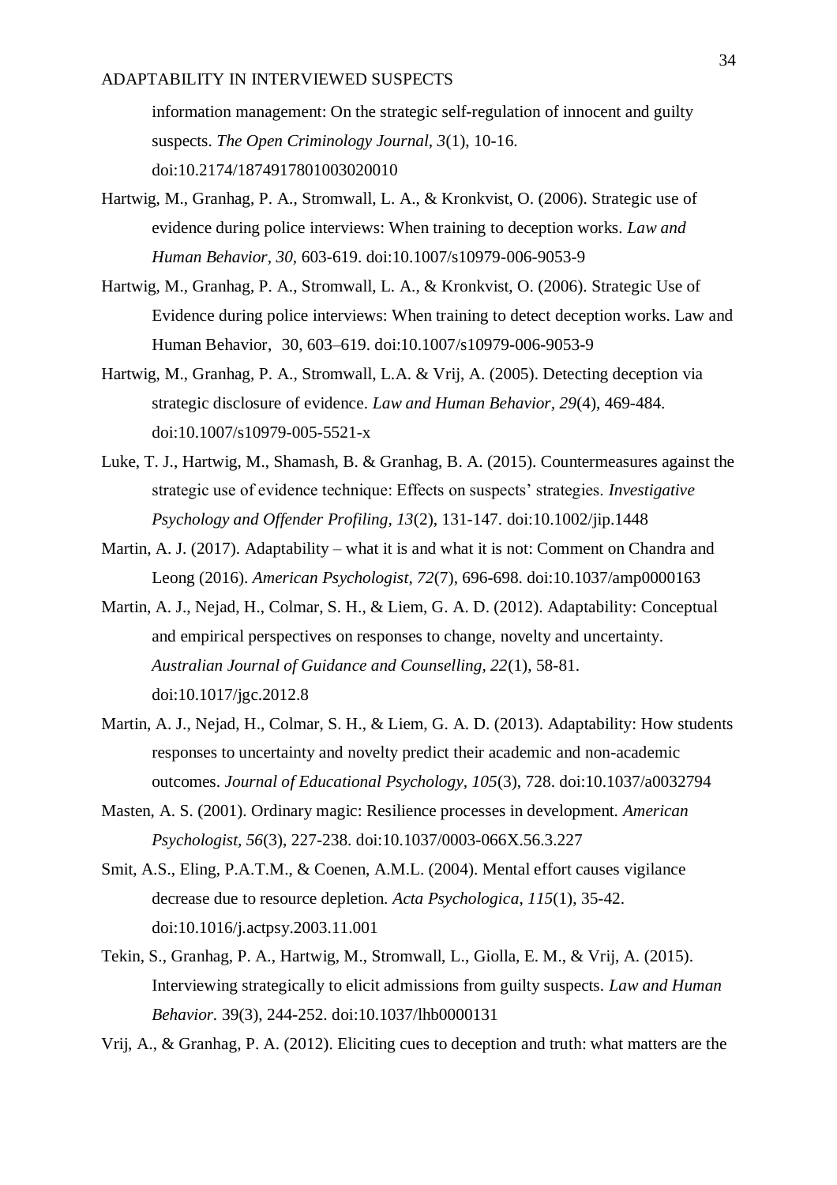information management: On the strategic self-regulation of innocent and guilty suspects. *The Open Criminology Journal*, *3*(1), 10-16. doi:10.2174/1874917801003020010

Hartwig, M., Granhag, P. A., Stromwall, L. A., & Kronkvist, O. (2006). Strategic use of evidence during police interviews: When training to deception works. *Law and Human Behavior*, *30*, 603-619. doi:10.1007/s10979-006-9053-9

Hartwig, M., Granhag, P. A., Stromwall, L. A., & Kronkvist, O. (2006). Strategic Use of Evidence during police interviews: When training to detect deception works. Law and Human Behavior, 30, 603–619. doi:10.1007/s10979-006-9053-9

Hartwig, M., Granhag, P. A., Stromwall, L.A. & Vrij, A. (2005). Detecting deception via strategic disclosure of evidence. *Law and Human Behavior*, *29*(4), 469-484. doi:10.1007/s10979-005-5521-x

Luke, T. J., Hartwig, M., Shamash, B. & Granhag, B. A. (2015). Countermeasures against the strategic use of evidence technique: Effects on suspects' strategies. *Investigative Psychology and Offender Profiling, 13*(2), 131-147. doi:10.1002/jip.1448

Martin, A. J. (2017). Adaptability – what it is and what it is not: Comment on Chandra and Leong (2016). *American Psychologist*, *72*(7), 696-698. doi:10.1037/amp0000163

Martin, A. J., Nejad, H., Colmar, S. H., & Liem, G. A. D. (2012). Adaptability: Conceptual and empirical perspectives on responses to change, novelty and uncertainty. *Australian Journal of Guidance and Counselling*, *22*(1), 58-81. doi:10.1017/jgc.2012.8

Martin, A. J., Nejad, H., Colmar, S. H., & Liem, G. A. D. (2013). Adaptability: How students responses to uncertainty and novelty predict their academic and non-academic outcomes. *Journal of Educational Psychology*, *105*(3), 728. doi:10.1037/a0032794

Masten, A. S. (2001). Ordinary magic: Resilience processes in development. *American Psychologist*, *56*(3), 227-238. doi:10.1037/0003-066X.56.3.227

Smit, A.S., Eling, P.A.T.M., & Coenen, A.M.L. (2004). Mental effort causes vigilance decrease due to resource depletion. *Acta Psychologica*, *115*(1), 35-42. doi:10.1016/j.actpsy.2003.11.001

Tekin, S., Granhag, P. A., Hartwig, M., Stromwall, L., Giolla, E. M., & Vrij, A. (2015). Interviewing strategically to elicit admissions from guilty suspects. *Law and Human Behavior.* 39(3), 244-252. doi:10.1037/lhb0000131

Vrij, A., & Granhag, P. A. (2012). Eliciting cues to deception and truth: what matters are the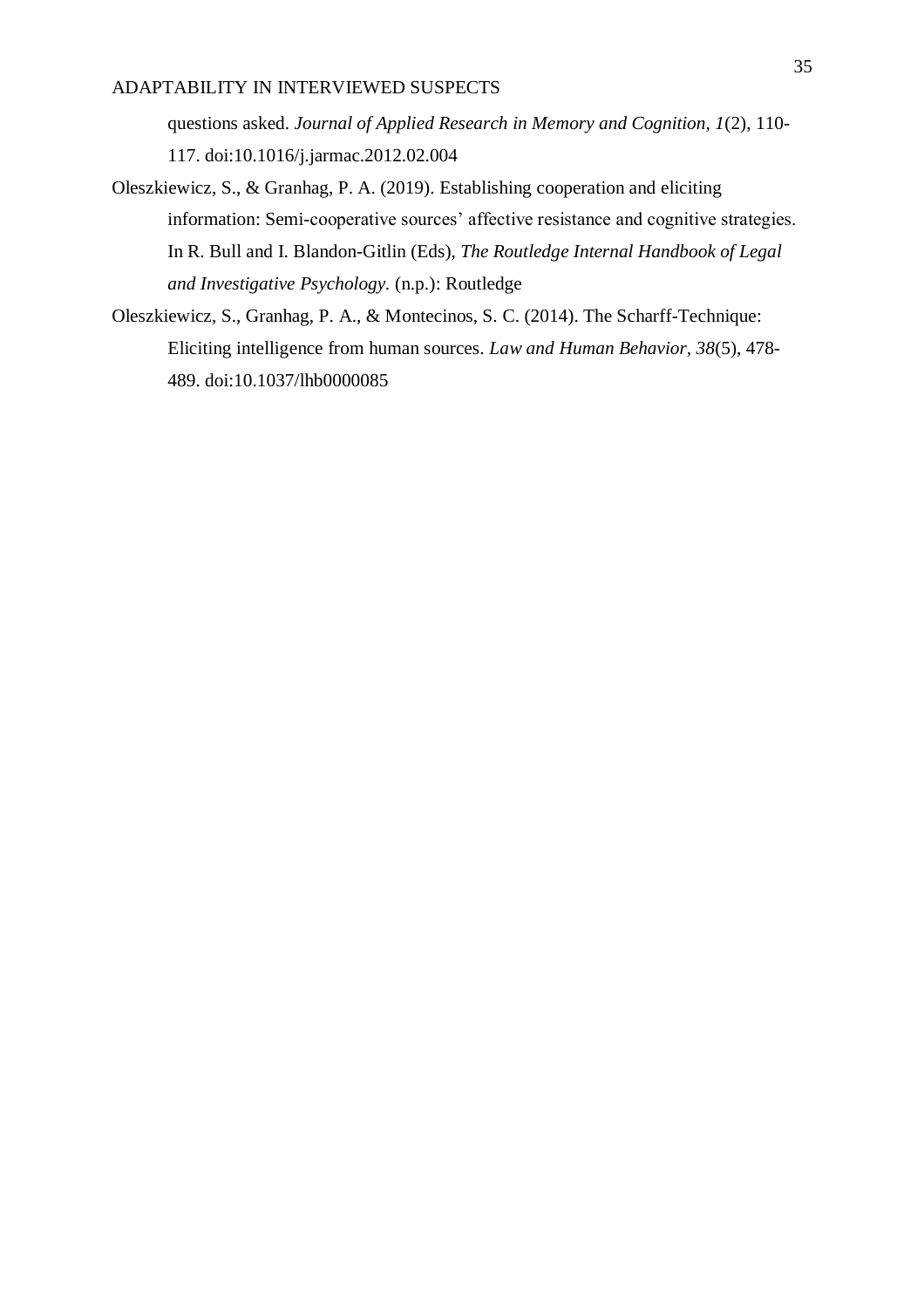questions asked. *Journal of Applied Research in Memory and Cognition, 1*(2), 110-117. doi:10.1016/j.jarmac.2012.02.004

Oleszkiewicz, S., & Granhag, P. A. (2019). Establishing cooperation and eliciting information: Semi-cooperative sources' affective resistance and cognitive strategies. In R. Bull and I. Blandon-Gitlin (Eds), *The Routledge Internal Handbook of Legal and Investigative Psychology*. (n.p.): Routledge

Oleszkiewicz, S., Granhag, P. A., & Montecinos, S. C. (2014). The Scharff-Technique: Eliciting intelligence from human sources. *Law and Human Behavior, 38*(5), 478-489. doi:10.1037/lhb0000085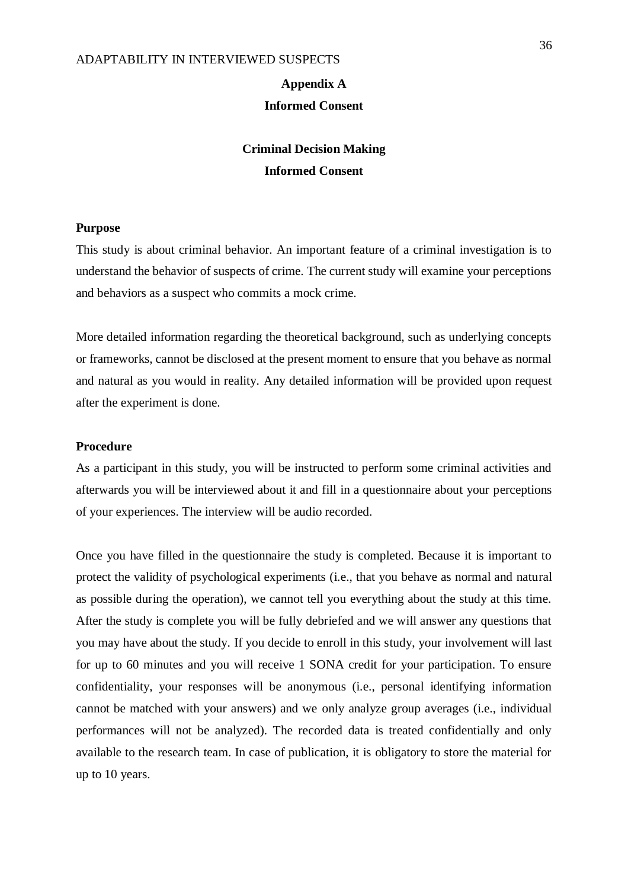## Appendix A

## Informed Consent

### Criminal Decision Making

### Informed Consent

**Purpose**

This study is about criminal behavior. An important feature of a criminal investigation is to understand the behavior of suspects of crime. The current study will examine your perceptions and behaviors as a suspect who commits a mock crime.

More detailed information regarding the theoretical background, such as underlying concepts or frameworks, cannot be disclosed at the present moment to ensure that you behave as normal and natural as you would in reality. Any detailed information will be provided upon request after the experiment is done.

**Procedure**

As a participant in this study, you will be instructed to perform some criminal activities and afterwards you will be interviewed about it and fill in a questionnaire about your perceptions of your experiences. The interview will be audio recorded.

Once you have filled in the questionnaire the study is completed. Because it is important to protect the validity of psychological experiments (i.e., that you behave as normal and natural as possible during the operation), we cannot tell you everything about the study at this time. After the study is complete you will be fully debriefed and we will answer any questions that you may have about the study. If you decide to enroll in this study, your involvement will last for up to 60 minutes and you will receive 1 SONA credit for your participation. To ensure confidentiality, your responses will be anonymous (i.e., personal identifying information cannot be matched with your answers) and we only analyze group averages (i.e., individual performances will not be analyzed). The recorded data is treated confidentially and only available to the research team. In case of publication, it is obligatory to store the material for up to 10 years.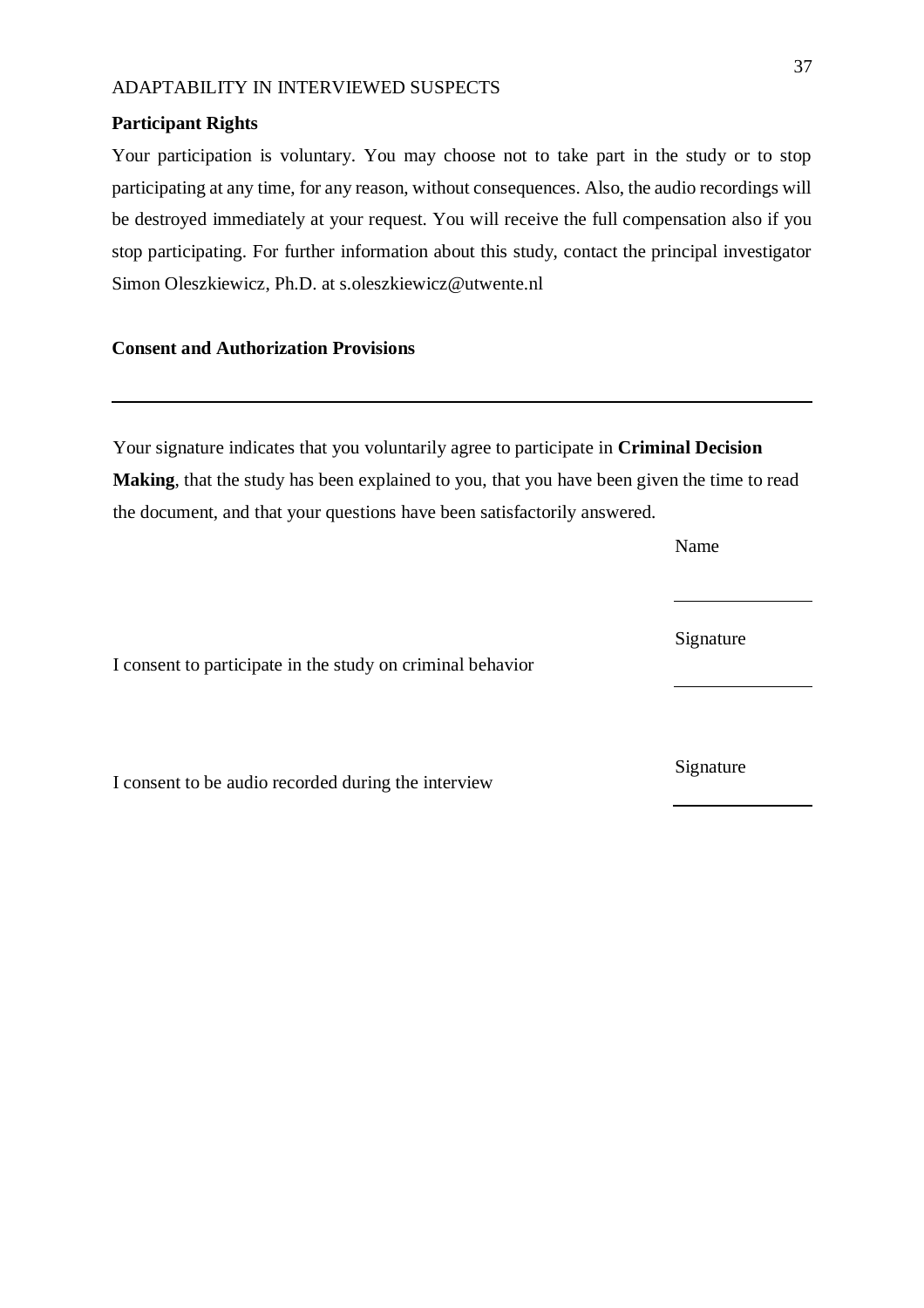**Participant Rights**

Your participation is voluntary. You may choose not to take part in the study or to stop participating at any time, for any reason, without consequences. Also, the audio recordings will be destroyed immediately at your request. You will receive the full compensation also if you stop participating. For further information about this study, contact the principal investigator Simon Oleszkiewicz, Ph.D. at s.oleszkiewicz@utwente.nl

**Consent and Authorization Provisions**

---

Your signature indicates that you voluntarily agree to participate in **Criminal Decision Making**, that the study has been explained to you, that you have been given the time to read the document, and that your questions have been satisfactorily answered.

Name

\_\_\_\_\_\_\_\_\_\_\_\_\_\_\_\_

I consent to participate in the study on criminal behavior

Signature

\_\_\_\_\_\_\_\_\_\_\_\_\_\_\_\_

I consent to be audio recorded during the interview

Signature

\_\_\_\_\_\_\_\_\_\_\_\_\_\_\_\_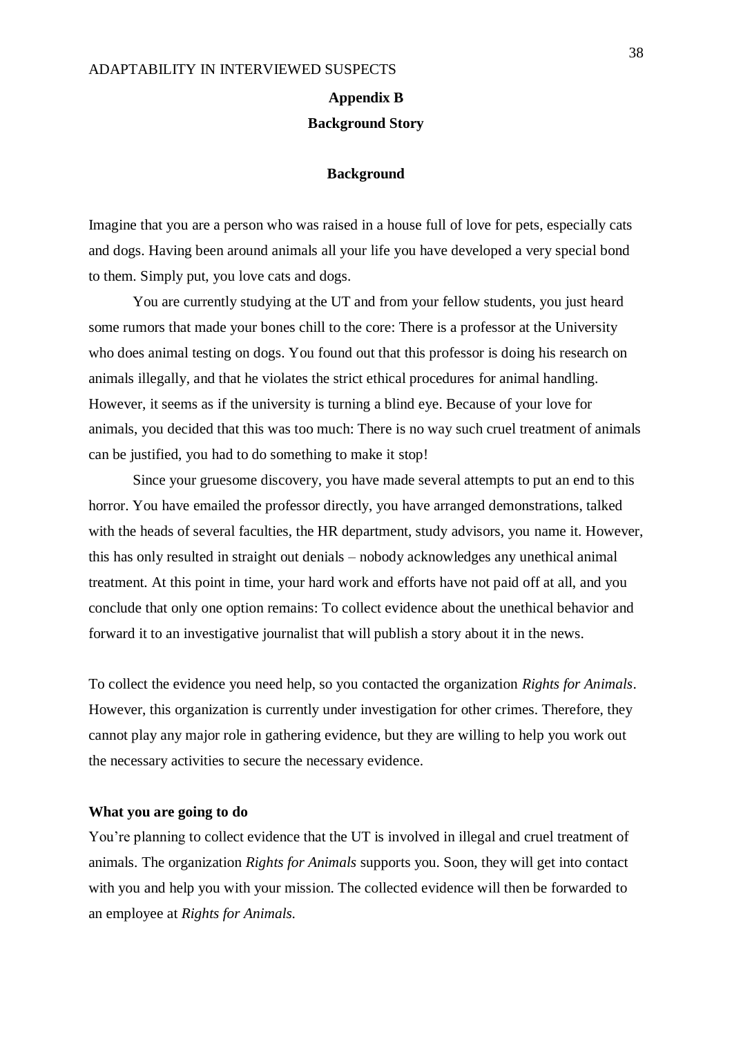## Appendix B

## Background Story

### Background

Imagine that you are a person who was raised in a house full of love for pets, especially cats and dogs. Having been around animals all your life you have developed a very special bond to them. Simply put, you love cats and dogs.

You are currently studying at the UT and from your fellow students, you just heard some rumors that made your bones chill to the core: There is a professor at the University who does animal testing on dogs. You found out that this professor is doing his research on animals illegally, and that he violates the strict ethical procedures for animal handling. However, it seems as if the university is turning a blind eye. Because of your love for animals, you decided that this was too much: There is no way such cruel treatment of animals can be justified, you had to do something to make it stop!

Since your gruesome discovery, you have made several attempts to put an end to this horror. You have emailed the professor directly, you have arranged demonstrations, talked with the heads of several faculties, the HR department, study advisors, you name it. However, this has only resulted in straight out denials – nobody acknowledges any unethical animal treatment. At this point in time, your hard work and efforts have not paid off at all, and you conclude that only one option remains: To collect evidence about the unethical behavior and forward it to an investigative journalist that will publish a story about it in the news.

To collect the evidence you need help, so you contacted the organization *Rights for Animals*. However, this organization is currently under investigation for other crimes. Therefore, they cannot play any major role in gathering evidence, but they are willing to help you work out the necessary activities to secure the necessary evidence.

**What you are going to do**

You're planning to collect evidence that the UT is involved in illegal and cruel treatment of animals. The organization *Rights for Animals* supports you. Soon, they will get into contact with you and help you with your mission. The collected evidence will then be forwarded to an employee at *Rights for Animals.*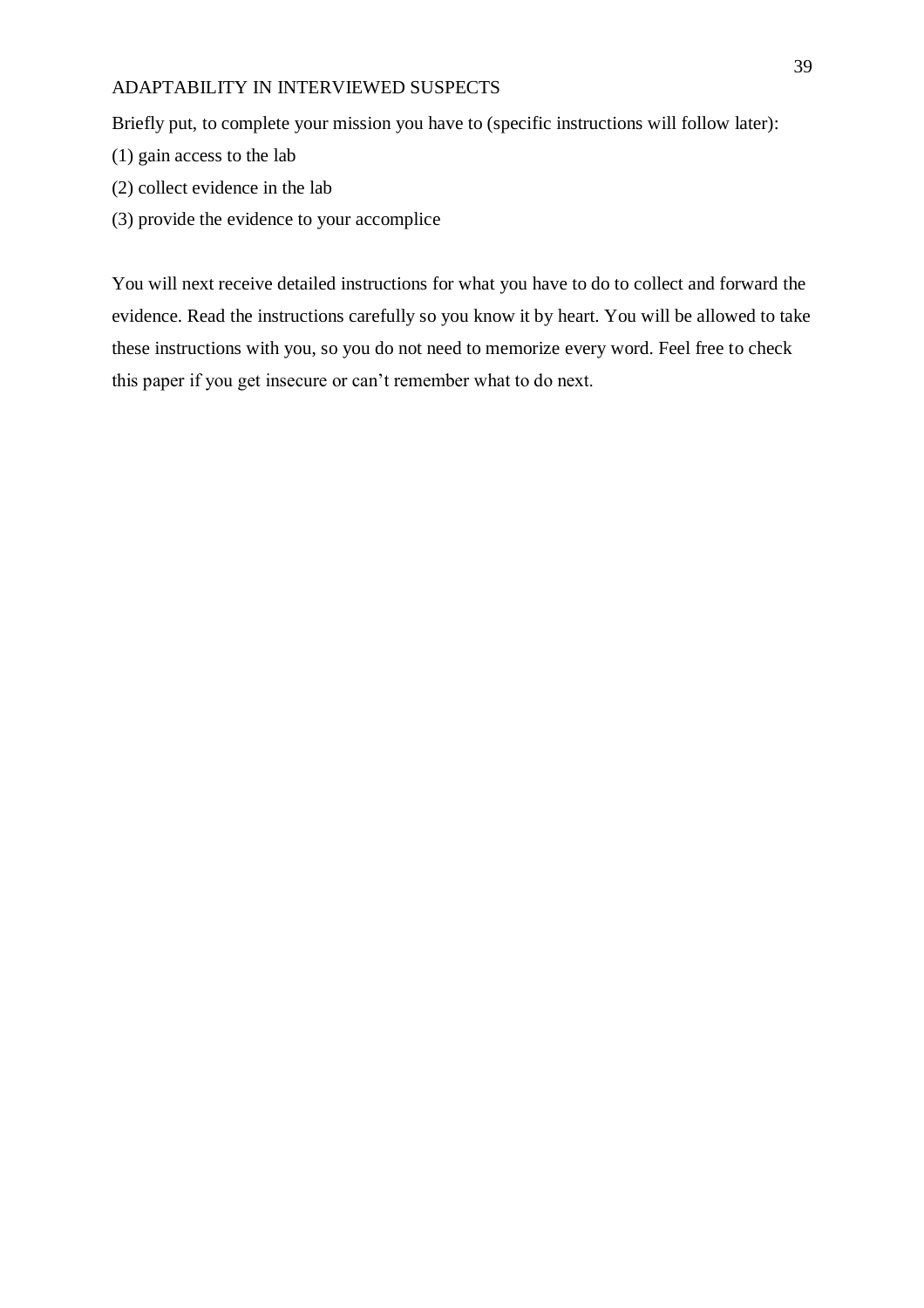Briefly put, to complete your mission you have to (specific instructions will follow later):

(1) gain access to the lab

(2) collect evidence in the lab

(3) provide the evidence to your accomplice

You will next receive detailed instructions for what you have to do to collect and forward the evidence. Read the instructions carefully so you know it by heart. You will be allowed to take these instructions with you, so you do not need to memorize every word. Feel free to check this paper if you get insecure or can't remember what to do next.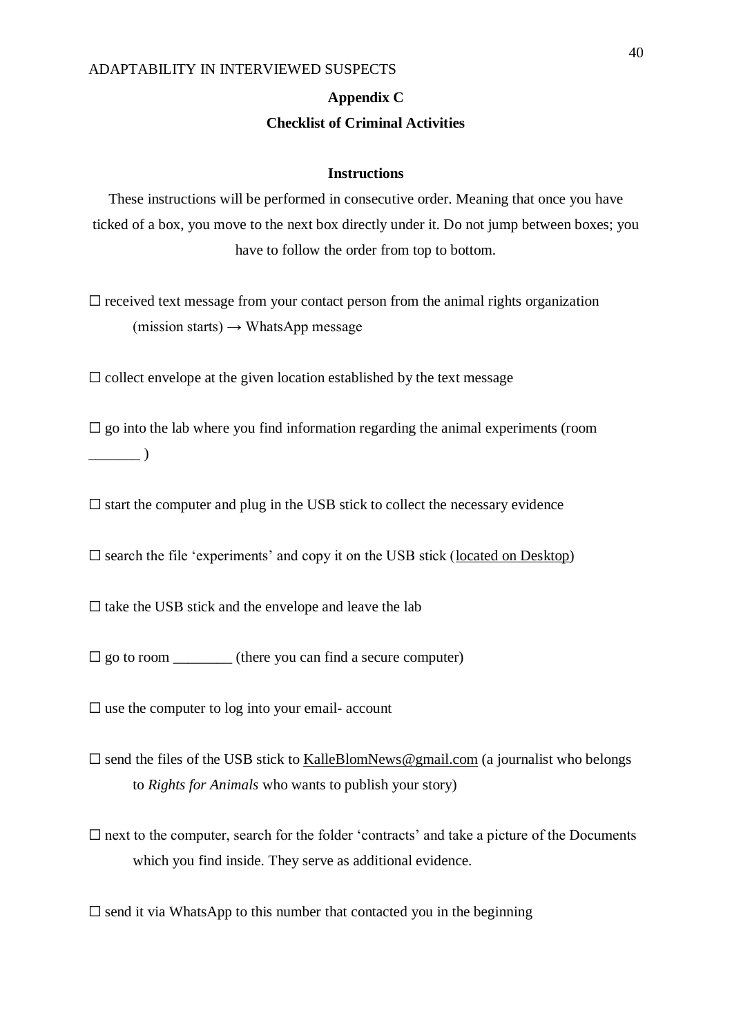## Appendix C

### Checklist of Criminal Activities

**Instructions**

These instructions will be performed in consecutive order. Meaning that once you have ticked of a box, you move to the next box directly under it. Do not jump between boxes; you have to follow the order from top to bottom.

☐ received text message from your contact person from the animal rights organization (mission starts) → WhatsApp message

☐ collect envelope at the given location established by the text message

☐ go into the lab where you find information regarding the animal experiments (room _______ )

☐ start the computer and plug in the USB stick to collect the necessary evidence

☐ search the file 'experiments' and copy it on the USB stick (located on Desktop)

☐ take the USB stick and the envelope and leave the lab

☐ go to room ________ (there you can find a secure computer)

☐ use the computer to log into your email- account

☐ send the files of the USB stick to KalleBlomNews@gmail.com (a journalist who belongs to *Rights for Animals* who wants to publish your story)

☐ next to the computer, search for the folder 'contracts' and take a picture of the Documents which you find inside. They serve as additional evidence.

☐ send it via WhatsApp to this number that contacted you in the beginning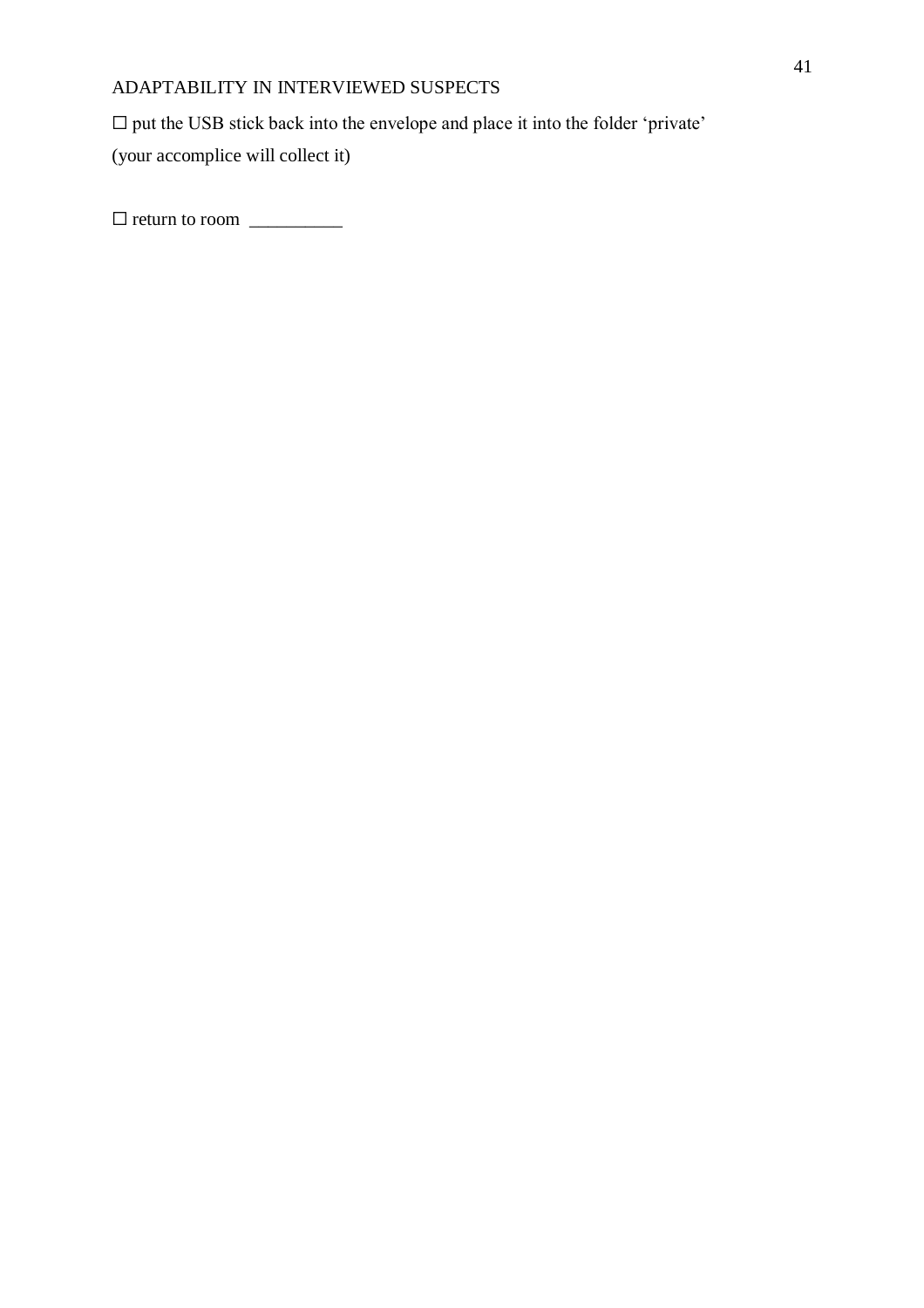☐ put the USB stick back into the envelope and place it into the folder 'private' (your accomplice will collect it)

☐ return to room __________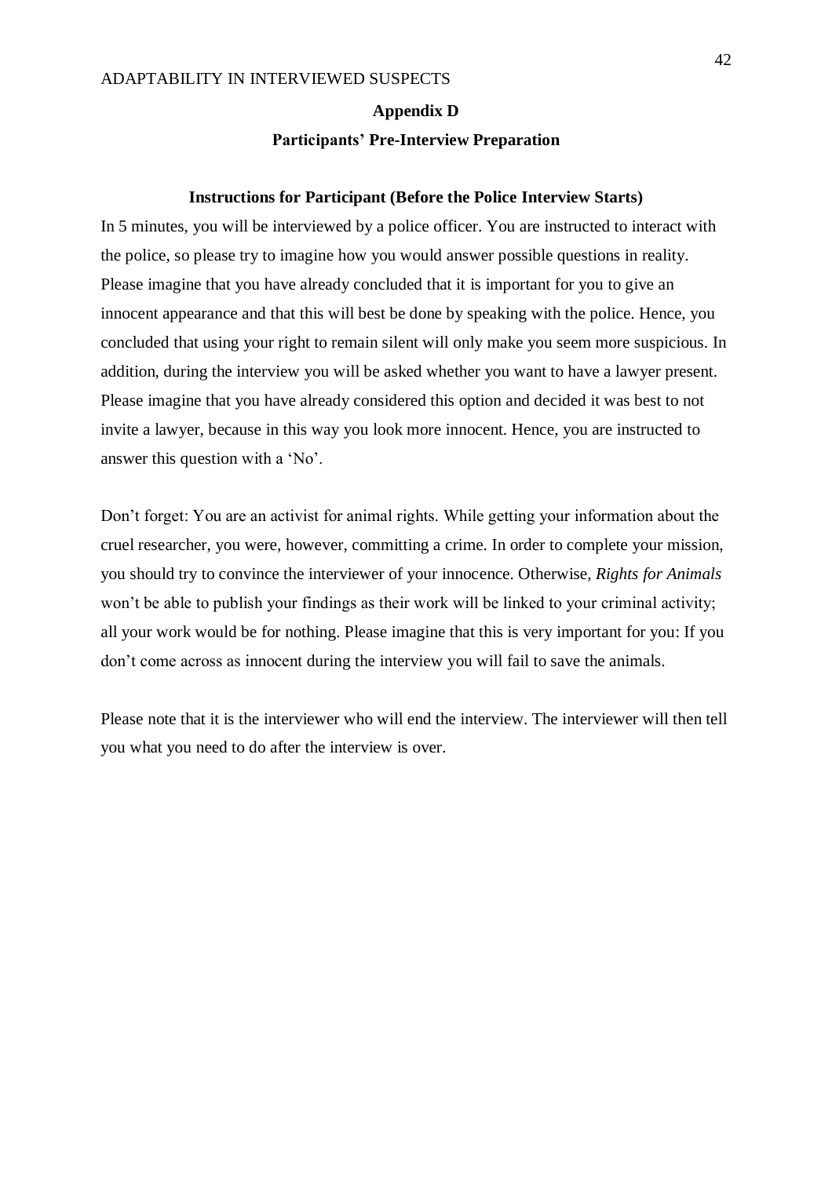## Appendix D

## Participants' Pre-Interview Preparation

### Instructions for Participant (Before the Police Interview Starts)

In 5 minutes, you will be interviewed by a police officer. You are instructed to interact with the police, so please try to imagine how you would answer possible questions in reality. Please imagine that you have already concluded that it is important for you to give an innocent appearance and that this will best be done by speaking with the police. Hence, you concluded that using your right to remain silent will only make you seem more suspicious. In addition, during the interview you will be asked whether you want to have a lawyer present. Please imagine that you have already considered this option and decided it was best to not invite a lawyer, because in this way you look more innocent. Hence, you are instructed to answer this question with a 'No'.

Don't forget: You are an activist for animal rights. While getting your information about the cruel researcher, you were, however, committing a crime. In order to complete your mission, you should try to convince the interviewer of your innocence. Otherwise, *Rights for Animals* won't be able to publish your findings as their work will be linked to your criminal activity; all your work would be for nothing. Please imagine that this is very important for you: If you don't come across as innocent during the interview you will fail to save the animals.

Please note that it is the interviewer who will end the interview. The interviewer will then tell you what you need to do after the interview is over.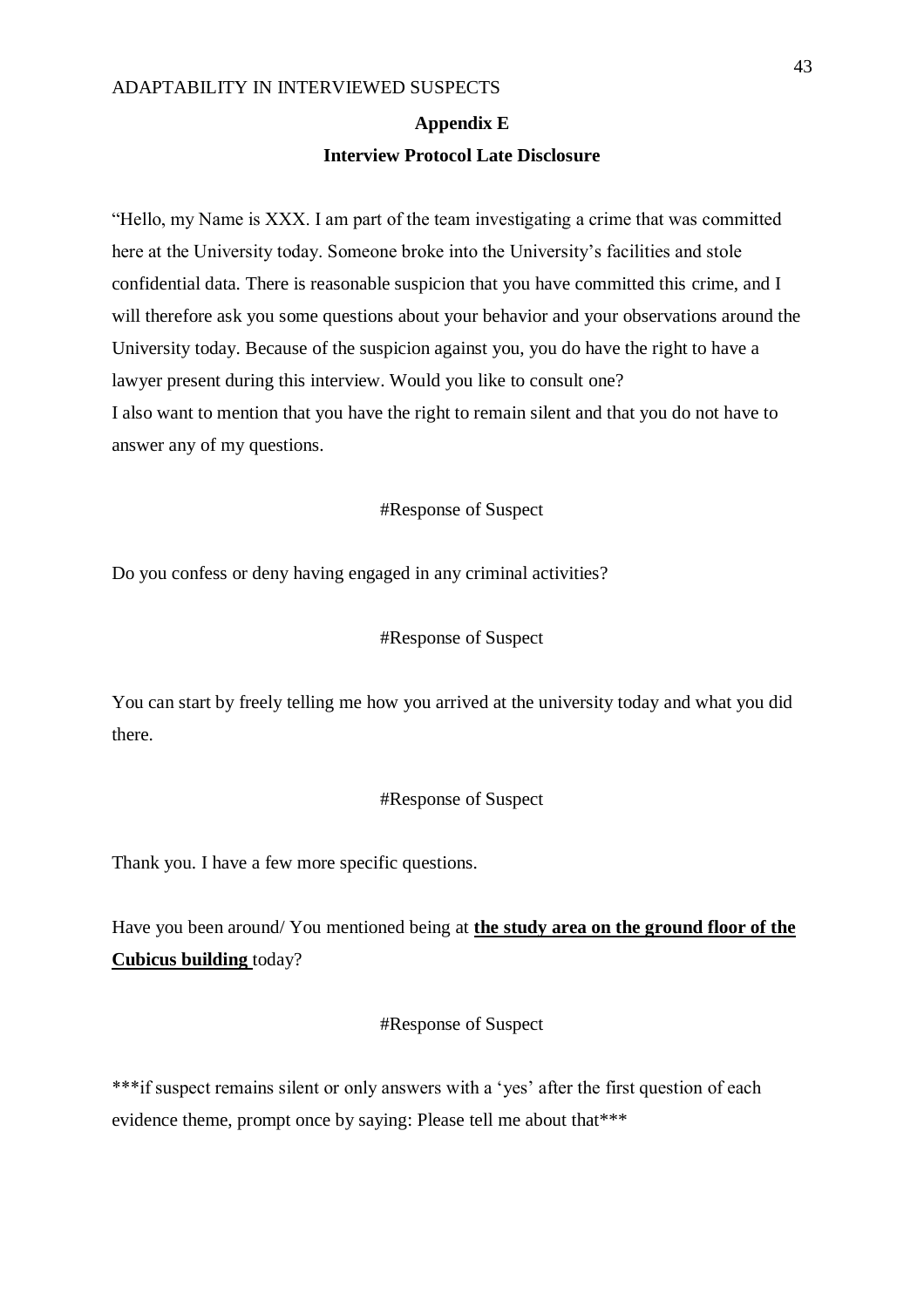## Appendix E

### Interview Protocol Late Disclosure

"Hello, my Name is XXX. I am part of the team investigating a crime that was committed here at the University today. Someone broke into the University's facilities and stole confidential data. There is reasonable suspicion that you have committed this crime, and I will therefore ask you some questions about your behavior and your observations around the University today. Because of the suspicion against you, you do have the right to have a lawyer present during this interview. Would you like to consult one?
I also want to mention that you have the right to remain silent and that you do not have to answer any of my questions.

#Response of Suspect

Do you confess or deny having engaged in any criminal activities?

#Response of Suspect

You can start by freely telling me how you arrived at the university today and what you did there.

#Response of Suspect

Thank you. I have a few more specific questions.

Have you been around/ You mentioned being at **<u>the study area on the ground floor of the Cubicus building</u>** today?

#Response of Suspect

***if suspect remains silent or only answers with a 'yes' after the first question of each evidence theme, prompt once by saying: Please tell me about that***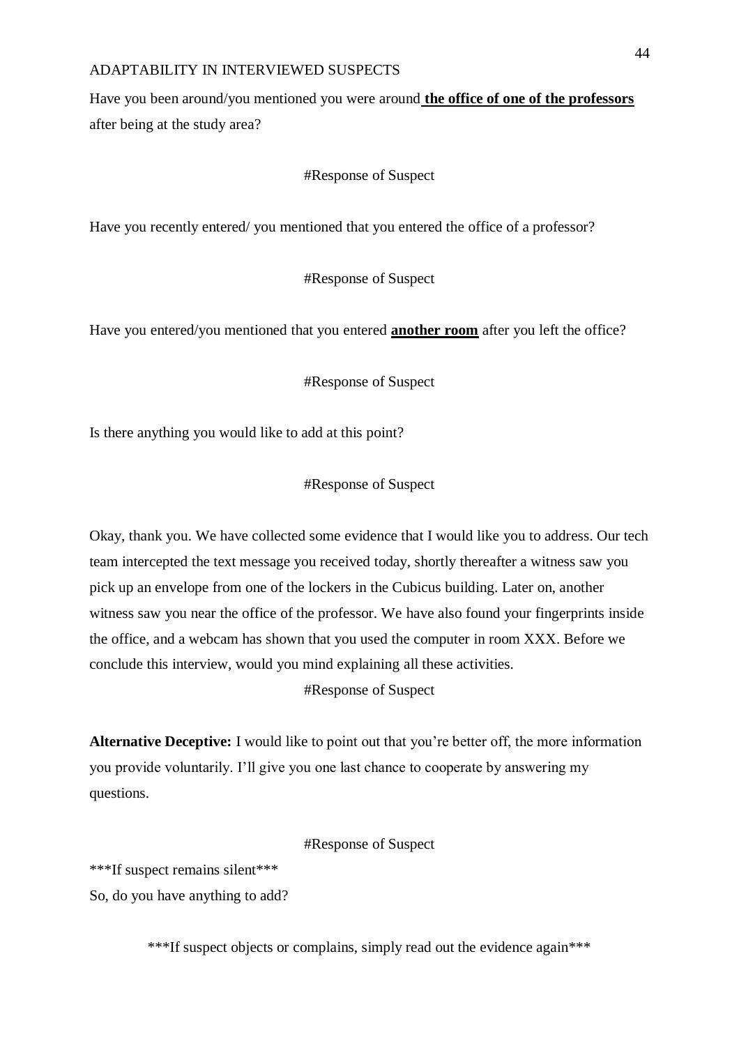Have you been around/you mentioned you were around **<u>the office of one of the professors</u>** after being at the study area?

#Response of Suspect

Have you recently entered/ you mentioned that you entered the office of a professor?

#Response of Suspect

Have you entered/you mentioned that you entered **<u>another room</u>** after you left the office?

#Response of Suspect

Is there anything you would like to add at this point?

#Response of Suspect

Okay, thank you. We have collected some evidence that I would like you to address. Our tech team intercepted the text message you received today, shortly thereafter a witness saw you pick up an envelope from one of the lockers in the Cubicus building. Later on, another witness saw you near the office of the professor. We have also found your fingerprints inside the office, and a webcam has shown that you used the computer in room XXX. Before we conclude this interview, would you mind explaining all these activities.

#Response of Suspect

**Alternative Deceptive:** I would like to point out that you're better off, the more information you provide voluntarily. I'll give you one last chance to cooperate by answering my questions.

#Response of Suspect

***If suspect remains silent***

So, do you have anything to add?

***If suspect objects or complains, simply read out the evidence again***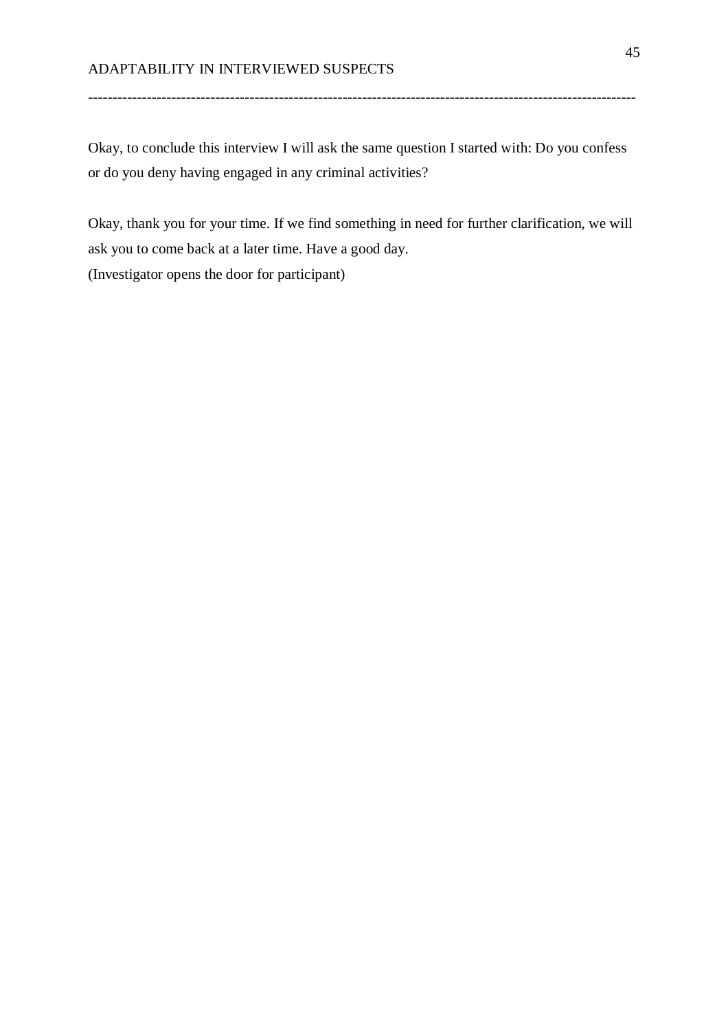Okay, to conclude this interview I will ask the same question I started with: Do you confess or do you deny having engaged in any criminal activities?

Okay, thank you for your time. If we find something in need for further clarification, we will ask you to come back at a later time. Have a good day.
(Investigator opens the door for participant)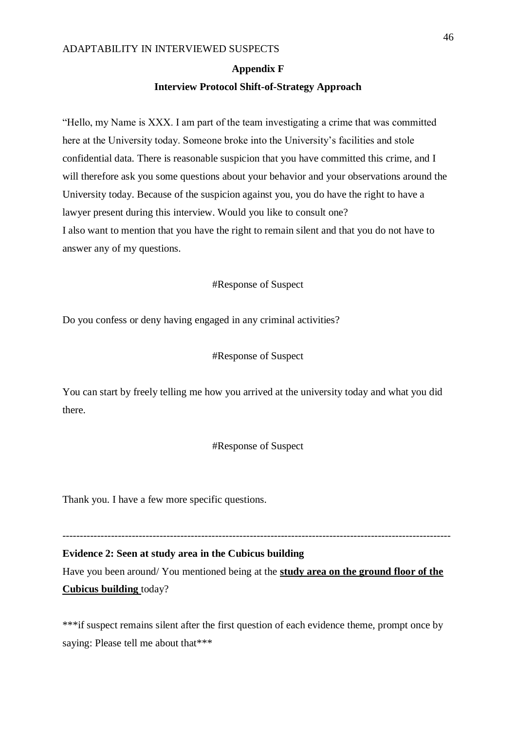## Appendix F

### Interview Protocol Shift-of-Strategy Approach

"Hello, my Name is XXX. I am part of the team investigating a crime that was committed here at the University today. Someone broke into the University's facilities and stole confidential data. There is reasonable suspicion that you have committed this crime, and I will therefore ask you some questions about your behavior and your observations around the University today. Because of the suspicion against you, you do have the right to have a lawyer present during this interview. Would you like to consult one?
I also want to mention that you have the right to remain silent and that you do not have to answer any of my questions.

#Response of Suspect

Do you confess or deny having engaged in any criminal activities?

#Response of Suspect

You can start by freely telling me how you arrived at the university today and what you did there.

#Response of Suspect

Thank you. I have a few more specific questions.

---

**Evidence 2: Seen at study area in the Cubicus building**

Have you been around/ You mentioned being at the **<u>study area on the ground floor of the Cubicus building</u>** today?

***if suspect remains silent after the first question of each evidence theme, prompt once by saying: Please tell me about that***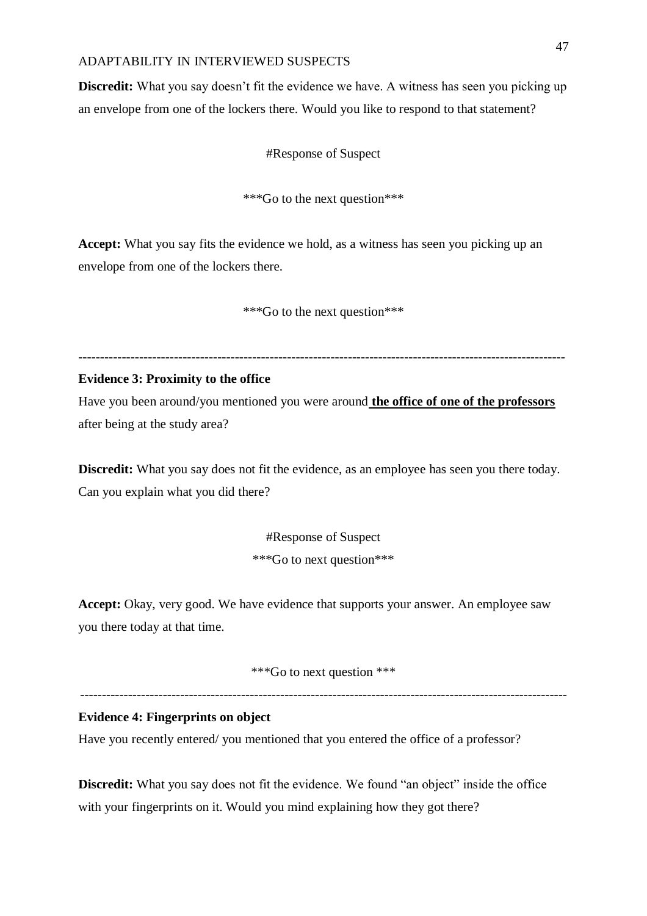**Discredit:** What you say doesn't fit the evidence we have. A witness has seen you picking up an envelope from one of the lockers there. Would you like to respond to that statement?

#Response of Suspect

***Go to the next question***

**Accept:** What you say fits the evidence we hold, as a witness has seen you picking up an envelope from one of the lockers there.

***Go to the next question***

---

**Evidence 3: Proximity to the office**

Have you been around/you mentioned you were around **<u>the office of one of the professors</u>** after being at the study area?

**Discredit:** What you say does not fit the evidence, as an employee has seen you there today. Can you explain what you did there?

#Response of Suspect

***Go to next question***

**Accept:** Okay, very good. We have evidence that supports your answer. An employee saw you there today at that time.

***Go to next question ***

---

**Evidence 4: Fingerprints on object**

Have you recently entered/ you mentioned that you entered the office of a professor?

**Discredit:** What you say does not fit the evidence. We found "an object" inside the office with your fingerprints on it. Would you mind explaining how they got there?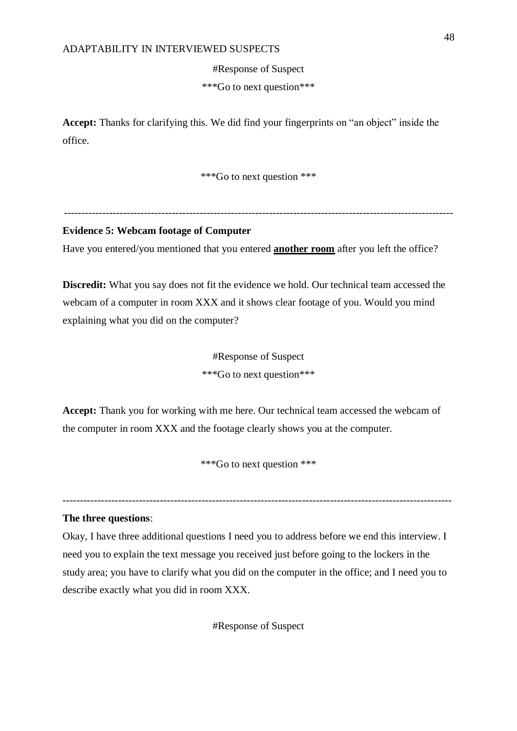#Response of Suspect

***Go to next question***

**Accept:** Thanks for clarifying this. We did find your fingerprints on "an object" inside the office.

***Go to next question ***

---

**Evidence 5: Webcam footage of Computer**

Have you entered/you mentioned that you entered **another room** after you left the office?

**Discredit:** What you say does not fit the evidence we hold. Our technical team accessed the webcam of a computer in room XXX and it shows clear footage of you. Would you mind explaining what you did on the computer?

#Response of Suspect

***Go to next question***

**Accept:** Thank you for working with me here. Our technical team accessed the webcam of the computer in room XXX and the footage clearly shows you at the computer.

***Go to next question ***

---

**The three questions**:

Okay, I have three additional questions I need you to address before we end this interview. I need you to explain the text message you received just before going to the lockers in the study area; you have to clarify what you did on the computer in the office; and I need you to describe exactly what you did in room XXX.

#Response of Suspect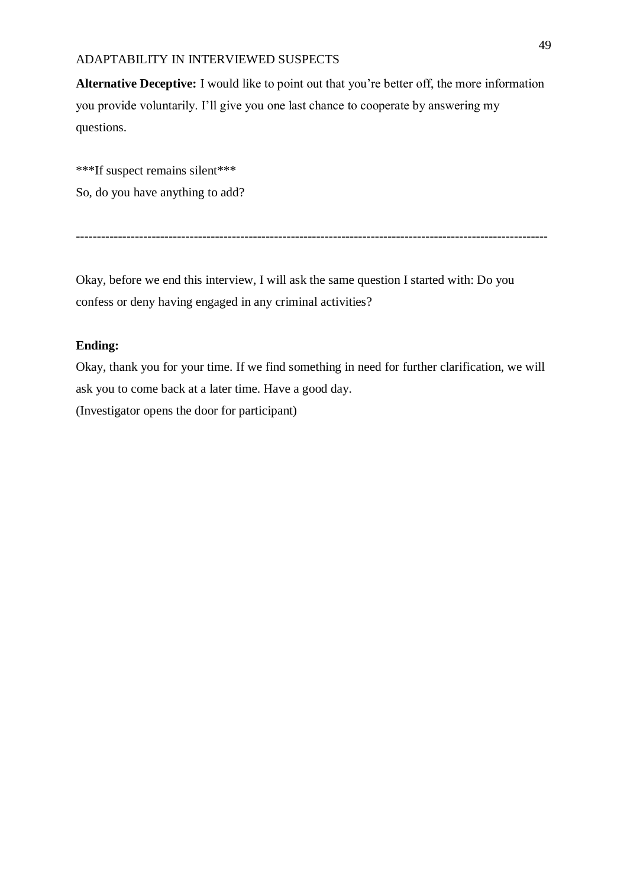**Alternative Deceptive:** I would like to point out that you're better off, the more information you provide voluntarily. I'll give you one last chance to cooperate by answering my questions.

***If suspect remains silent***

So, do you have anything to add?

---

Okay, before we end this interview, I will ask the same question I started with: Do you confess or deny having engaged in any criminal activities?

**Ending:**

Okay, thank you for your time. If we find something in need for further clarification, we will ask you to come back at a later time. Have a good day.

(Investigator opens the door for participant)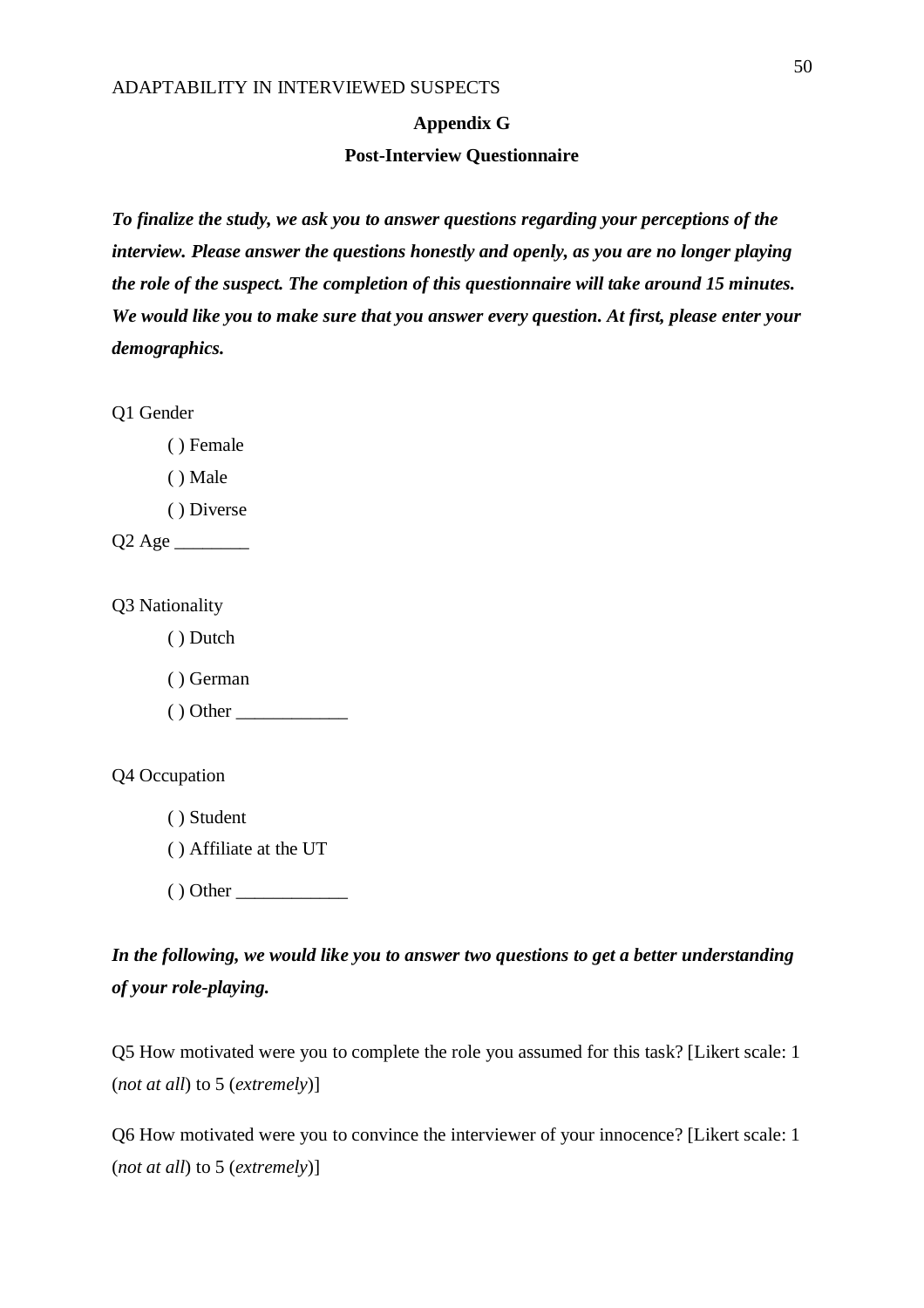## Appendix G

## Post-Interview Questionnaire

***To finalize the study, we ask you to answer questions regarding your perceptions of the interview. Please answer the questions honestly and openly, as you are no longer playing the role of the suspect. The completion of this questionnaire will take around 15 minutes. We would like you to make sure that you answer every question. At first, please enter your demographics.***

Q1 Gender

( ) Female

( ) Male

( ) Diverse

Q2 Age ________

Q3 Nationality

( ) Dutch

( ) German

( ) Other ____________

Q4 Occupation

( ) Student

( ) Affiliate at the UT

( ) Other ____________

***In the following, we would like you to answer two questions to get a better understanding of your role-playing.***

Q5 How motivated were you to complete the role you assumed for this task? [Likert scale: 1 (*not at all*) to 5 (*extremely*)]

Q6 How motivated were you to convince the interviewer of your innocence? [Likert scale: 1 (*not at all*) to 5 (*extremely*)]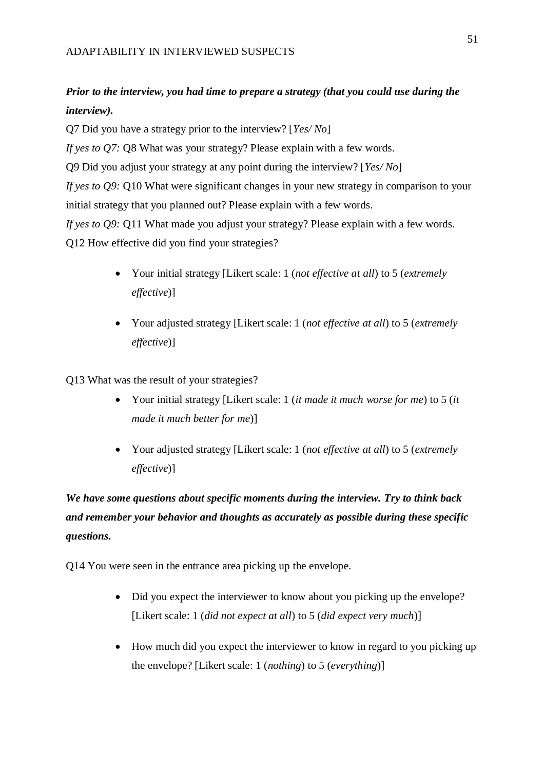***Prior to the interview, you had time to prepare a strategy (that you could use during the interview).***

Q7 Did you have a strategy prior to the interview? [*Yes/ No*]

*If yes to Q7:* Q8 What was your strategy? Please explain with a few words.

Q9 Did you adjust your strategy at any point during the interview? [*Yes/ No*]

*If yes to Q9:* Q10 What were significant changes in your new strategy in comparison to your initial strategy that you planned out? Please explain with a few words.

*If yes to Q9:* Q11 What made you adjust your strategy? Please explain with a few words.

Q12 How effective did you find your strategies?

- Your initial strategy [Likert scale: 1 (*not effective at all*) to 5 (*extremely effective*)]

- Your adjusted strategy [Likert scale: 1 (*not effective at all*) to 5 (*extremely effective*)]

Q13 What was the result of your strategies?

- Your initial strategy [Likert scale: 1 (*it made it much worse for me*) to 5 (*it made it much better for me*)]

- Your adjusted strategy [Likert scale: 1 (*not effective at all*) to 5 (*extremely effective*)]

***We have some questions about specific moments during the interview. Try to think back and remember your behavior and thoughts as accurately as possible during these specific questions.***

Q14 You were seen in the entrance area picking up the envelope.

- Did you expect the interviewer to know about you picking up the envelope? [Likert scale: 1 (*did not expect at all*) to 5 (*did expect very much*)]

- How much did you expect the interviewer to know in regard to you picking up the envelope? [Likert scale: 1 (*nothing*) to 5 (*everything*)]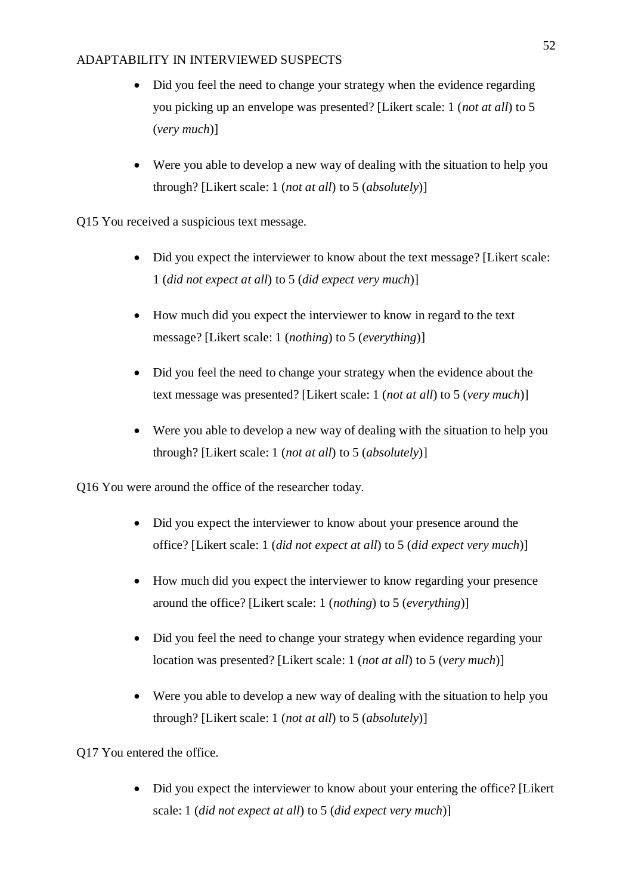- Did you feel the need to change your strategy when the evidence regarding you picking up an envelope was presented? [Likert scale: 1 (*not at all*) to 5 (*very much*)]

- Were you able to develop a new way of dealing with the situation to help you through? [Likert scale: 1 (*not at all*) to 5 (*absolutely*)]

Q15 You received a suspicious text message.

- Did you expect the interviewer to know about the text message? [Likert scale: 1 (*did not expect at all*) to 5 (*did expect very much*)]

- How much did you expect the interviewer to know in regard to the text message? [Likert scale: 1 (*nothing*) to 5 (*everything*)]

- Did you feel the need to change your strategy when the evidence about the text message was presented? [Likert scale: 1 (*not at all*) to 5 (*very much*)]

- Were you able to develop a new way of dealing with the situation to help you through? [Likert scale: 1 (*not at all*) to 5 (*absolutely*)]

Q16 You were around the office of the researcher today.

- Did you expect the interviewer to know about your presence around the office? [Likert scale: 1 (*did not expect at all*) to 5 (*did expect very much*)]

- How much did you expect the interviewer to know regarding your presence around the office? [Likert scale: 1 (*nothing*) to 5 (*everything*)]

- Did you feel the need to change your strategy when evidence regarding your location was presented? [Likert scale: 1 (*not at all*) to 5 (*very much*)]

- Were you able to develop a new way of dealing with the situation to help you through? [Likert scale: 1 (*not at all*) to 5 (*absolutely*)]

Q17 You entered the office.

- Did you expect the interviewer to know about your entering the office? [Likert scale: 1 (*did not expect at all*) to 5 (*did expect very much*)]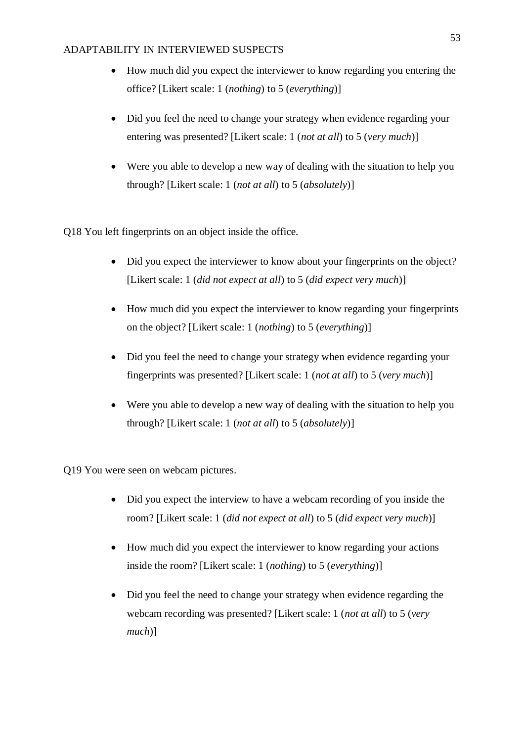- How much did you expect the interviewer to know regarding you entering the office? [Likert scale: 1 (*nothing*) to 5 (*everything*)]

- Did you feel the need to change your strategy when evidence regarding your entering was presented? [Likert scale: 1 (*not at all*) to 5 (*very much*)]

- Were you able to develop a new way of dealing with the situation to help you through? [Likert scale: 1 (*not at all*) to 5 (*absolutely*)]

Q18 You left fingerprints on an object inside the office.

- Did you expect the interviewer to know about your fingerprints on the object? [Likert scale: 1 (*did not expect at all*) to 5 (*did expect very much*)]

- How much did you expect the interviewer to know regarding your fingerprints on the object? [Likert scale: 1 (*nothing*) to 5 (*everything*)]

- Did you feel the need to change your strategy when evidence regarding your fingerprints was presented? [Likert scale: 1 (*not at all*) to 5 (*very much*)]

- Were you able to develop a new way of dealing with the situation to help you through? [Likert scale: 1 (*not at all*) to 5 (*absolutely*)]

Q19 You were seen on webcam pictures.

- Did you expect the interview to have a webcam recording of you inside the room? [Likert scale: 1 (*did not expect at all*) to 5 (*did expect very much*)]

- How much did you expect the interviewer to know regarding your actions inside the room? [Likert scale: 1 (*nothing*) to 5 (*everything*)]

- Did you feel the need to change your strategy when evidence regarding the webcam recording was presented? [Likert scale: 1 (*not at all*) to 5 (*very much*)]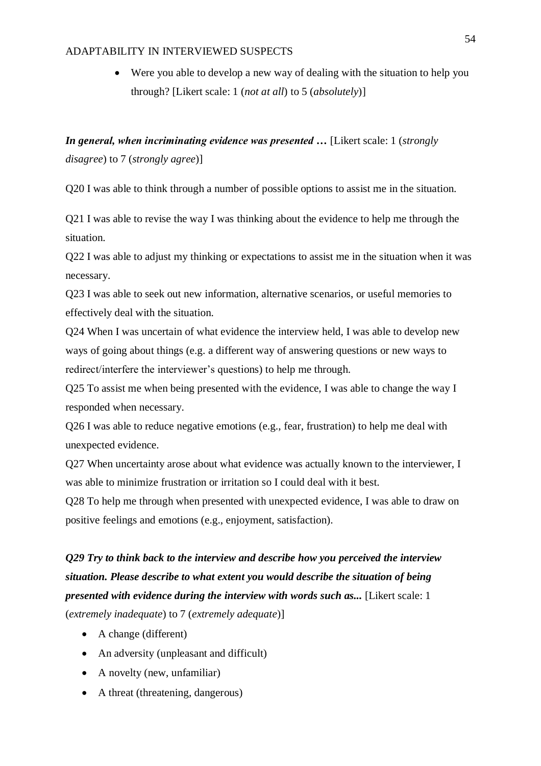- Were you able to develop a new way of dealing with the situation to help you through? [Likert scale: 1 (*not at all*) to 5 (*absolutely*)]

***In general, when incriminating evidence was presented …*** [Likert scale: 1 (*strongly disagree*) to 7 (*strongly agree*)]

Q20 I was able to think through a number of possible options to assist me in the situation.

Q21 I was able to revise the way I was thinking about the evidence to help me through the situation.

Q22 I was able to adjust my thinking or expectations to assist me in the situation when it was necessary.

Q23 I was able to seek out new information, alternative scenarios, or useful memories to effectively deal with the situation.

Q24 When I was uncertain of what evidence the interview held, I was able to develop new ways of going about things (e.g. a different way of answering questions or new ways to redirect/interfere the interviewer's questions) to help me through.

Q25 To assist me when being presented with the evidence, I was able to change the way I responded when necessary.

Q26 I was able to reduce negative emotions (e.g., fear, frustration) to help me deal with unexpected evidence.

Q27 When uncertainty arose about what evidence was actually known to the interviewer, I was able to minimize frustration or irritation so I could deal with it best.

Q28 To help me through when presented with unexpected evidence, I was able to draw on positive feelings and emotions (e.g., enjoyment, satisfaction).

***Q29 Try to think back to the interview and describe how you perceived the interview situation. Please describe to what extent you would describe the situation of being presented with evidence during the interview with words such as...*** [Likert scale: 1 (*extremely inadequate*) to 7 (*extremely adequate*)]

- A change (different)
- An adversity (unpleasant and difficult)
- A novelty (new, unfamiliar)
- A threat (threatening, dangerous)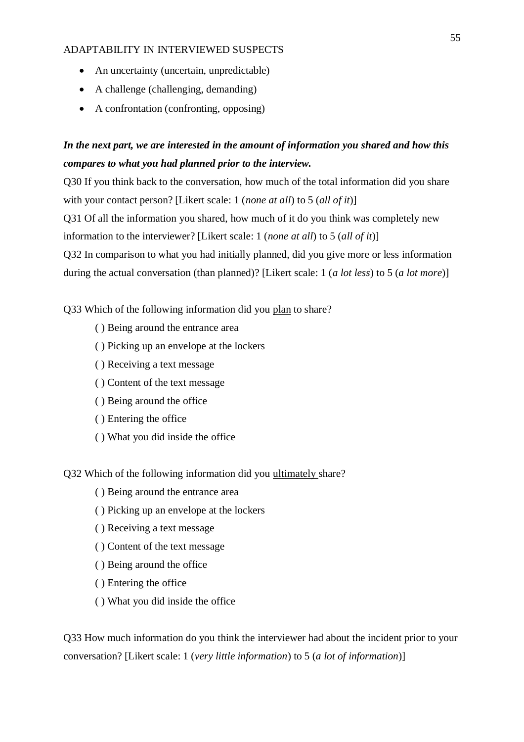- An uncertainty (uncertain, unpredictable)
- A challenge (challenging, demanding)
- A confrontation (confronting, opposing)

***In the next part, we are interested in the amount of information you shared and how this compares to what you had planned prior to the interview.***

Q30 If you think back to the conversation, how much of the total information did you share with your contact person? [Likert scale: 1 (*none at all*) to 5 (*all of it*)]

Q31 Of all the information you shared, how much of it do you think was completely new information to the interviewer? [Likert scale: 1 (*none at all*) to 5 (*all of it*)]

Q32 In comparison to what you had initially planned, did you give more or less information during the actual conversation (than planned)? [Likert scale: 1 (*a lot less*) to 5 (*a lot more*)]

Q33 Which of the following information did you <u>plan</u> to share?

( ) Being around the entrance area
( ) Picking up an envelope at the lockers
( ) Receiving a text message
( ) Content of the text message
( ) Being around the office
( ) Entering the office
( ) What you did inside the office

Q32 Which of the following information did you <u>ultimately</u> share?

( ) Being around the entrance area
( ) Picking up an envelope at the lockers
( ) Receiving a text message
( ) Content of the text message
( ) Being around the office
( ) Entering the office
( ) What you did inside the office

Q33 How much information do you think the interviewer had about the incident prior to your conversation? [Likert scale: 1 (*very little information*) to 5 (*a lot of information*)]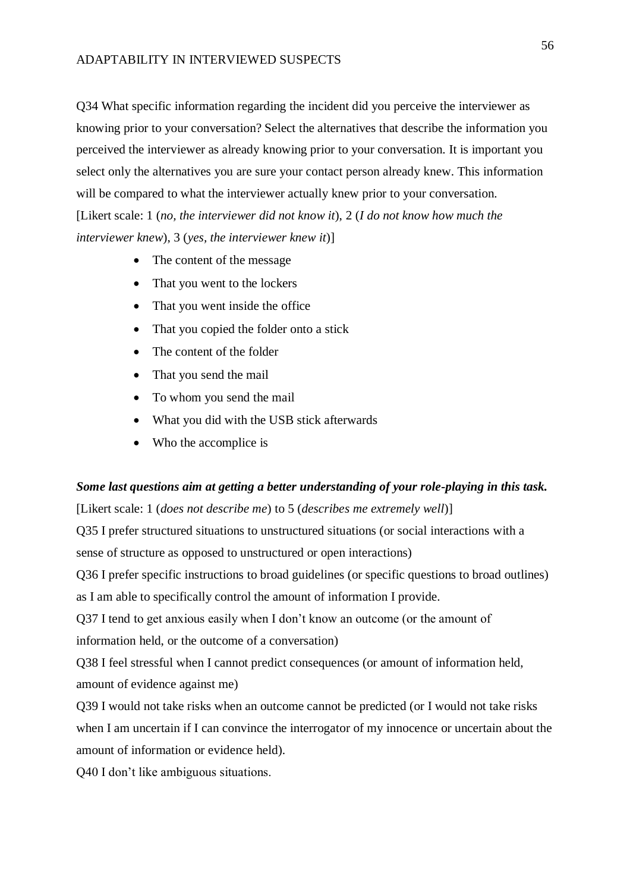Q34 What specific information regarding the incident did you perceive the interviewer as knowing prior to your conversation? Select the alternatives that describe the information you perceived the interviewer as already knowing prior to your conversation. It is important you select only the alternatives you are sure your contact person already knew. This information will be compared to what the interviewer actually knew prior to your conversation.
[Likert scale: 1 (*no, the interviewer did not know it*), 2 (*I do not know how much the interviewer knew*), 3 (*yes, the interviewer knew it*)]

- The content of the message
- That you went to the lockers
- That you went inside the office
- That you copied the folder onto a stick
- The content of the folder
- That you send the mail
- To whom you send the mail
- What you did with the USB stick afterwards
- Who the accomplice is

***Some last questions aim at getting a better understanding of your role-playing in this task.***
[Likert scale: 1 (*does not describe me*) to 5 (*describes me extremely well*)]
Q35 I prefer structured situations to unstructured situations (or social interactions with a sense of structure as opposed to unstructured or open interactions)
Q36 I prefer specific instructions to broad guidelines (or specific questions to broad outlines) as I am able to specifically control the amount of information I provide.
Q37 I tend to get anxious easily when I don't know an outcome (or the amount of information held, or the outcome of a conversation)
Q38 I feel stressful when I cannot predict consequences (or amount of information held, amount of evidence against me)
Q39 I would not take risks when an outcome cannot be predicted (or I would not take risks when I am uncertain if I can convince the interrogator of my innocence or uncertain about the amount of information or evidence held).
Q40 I don't like ambiguous situations.